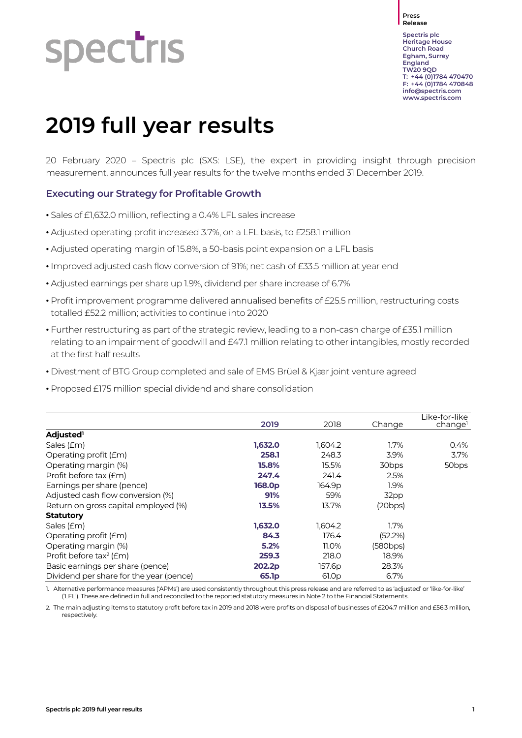spectris

**Press Release**

**Spectris plc**
**Heritage House**
**Church Road**
**Egham, Surrey**
**England**
**TW20 9QD**
**T: +44 (0)1784 470470**
**F: +44 (0)1784 470848**
**info@spectris.com**
**www.spectris.com**

# 2019 full year results

20 February 2020 – Spectris plc (SXS: LSE), the expert in providing insight through precision measurement, announces full year results for the twelve months ended 31 December 2019.

## Executing our Strategy for Profitable Growth

- Sales of £1,632.0 million, reflecting a 0.4% LFL sales increase
- Adjusted operating profit increased 3.7%, on a LFL basis, to £258.1 million
- Adjusted operating margin of 15.8%, a 50-basis point expansion on a LFL basis
- Improved adjusted cash flow conversion of 91%; net cash of £33.5 million at year end
- Adjusted earnings per share up 1.9%, dividend per share increase of 6.7%
- Profit improvement programme delivered annualised benefits of £25.5 million, restructuring costs totalled £52.2 million; activities to continue into 2020
- Further restructuring as part of the strategic review, leading to a non-cash charge of £35.1 million relating to an impairment of goodwill and £47.1 million relating to other intangibles, mostly recorded at the first half results
- Divestment of BTG Group completed and sale of EMS Brüel & Kjær joint venture agreed
- Proposed £175 million special dividend and share consolidation

| | 2019 | 2018 | Change | Like-for-like change[1] |
|---|---|---|---|---|
| **Adjusted[1]** | | | | |
| Sales (£m) | **1,632.0** | 1,604.2 | 1.7% | 0.4% |
| Operating profit (£m) | **258.1** | 248.3 | 3.9% | 3.7% |
| Operating margin (%) | **15.8%** | 15.5% | 30bps | 50bps |
| Profit before tax (£m) | **247.4** | 241.4 | 2.5% | |
| Earnings per share (pence) | **168.0p** | 164.9p | 1.9% | |
| Adjusted cash flow conversion (%) | **91%** | 59% | 32pp | |
| Return on gross capital employed (%) | **13.5%** | 13.7% | (20bps) | |
| **Statutory** | | | | |
| Sales (£m) | **1,632.0** | 1,604.2 | 1.7% | |
| Operating profit (£m) | **84.3** | 176.4 | (52.2%) | |
| Operating margin (%) | **5.2%** | 11.0% | (580bps) | |
| Profit before tax[2] (£m) | **259.3** | 218.0 | 18.9% | |
| Basic earnings per share (pence) | **202.2p** | 157.6p | 28.3% | |
| Dividend per share for the year (pence) | **65.1p** | 61.0p | 6.7% | |

1. Alternative performance measures ('APMs') are used consistently throughout this press release and are referred to as 'adjusted' or 'like-for-like' ('LFL'). These are defined in full and reconciled to the reported statutory measures in Note 2 to the Financial Statements.

2. The main adjusting items to statutory profit before tax in 2019 and 2018 were profits on disposal of businesses of £204.7 million and £56.3 million, respectively.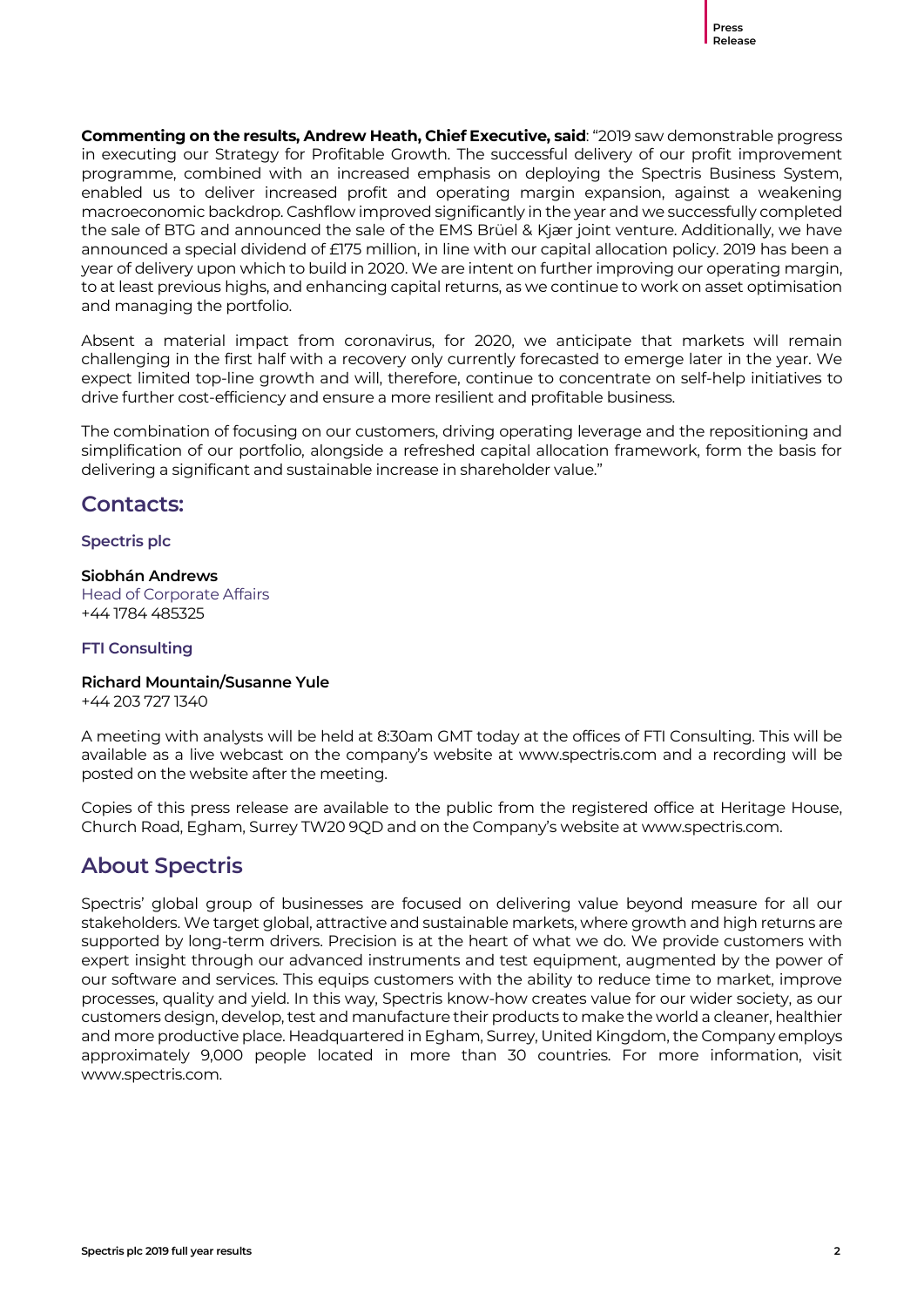**Commenting on the results, Andrew Heath, Chief Executive, said**: "2019 saw demonstrable progress in executing our Strategy for Profitable Growth. The successful delivery of our profit improvement programme, combined with an increased emphasis on deploying the Spectris Business System, enabled us to deliver increased profit and operating margin expansion, against a weakening macroeconomic backdrop. Cashflow improved significantly in the year and we successfully completed the sale of BTG and announced the sale of the EMS Brüel & Kjær joint venture. Additionally, we have announced a special dividend of £175 million, in line with our capital allocation policy. 2019 has been a year of delivery upon which to build in 2020. We are intent on further improving our operating margin, to at least previous highs, and enhancing capital returns, as we continue to work on asset optimisation and managing the portfolio.

Absent a material impact from coronavirus, for 2020, we anticipate that markets will remain challenging in the first half with a recovery only currently forecasted to emerge later in the year. We expect limited top-line growth and will, therefore, continue to concentrate on self-help initiatives to drive further cost-efficiency and ensure a more resilient and profitable business.

The combination of focusing on our customers, driving operating leverage and the repositioning and simplification of our portfolio, alongside a refreshed capital allocation framework, form the basis for delivering a significant and sustainable increase in shareholder value."

## Contacts:

### Spectris plc

**Siobhán Andrews**
Head of Corporate Affairs
+44 1784 485325

### FTI Consulting

**Richard Mountain/Susanne Yule**
+44 203 727 1340

A meeting with analysts will be held at 8:30am GMT today at the offices of FTI Consulting. This will be available as a live webcast on the company's website at www.spectris.com and a recording will be posted on the website after the meeting.

Copies of this press release are available to the public from the registered office at Heritage House, Church Road, Egham, Surrey TW20 9QD and on the Company's website at www.spectris.com.

## About Spectris

Spectris' global group of businesses are focused on delivering value beyond measure for all our stakeholders. We target global, attractive and sustainable markets, where growth and high returns are supported by long-term drivers. Precision is at the heart of what we do. We provide customers with expert insight through our advanced instruments and test equipment, augmented by the power of our software and services. This equips customers with the ability to reduce time to market, improve processes, quality and yield. In this way, Spectris know-how creates value for our wider society, as our customers design, develop, test and manufacture their products to make the world a cleaner, healthier and more productive place. Headquartered in Egham, Surrey, United Kingdom, the Company employs approximately 9,000 people located in more than 30 countries. For more information, visit www.spectris.com.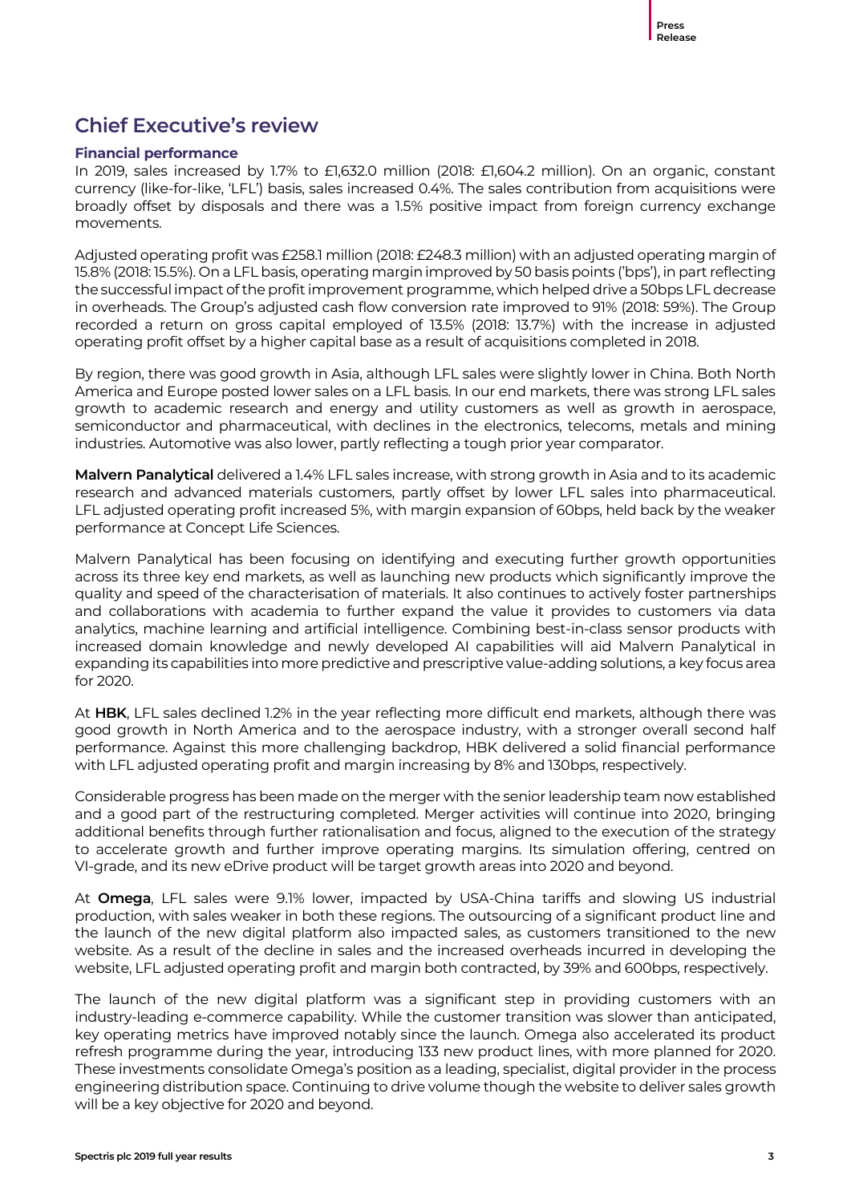## Chief Executive's review

### Financial performance

In 2019, sales increased by 1.7% to £1,632.0 million (2018: £1,604.2 million). On an organic, constant currency (like-for-like, 'LFL') basis, sales increased 0.4%. The sales contribution from acquisitions were broadly offset by disposals and there was a 1.5% positive impact from foreign currency exchange movements.

Adjusted operating profit was £258.1 million (2018: £248.3 million) with an adjusted operating margin of 15.8% (2018: 15.5%). On a LFL basis, operating margin improved by 50 basis points ('bps'), in part reflecting the successful impact of the profit improvement programme, which helped drive a 50bps LFL decrease in overheads. The Group's adjusted cash flow conversion rate improved to 91% (2018: 59%). The Group recorded a return on gross capital employed of 13.5% (2018: 13.7%) with the increase in adjusted operating profit offset by a higher capital base as a result of acquisitions completed in 2018.

By region, there was good growth in Asia, although LFL sales were slightly lower in China. Both North America and Europe posted lower sales on a LFL basis. In our end markets, there was strong LFL sales growth to academic research and energy and utility customers as well as growth in aerospace, semiconductor and pharmaceutical, with declines in the electronics, telecoms, metals and mining industries. Automotive was also lower, partly reflecting a tough prior year comparator.

**Malvern Panalytical** delivered a 1.4% LFL sales increase, with strong growth in Asia and to its academic research and advanced materials customers, partly offset by lower LFL sales into pharmaceutical. LFL adjusted operating profit increased 5%, with margin expansion of 60bps, held back by the weaker performance at Concept Life Sciences.

Malvern Panalytical has been focusing on identifying and executing further growth opportunities across its three key end markets, as well as launching new products which significantly improve the quality and speed of the characterisation of materials. It also continues to actively foster partnerships and collaborations with academia to further expand the value it provides to customers via data analytics, machine learning and artificial intelligence. Combining best-in-class sensor products with increased domain knowledge and newly developed AI capabilities will aid Malvern Panalytical in expanding its capabilities into more predictive and prescriptive value-adding solutions, a key focus area for 2020.

At **HBK**, LFL sales declined 1.2% in the year reflecting more difficult end markets, although there was good growth in North America and to the aerospace industry, with a stronger overall second half performance. Against this more challenging backdrop, HBK delivered a solid financial performance with LFL adjusted operating profit and margin increasing by 8% and 130bps, respectively.

Considerable progress has been made on the merger with the senior leadership team now established and a good part of the restructuring completed. Merger activities will continue into 2020, bringing additional benefits through further rationalisation and focus, aligned to the execution of the strategy to accelerate growth and further improve operating margins. Its simulation offering, centred on VI-grade, and its new eDrive product will be target growth areas into 2020 and beyond.

At **Omega**, LFL sales were 9.1% lower, impacted by USA-China tariffs and slowing US industrial production, with sales weaker in both these regions. The outsourcing of a significant product line and the launch of the new digital platform also impacted sales, as customers transitioned to the new website. As a result of the decline in sales and the increased overheads incurred in developing the website, LFL adjusted operating profit and margin both contracted, by 39% and 600bps, respectively.

The launch of the new digital platform was a significant step in providing customers with an industry-leading e-commerce capability. While the customer transition was slower than anticipated, key operating metrics have improved notably since the launch. Omega also accelerated its product refresh programme during the year, introducing 133 new product lines, with more planned for 2020. These investments consolidate Omega's position as a leading, specialist, digital provider in the process engineering distribution space. Continuing to drive volume though the website to deliver sales growth will be a key objective for 2020 and beyond.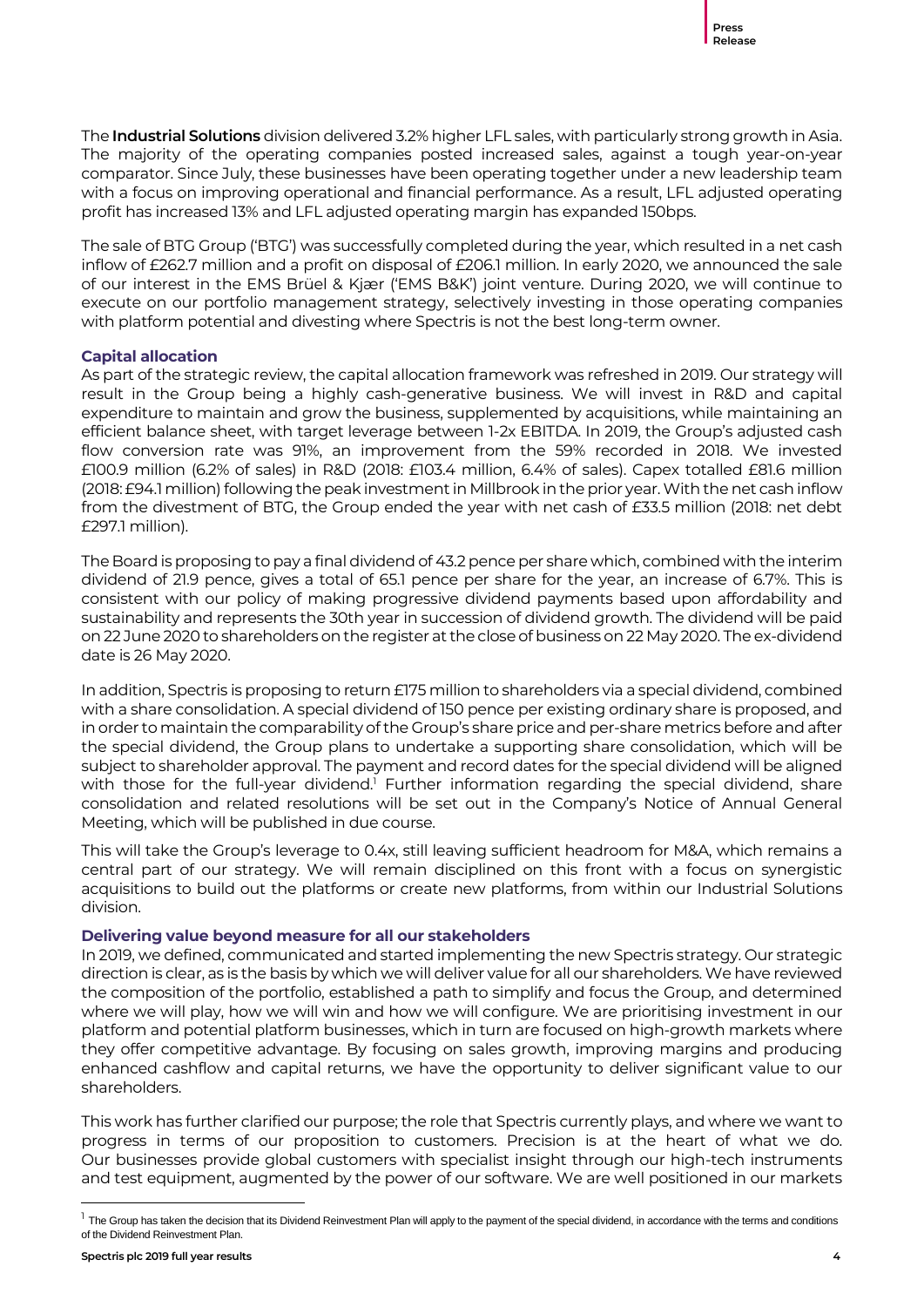The **Industrial Solutions** division delivered 3.2% higher LFL sales, with particularly strong growth in Asia. The majority of the operating companies posted increased sales, against a tough year-on-year comparator. Since July, these businesses have been operating together under a new leadership team with a focus on improving operational and financial performance. As a result, LFL adjusted operating profit has increased 13% and LFL adjusted operating margin has expanded 150bps.

The sale of BTG Group ('BTG') was successfully completed during the year, which resulted in a net cash inflow of £262.7 million and a profit on disposal of £206.1 million. In early 2020, we announced the sale of our interest in the EMS Brüel & Kjær ('EMS B&K') joint venture. During 2020, we will continue to execute on our portfolio management strategy, selectively investing in those operating companies with platform potential and divesting where Spectris is not the best long-term owner.

### Capital allocation

As part of the strategic review, the capital allocation framework was refreshed in 2019. Our strategy will result in the Group being a highly cash-generative business. We will invest in R&D and capital expenditure to maintain and grow the business, supplemented by acquisitions, while maintaining an efficient balance sheet, with target leverage between 1-2x EBITDA. In 2019, the Group's adjusted cash flow conversion rate was 91%, an improvement from the 59% recorded in 2018. We invested £100.9 million (6.2% of sales) in R&D (2018: £103.4 million, 6.4% of sales). Capex totalled £81.6 million (2018: £94.1 million) following the peak investment in Millbrook in the prior year. With the net cash inflow from the divestment of BTG, the Group ended the year with net cash of £33.5 million (2018: net debt £297.1 million).

The Board is proposing to pay a final dividend of 43.2 pence per share which, combined with the interim dividend of 21.9 pence, gives a total of 65.1 pence per share for the year, an increase of 6.7%. This is consistent with our policy of making progressive dividend payments based upon affordability and sustainability and represents the 30th year in succession of dividend growth. The dividend will be paid on 22 June 2020 to shareholders on the register at the close of business on 22 May 2020. The ex-dividend date is 26 May 2020.

In addition, Spectris is proposing to return £175 million to shareholders via a special dividend, combined with a share consolidation. A special dividend of 150 pence per existing ordinary share is proposed, and in order to maintain the comparability of the Group's share price and per-share metrics before and after the special dividend, the Group plans to undertake a supporting share consolidation, which will be subject to shareholder approval. The payment and record dates for the special dividend will be aligned with those for the full-year dividend.[1] Further information regarding the special dividend, share consolidation and related resolutions will be set out in the Company's Notice of Annual General Meeting, which will be published in due course.

This will take the Group's leverage to 0.4x, still leaving sufficient headroom for M&A, which remains a central part of our strategy. We will remain disciplined on this front with a focus on synergistic acquisitions to build out the platforms or create new platforms, from within our Industrial Solutions division.

### Delivering value beyond measure for all our stakeholders

In 2019, we defined, communicated and started implementing the new Spectris strategy. Our strategic direction is clear, as is the basis by which we will deliver value for all our shareholders. We have reviewed the composition of the portfolio, established a path to simplify and focus the Group, and determined where we will play, how we will win and how we will configure. We are prioritising investment in our platform and potential platform businesses, which in turn are focused on high-growth markets where they offer competitive advantage. By focusing on sales growth, improving margins and producing enhanced cashflow and capital returns, we have the opportunity to deliver significant value to our shareholders.

This work has further clarified our purpose; the role that Spectris currently plays, and where we want to progress in terms of our proposition to customers. Precision is at the heart of what we do. Our businesses provide global customers with specialist insight through our high-tech instruments and test equipment, augmented by the power of our software. We are well positioned in our markets

[1] The Group has taken the decision that its Dividend Reinvestment Plan will apply to the payment of the special dividend, in accordance with the terms and conditions of the Dividend Reinvestment Plan.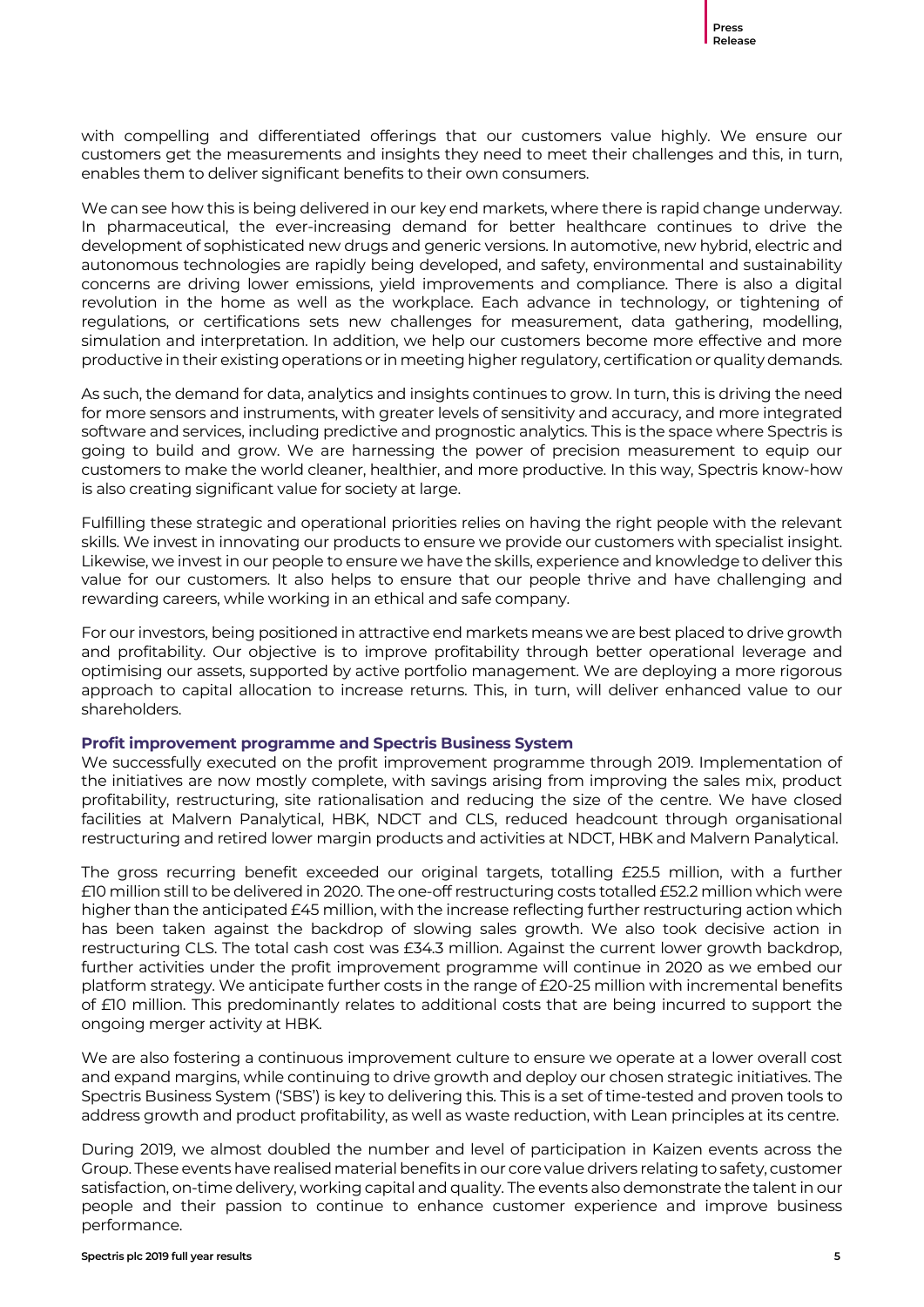with compelling and differentiated offerings that our customers value highly. We ensure our customers get the measurements and insights they need to meet their challenges and this, in turn, enables them to deliver significant benefits to their own consumers.

We can see how this is being delivered in our key end markets, where there is rapid change underway. In pharmaceutical, the ever-increasing demand for better healthcare continues to drive the development of sophisticated new drugs and generic versions. In automotive, new hybrid, electric and autonomous technologies are rapidly being developed, and safety, environmental and sustainability concerns are driving lower emissions, yield improvements and compliance. There is also a digital revolution in the home as well as the workplace. Each advance in technology, or tightening of regulations, or certifications sets new challenges for measurement, data gathering, modelling, simulation and interpretation. In addition, we help our customers become more effective and more productive in their existing operations or in meeting higher regulatory, certification or quality demands.

As such, the demand for data, analytics and insights continues to grow. In turn, this is driving the need for more sensors and instruments, with greater levels of sensitivity and accuracy, and more integrated software and services, including predictive and prognostic analytics. This is the space where Spectris is going to build and grow. We are harnessing the power of precision measurement to equip our customers to make the world cleaner, healthier, and more productive. In this way, Spectris know-how is also creating significant value for society at large.

Fulfilling these strategic and operational priorities relies on having the right people with the relevant skills. We invest in innovating our products to ensure we provide our customers with specialist insight. Likewise, we invest in our people to ensure we have the skills, experience and knowledge to deliver this value for our customers. It also helps to ensure that our people thrive and have challenging and rewarding careers, while working in an ethical and safe company.

For our investors, being positioned in attractive end markets means we are best placed to drive growth and profitability. Our objective is to improve profitability through better operational leverage and optimising our assets, supported by active portfolio management. We are deploying a more rigorous approach to capital allocation to increase returns. This, in turn, will deliver enhanced value to our shareholders.

### Profit improvement programme and Spectris Business System

We successfully executed on the profit improvement programme through 2019. Implementation of the initiatives are now mostly complete, with savings arising from improving the sales mix, product profitability, restructuring, site rationalisation and reducing the size of the centre. We have closed facilities at Malvern Panalytical, HBK, NDCT and CLS, reduced headcount through organisational restructuring and retired lower margin products and activities at NDCT, HBK and Malvern Panalytical.

The gross recurring benefit exceeded our original targets, totalling £25.5 million, with a further £10 million still to be delivered in 2020. The one-off restructuring costs totalled £52.2 million which were higher than the anticipated £45 million, with the increase reflecting further restructuring action which has been taken against the backdrop of slowing sales growth. We also took decisive action in restructuring CLS. The total cash cost was £34.3 million. Against the current lower growth backdrop, further activities under the profit improvement programme will continue in 2020 as we embed our platform strategy. We anticipate further costs in the range of £20-25 million with incremental benefits of £10 million. This predominantly relates to additional costs that are being incurred to support the ongoing merger activity at HBK.

We are also fostering a continuous improvement culture to ensure we operate at a lower overall cost and expand margins, while continuing to drive growth and deploy our chosen strategic initiatives. The Spectris Business System ('SBS') is key to delivering this. This is a set of time-tested and proven tools to address growth and product profitability, as well as waste reduction, with Lean principles at its centre.

During 2019, we almost doubled the number and level of participation in Kaizen events across the Group. These events have realised material benefits in our core value drivers relating to safety, customer satisfaction, on-time delivery, working capital and quality. The events also demonstrate the talent in our people and their passion to continue to enhance customer experience and improve business performance.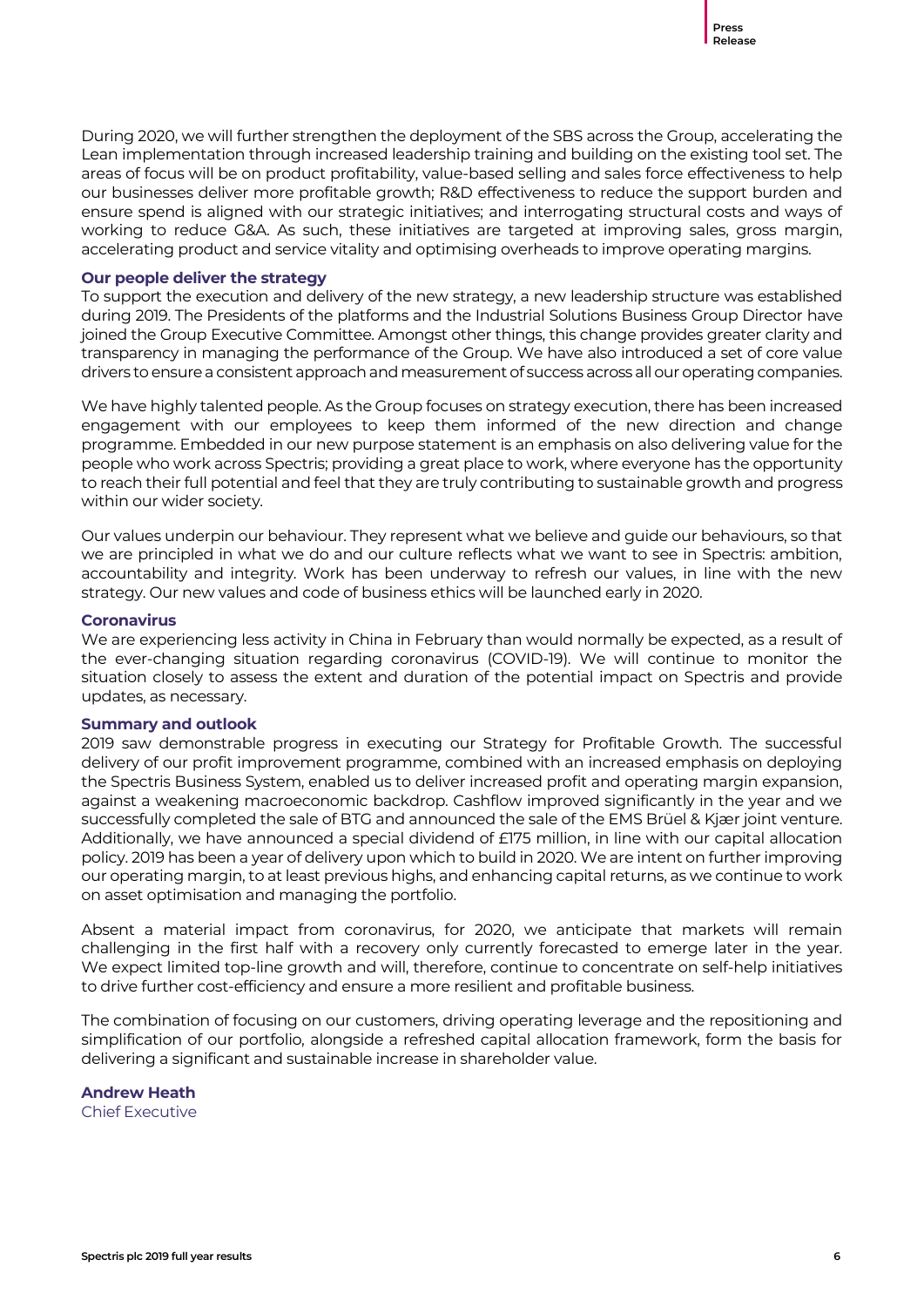During 2020, we will further strengthen the deployment of the SBS across the Group, accelerating the Lean implementation through increased leadership training and building on the existing tool set. The areas of focus will be on product profitability, value-based selling and sales force effectiveness to help our businesses deliver more profitable growth; R&D effectiveness to reduce the support burden and ensure spend is aligned with our strategic initiatives; and interrogating structural costs and ways of working to reduce G&A. As such, these initiatives are targeted at improving sales, gross margin, accelerating product and service vitality and optimising overheads to improve operating margins.

### Our people deliver the strategy

To support the execution and delivery of the new strategy, a new leadership structure was established during 2019. The Presidents of the platforms and the Industrial Solutions Business Group Director have joined the Group Executive Committee. Amongst other things, this change provides greater clarity and transparency in managing the performance of the Group. We have also introduced a set of core value drivers to ensure a consistent approach and measurement of success across all our operating companies.

We have highly talented people. As the Group focuses on strategy execution, there has been increased engagement with our employees to keep them informed of the new direction and change programme. Embedded in our new purpose statement is an emphasis on also delivering value for the people who work across Spectris; providing a great place to work, where everyone has the opportunity to reach their full potential and feel that they are truly contributing to sustainable growth and progress within our wider society.

Our values underpin our behaviour. They represent what we believe and guide our behaviours, so that we are principled in what we do and our culture reflects what we want to see in Spectris: ambition, accountability and integrity. Work has been underway to refresh our values, in line with the new strategy. Our new values and code of business ethics will be launched early in 2020.

### Coronavirus

We are experiencing less activity in China in February than would normally be expected, as a result of the ever-changing situation regarding coronavirus (COVID-19). We will continue to monitor the situation closely to assess the extent and duration of the potential impact on Spectris and provide updates, as necessary.

### Summary and outlook

2019 saw demonstrable progress in executing our Strategy for Profitable Growth. The successful delivery of our profit improvement programme, combined with an increased emphasis on deploying the Spectris Business System, enabled us to deliver increased profit and operating margin expansion, against a weakening macroeconomic backdrop. Cashflow improved significantly in the year and we successfully completed the sale of BTG and announced the sale of the EMS Brüel & Kjær joint venture. Additionally, we have announced a special dividend of £175 million, in line with our capital allocation policy. 2019 has been a year of delivery upon which to build in 2020. We are intent on further improving our operating margin, to at least previous highs, and enhancing capital returns, as we continue to work on asset optimisation and managing the portfolio.

Absent a material impact from coronavirus, for 2020, we anticipate that markets will remain challenging in the first half with a recovery only currently forecasted to emerge later in the year. We expect limited top-line growth and will, therefore, continue to concentrate on self-help initiatives to drive further cost-efficiency and ensure a more resilient and profitable business.

The combination of focusing on our customers, driving operating leverage and the repositioning and simplification of our portfolio, alongside a refreshed capital allocation framework, form the basis for delivering a significant and sustainable increase in shareholder value.

**Andrew Heath**
Chief Executive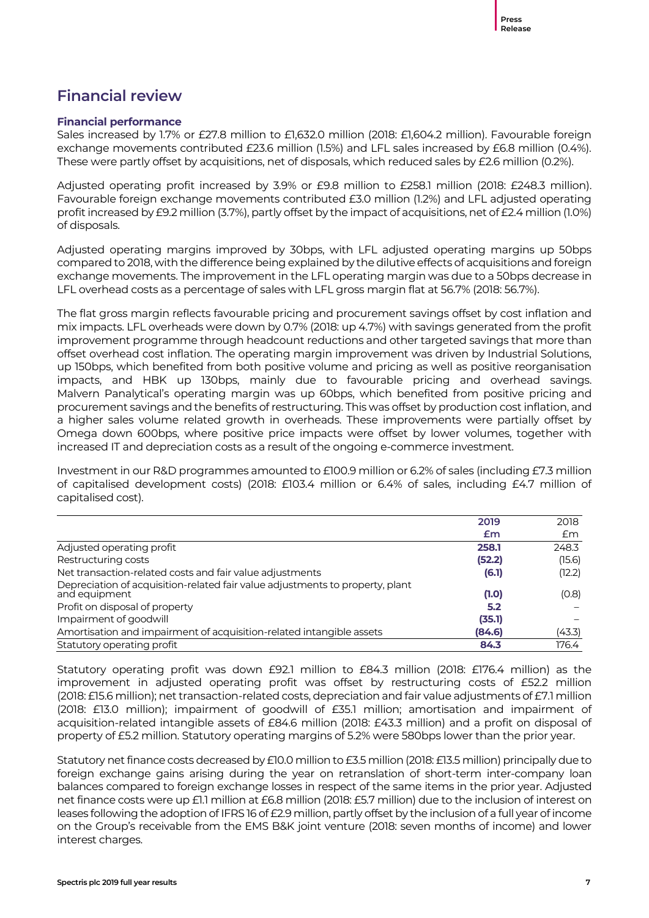# Financial review

### Financial performance

Sales increased by 1.7% or £27.8 million to £1,632.0 million (2018: £1,604.2 million). Favourable foreign exchange movements contributed £23.6 million (1.5%) and LFL sales increased by £6.8 million (0.4%). These were partly offset by acquisitions, net of disposals, which reduced sales by £2.6 million (0.2%).

Adjusted operating profit increased by 3.9% or £9.8 million to £258.1 million (2018: £248.3 million). Favourable foreign exchange movements contributed £3.0 million (1.2%) and LFL adjusted operating profit increased by £9.2 million (3.7%), partly offset by the impact of acquisitions, net of £2.4 million (1.0%) of disposals.

Adjusted operating margins improved by 30bps, with LFL adjusted operating margins up 50bps compared to 2018, with the difference being explained by the dilutive effects of acquisitions and foreign exchange movements. The improvement in the LFL operating margin was due to a 50bps decrease in LFL overhead costs as a percentage of sales with LFL gross margin flat at 56.7% (2018: 56.7%).

The flat gross margin reflects favourable pricing and procurement savings offset by cost inflation and mix impacts. LFL overheads were down by 0.7% (2018: up 4.7%) with savings generated from the profit improvement programme through headcount reductions and other targeted savings that more than offset overhead cost inflation. The operating margin improvement was driven by Industrial Solutions, up 150bps, which benefited from both positive volume and pricing as well as positive reorganisation impacts, and HBK up 130bps, mainly due to favourable pricing and overhead savings. Malvern Panalytical's operating margin was up 60bps, which benefited from positive pricing and procurement savings and the benefits of restructuring. This was offset by production cost inflation, and a higher sales volume related growth in overheads. These improvements were partially offset by Omega down 600bps, where positive price impacts were offset by lower volumes, together with increased IT and depreciation costs as a result of the ongoing e-commerce investment.

Investment in our R&D programmes amounted to £100.9 million or 6.2% of sales (including £7.3 million of capitalised development costs) (2018: £103.4 million or 6.4% of sales, including £4.7 million of capitalised cost).

| | **2019**<br>**£m** | 2018<br>£m |
|---|---|---|
| Adjusted operating profit | **258.1** | 248.3 |
| Restructuring costs | **(52.2)** | (15.6) |
| Net transaction-related costs and fair value adjustments | **(6.1)** | (12.2) |
| Depreciation of acquisition-related fair value adjustments to property, plant and equipment | **(1.0)** | (0.8) |
| Profit on disposal of property | **5.2** | – |
| Impairment of goodwill | **(35.1)** | – |
| Amortisation and impairment of acquisition-related intangible assets | **(84.6)** | (43.3) |
| Statutory operating profit | **84.3** | 176.4 |

Statutory operating profit was down £92.1 million to £84.3 million (2018: £176.4 million) as the improvement in adjusted operating profit was offset by restructuring costs of £52.2 million (2018: £15.6 million); net transaction-related costs, depreciation and fair value adjustments of £7.1 million (2018: £13.0 million); impairment of goodwill of £35.1 million; amortisation and impairment of acquisition-related intangible assets of £84.6 million (2018: £43.3 million) and a profit on disposal of property of £5.2 million. Statutory operating margins of 5.2% were 580bps lower than the prior year.

Statutory net finance costs decreased by £10.0 million to £3.5 million (2018: £13.5 million) principally due to foreign exchange gains arising during the year on retranslation of short-term inter-company loan balances compared to foreign exchange losses in respect of the same items in the prior year. Adjusted net finance costs were up £1.1 million at £6.8 million (2018: £5.7 million) due to the inclusion of interest on leases following the adoption of IFRS 16 of £2.9 million, partly offset by the inclusion of a full year of income on the Group's receivable from the EMS B&K joint venture (2018: seven months of income) and lower interest charges.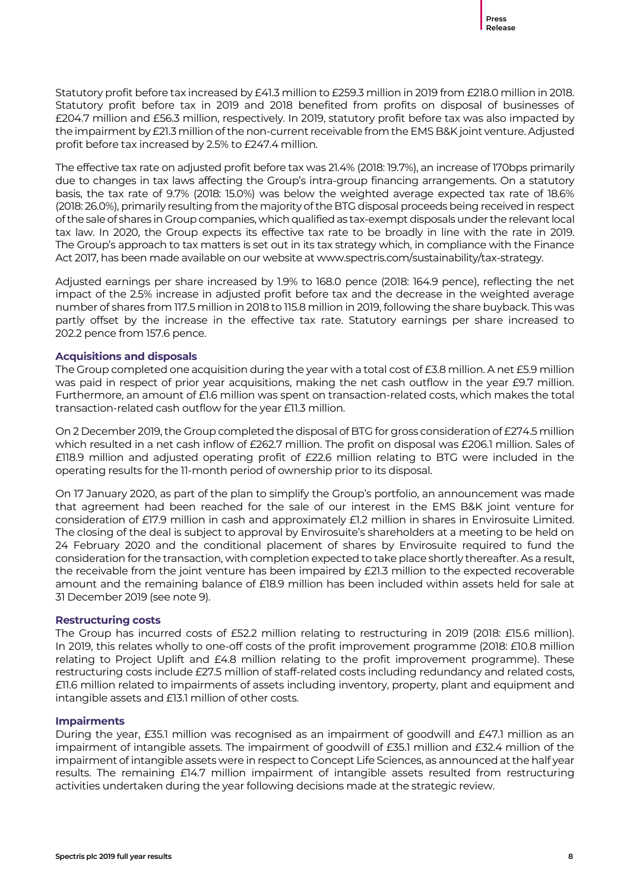Statutory profit before tax increased by £41.3 million to £259.3 million in 2019 from £218.0 million in 2018. Statutory profit before tax in 2019 and 2018 benefited from profits on disposal of businesses of £204.7 million and £56.3 million, respectively. In 2019, statutory profit before tax was also impacted by the impairment by £21.3 million of the non-current receivable from the EMS B&K joint venture. Adjusted profit before tax increased by 2.5% to £247.4 million.

The effective tax rate on adjusted profit before tax was 21.4% (2018: 19.7%), an increase of 170bps primarily due to changes in tax laws affecting the Group's intra-group financing arrangements. On a statutory basis, the tax rate of 9.7% (2018: 15.0%) was below the weighted average expected tax rate of 18.6% (2018: 26.0%), primarily resulting from the majority of the BTG disposal proceeds being received in respect of the sale of shares in Group companies, which qualified as tax-exempt disposals under the relevant local tax law. In 2020, the Group expects its effective tax rate to be broadly in line with the rate in 2019. The Group's approach to tax matters is set out in its tax strategy which, in compliance with the Finance Act 2017, has been made available on our website at www.spectris.com/sustainability/tax-strategy.

Adjusted earnings per share increased by 1.9% to 168.0 pence (2018: 164.9 pence), reflecting the net impact of the 2.5% increase in adjusted profit before tax and the decrease in the weighted average number of shares from 117.5 million in 2018 to 115.8 million in 2019, following the share buyback. This was partly offset by the increase in the effective tax rate. Statutory earnings per share increased to 202.2 pence from 157.6 pence.

### Acquisitions and disposals

The Group completed one acquisition during the year with a total cost of £3.8 million. A net £5.9 million was paid in respect of prior year acquisitions, making the net cash outflow in the year £9.7 million. Furthermore, an amount of £1.6 million was spent on transaction-related costs, which makes the total transaction-related cash outflow for the year £11.3 million.

On 2 December 2019, the Group completed the disposal of BTG for gross consideration of £274.5 million which resulted in a net cash inflow of £262.7 million. The profit on disposal was £206.1 million. Sales of £118.9 million and adjusted operating profit of £22.6 million relating to BTG were included in the operating results for the 11-month period of ownership prior to its disposal.

On 17 January 2020, as part of the plan to simplify the Group's portfolio, an announcement was made that agreement had been reached for the sale of our interest in the EMS B&K joint venture for consideration of £17.9 million in cash and approximately £1.2 million in shares in Envirosuite Limited. The closing of the deal is subject to approval by Envirosuite's shareholders at a meeting to be held on 24 February 2020 and the conditional placement of shares by Envirosuite required to fund the consideration for the transaction, with completion expected to take place shortly thereafter. As a result, the receivable from the joint venture has been impaired by £21.3 million to the expected recoverable amount and the remaining balance of £18.9 million has been included within assets held for sale at 31 December 2019 (see note 9).

### Restructuring costs

The Group has incurred costs of £52.2 million relating to restructuring in 2019 (2018: £15.6 million). In 2019, this relates wholly to one-off costs of the profit improvement programme (2018: £10.8 million relating to Project Uplift and £4.8 million relating to the profit improvement programme). These restructuring costs include £27.5 million of staff-related costs including redundancy and related costs, £11.6 million related to impairments of assets including inventory, property, plant and equipment and intangible assets and £13.1 million of other costs.

### Impairments

During the year, £35.1 million was recognised as an impairment of goodwill and £47.1 million as an impairment of intangible assets. The impairment of goodwill of £35.1 million and £32.4 million of the impairment of intangible assets were in respect to Concept Life Sciences, as announced at the half year results. The remaining £14.7 million impairment of intangible assets resulted from restructuring activities undertaken during the year following decisions made at the strategic review.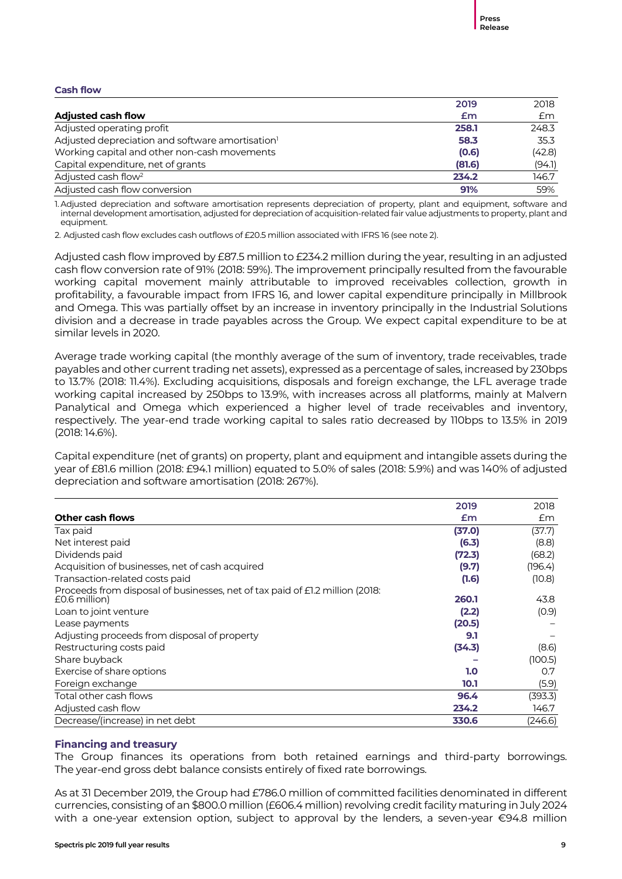### Cash flow

| Adjusted cash flow | 2019 £m | 2018 £m |
|---|---|---|
| Adjusted operating profit | **258.1** | 248.3 |
| Adjusted depreciation and software amortisation[1] | **58.3** | 35.3 |
| Working capital and other non-cash movements | **(0.6)** | (42.8) |
| Capital expenditure, net of grants | **(81.6)** | (94.1) |
| Adjusted cash flow[2] | **234.2** | 146.7 |
| Adjusted cash flow conversion | **91%** | 59% |

1. Adjusted depreciation and software amortisation represents depreciation of property, plant and equipment, software and internal development amortisation, adjusted for depreciation of acquisition-related fair value adjustments to property, plant and equipment.

2. Adjusted cash flow excludes cash outflows of £20.5 million associated with IFRS 16 (see note 2).

Adjusted cash flow improved by £87.5 million to £234.2 million during the year, resulting in an adjusted cash flow conversion rate of 91% (2018: 59%). The improvement principally resulted from the favourable working capital movement mainly attributable to improved receivables collection, growth in profitability, a favourable impact from IFRS 16, and lower capital expenditure principally in Millbrook and Omega. This was partially offset by an increase in inventory principally in the Industrial Solutions division and a decrease in trade payables across the Group. We expect capital expenditure to be at similar levels in 2020.

Average trade working capital (the monthly average of the sum of inventory, trade receivables, trade payables and other current trading net assets), expressed as a percentage of sales, increased by 230bps to 13.7% (2018: 11.4%). Excluding acquisitions, disposals and foreign exchange, the LFL average trade working capital increased by 250bps to 13.9%, with increases across all platforms, mainly at Malvern Panalytical and Omega which experienced a higher level of trade receivables and inventory, respectively. The year-end trade working capital to sales ratio decreased by 110bps to 13.5% in 2019 (2018: 14.6%).

Capital expenditure (net of grants) on property, plant and equipment and intangible assets during the year of £81.6 million (2018: £94.1 million) equated to 5.0% of sales (2018: 5.9%) and was 140% of adjusted depreciation and software amortisation (2018: 267%).

| Other cash flows | 2019 £m | 2018 £m |
|---|---|---|
| Tax paid | **(37.0)** | (37.7) |
| Net interest paid | **(6.3)** | (8.8) |
| Dividends paid | **(72.3)** | (68.2) |
| Acquisition of businesses, net of cash acquired | **(9.7)** | (196.4) |
| Transaction-related costs paid | **(1.6)** | (10.8) |
| Proceeds from disposal of businesses, net of tax paid of £1.2 million (2018: £0.6 million) | **260.1** | 43.8 |
| Loan to joint venture | **(2.2)** | (0.9) |
| Lease payments | **(20.5)** | – |
| Adjusting proceeds from disposal of property | **9.1** | – |
| Restructuring costs paid | **(34.3)** | (8.6) |
| Share buyback | **–** | (100.5) |
| Exercise of share options | **1.0** | 0.7 |
| Foreign exchange | **10.1** | (5.9) |
| Total other cash flows | **96.4** | (393.3) |
| Adjusted cash flow | **234.2** | 146.7 |
| Decrease/(increase) in net debt | **330.6** | (246.6) |

### Financing and treasury

The Group finances its operations from both retained earnings and third-party borrowings. The year-end gross debt balance consists entirely of fixed rate borrowings.

As at 31 December 2019, the Group had £786.0 million of committed facilities denominated in different currencies, consisting of an $800.0 million (£606.4 million) revolving credit facility maturing in July 2024 with a one-year extension option, subject to approval by the lenders, a seven-year €94.8 million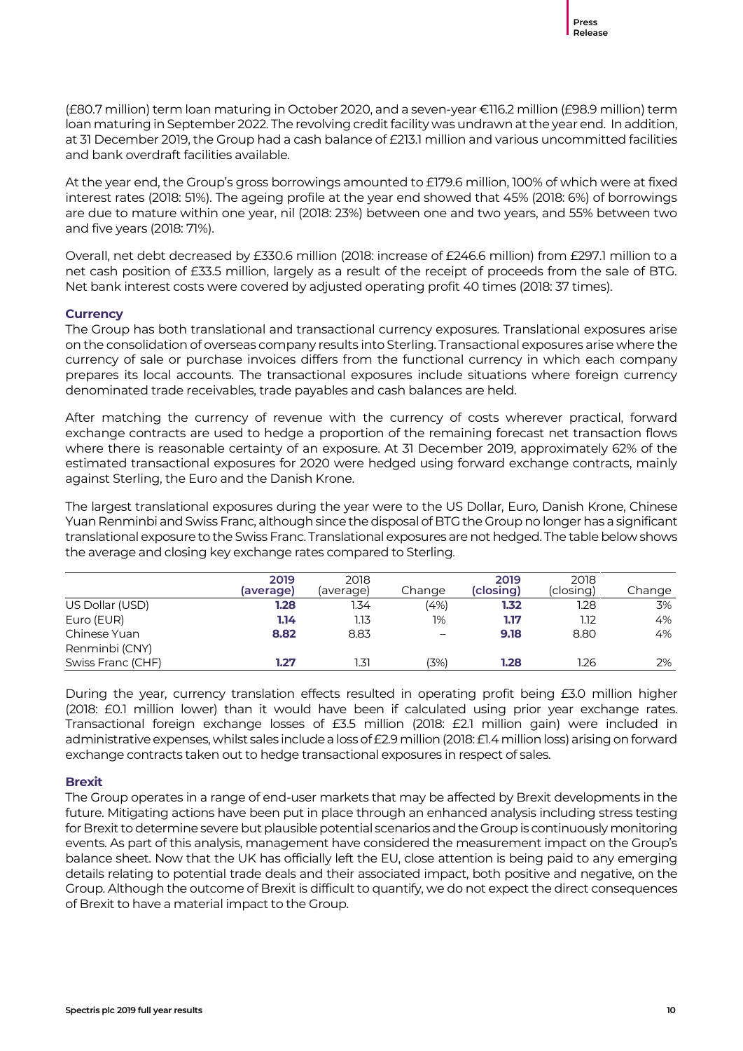(£80.7 million) term loan maturing in October 2020, and a seven-year €116.2 million (£98.9 million) term loan maturing in September 2022. The revolving credit facility was undrawn at the year end. In addition, at 31 December 2019, the Group had a cash balance of £213.1 million and various uncommitted facilities and bank overdraft facilities available.

At the year end, the Group's gross borrowings amounted to £179.6 million, 100% of which were at fixed interest rates (2018: 51%). The ageing profile at the year end showed that 45% (2018: 6%) of borrowings are due to mature within one year, nil (2018: 23%) between one and two years, and 55% between two and five years (2018: 71%).

Overall, net debt decreased by £330.6 million (2018: increase of £246.6 million) from £297.1 million to a net cash position of £33.5 million, largely as a result of the receipt of proceeds from the sale of BTG. Net bank interest costs were covered by adjusted operating profit 40 times (2018: 37 times).

### Currency

The Group has both translational and transactional currency exposures. Translational exposures arise on the consolidation of overseas company results into Sterling. Transactional exposures arise where the currency of sale or purchase invoices differs from the functional currency in which each company prepares its local accounts. The transactional exposures include situations where foreign currency denominated trade receivables, trade payables and cash balances are held.

After matching the currency of revenue with the currency of costs wherever practical, forward exchange contracts are used to hedge a proportion of the remaining forecast net transaction flows where there is reasonable certainty of an exposure. At 31 December 2019, approximately 62% of the estimated transactional exposures for 2020 were hedged using forward exchange contracts, mainly against Sterling, the Euro and the Danish Krone.

The largest translational exposures during the year were to the US Dollar, Euro, Danish Krone, Chinese Yuan Renminbi and Swiss Franc, although since the disposal of BTG the Group no longer has a significant translational exposure to the Swiss Franc. Translational exposures are not hedged. The table below shows the average and closing key exchange rates compared to Sterling.

| | **2019 (average)** | 2018 (average) | Change | **2019 (closing)** | 2018 (closing) | Change |
|---|---|---|---|---|---|---|
| US Dollar (USD) | **1.28** | 1.34 | (4%) | **1.32** | 1.28 | 3% |
| Euro (EUR) | **1.14** | 1.13 | 1% | **1.17** | 1.12 | 4% |
| Chinese Yuan Renminbi (CNY) | **8.82** | 8.83 | – | **9.18** | 8.80 | 4% |
| Swiss Franc (CHF) | **1.27** | 1.31 | (3%) | **1.28** | 1.26 | 2% |

During the year, currency translation effects resulted in operating profit being £3.0 million higher (2018: £0.1 million lower) than it would have been if calculated using prior year exchange rates. Transactional foreign exchange losses of £3.5 million (2018: £2.1 million gain) were included in administrative expenses, whilst sales include a loss of £2.9 million (2018: £1.4 million loss) arising on forward exchange contracts taken out to hedge transactional exposures in respect of sales.

### Brexit

The Group operates in a range of end-user markets that may be affected by Brexit developments in the future. Mitigating actions have been put in place through an enhanced analysis including stress testing for Brexit to determine severe but plausible potential scenarios and the Group is continuously monitoring events. As part of this analysis, management have considered the measurement impact on the Group's balance sheet. Now that the UK has officially left the EU, close attention is being paid to any emerging details relating to potential trade deals and their associated impact, both positive and negative, on the Group. Although the outcome of Brexit is difficult to quantify, we do not expect the direct consequences of Brexit to have a material impact to the Group.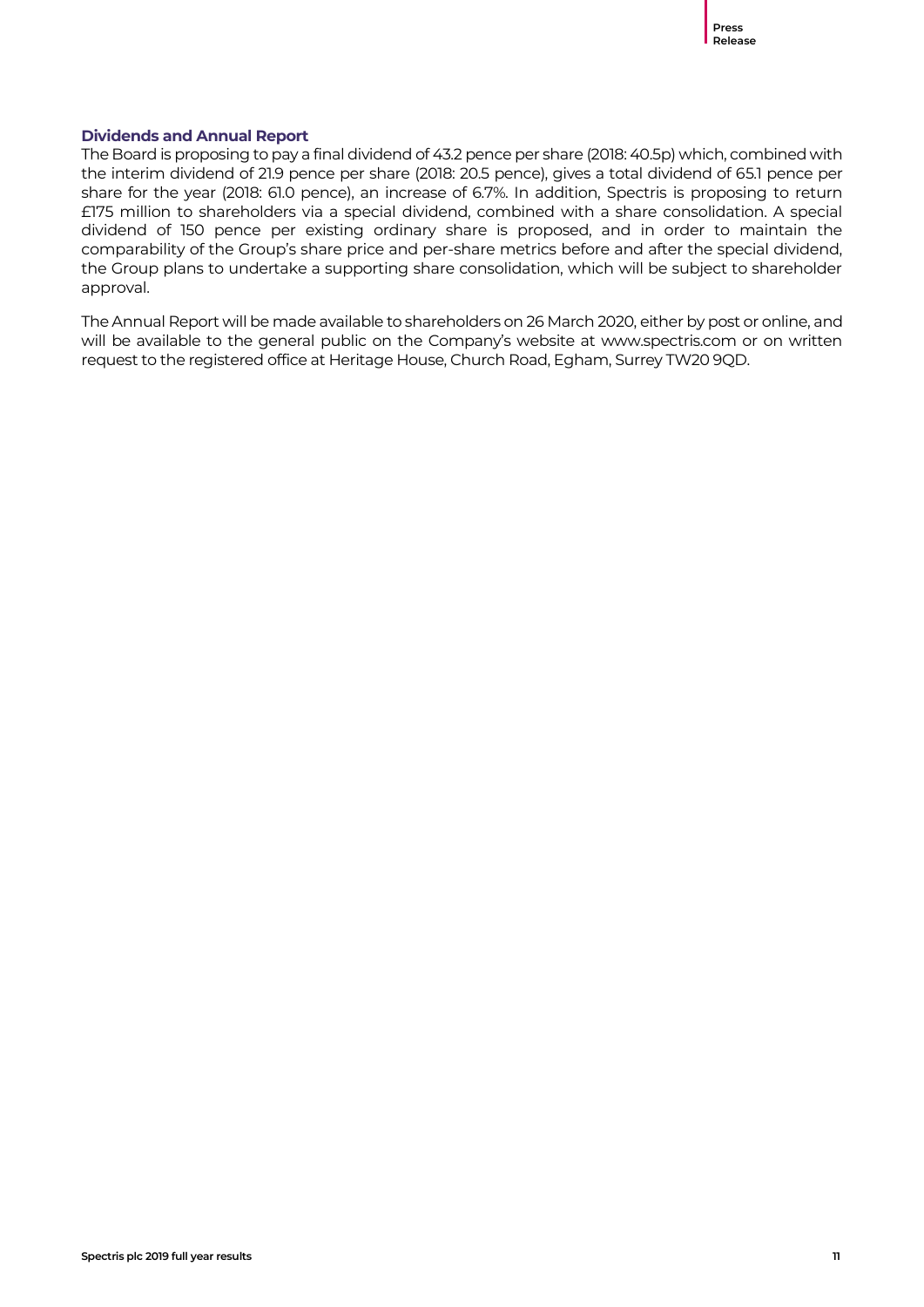## Dividends and Annual Report

The Board is proposing to pay a final dividend of 43.2 pence per share (2018: 40.5p) which, combined with the interim dividend of 21.9 pence per share (2018: 20.5 pence), gives a total dividend of 65.1 pence per share for the year (2018: 61.0 pence), an increase of 6.7%. In addition, Spectris is proposing to return £175 million to shareholders via a special dividend, combined with a share consolidation. A special dividend of 150 pence per existing ordinary share is proposed, and in order to maintain the comparability of the Group's share price and per-share metrics before and after the special dividend, the Group plans to undertake a supporting share consolidation, which will be subject to shareholder approval.

The Annual Report will be made available to shareholders on 26 March 2020, either by post or online, and will be available to the general public on the Company's website at www.spectris.com or on written request to the registered office at Heritage House, Church Road, Egham, Surrey TW20 9QD.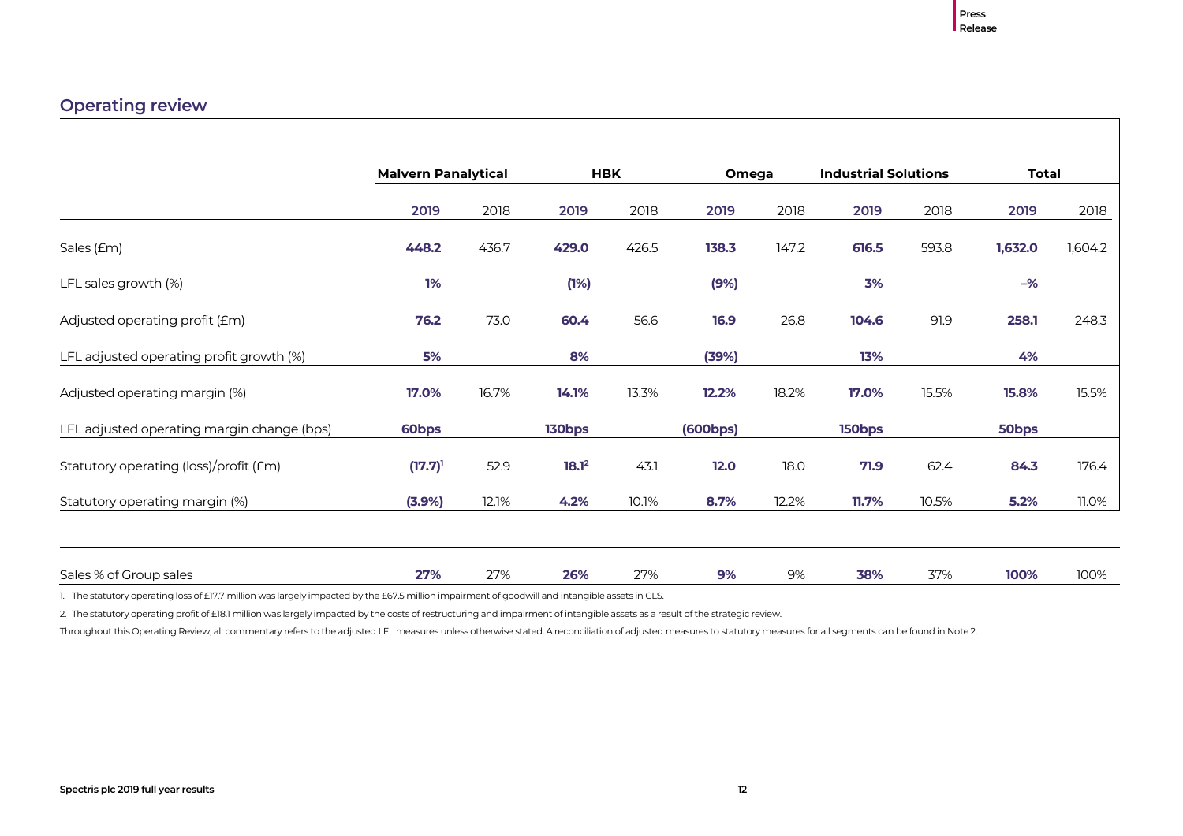## Operating review

| | Malvern Panalytical | | HBK | | Omega | | Industrial Solutions | | Total | |
|---|---|---|---|---|---|---|---|---|---|---|
| | **2019** | 2018 | **2019** | 2018 | **2019** | 2018 | **2019** | 2018 | **2019** | 2018 |
| Sales (£m) | **448.2** | 436.7 | **429.0** | 426.5 | **138.3** | 147.2 | **616.5** | 593.8 | **1,632.0** | 1,604.2 |
| LFL sales growth (%) | **1%** | | **(1%)** | | **(9%)** | | **3%** | | **–%** | |
| Adjusted operating profit (£m) | **76.2** | 73.0 | **60.4** | 56.6 | **16.9** | 26.8 | **104.6** | 91.9 | **258.1** | 248.3 |
| LFL adjusted operating profit growth (%) | **5%** | | **8%** | | **(39%)** | | **13%** | | **4%** | |
| Adjusted operating margin (%) | **17.0%** | 16.7% | **14.1%** | 13.3% | **12.2%** | 18.2% | **17.0%** | 15.5% | **15.8%** | 15.5% |
| LFL adjusted operating margin change (bps) | **60bps** | | **130bps** | | **(600bps)** | | **150bps** | | **50bps** | |
| Statutory operating (loss)/profit (£m) | **(17.7)**[1] | 52.9 | **18.1**[2] | 43.1 | **12.0** | 18.0 | **71.9** | 62.4 | **84.3** | 176.4 |
| Statutory operating margin (%) | **(3.9%)** | 12.1% | **4.2%** | 10.1% | **8.7%** | 12.2% | **11.7%** | 10.5% | **5.2%** | 11.0% |
| Sales % of Group sales | **27%** | 27% | **26%** | 27% | **9%** | 9% | **38%** | 37% | **100%** | 100% |

1. The statutory operating loss of £17.7 million was largely impacted by the £67.5 million impairment of goodwill and intangible assets in CLS.

2. The statutory operating profit of £18.1 million was largely impacted by the costs of restructuring and impairment of intangible assets as a result of the strategic review.

Throughout this Operating Review, all commentary refers to the adjusted LFL measures unless otherwise stated. A reconciliation of adjusted measures to statutory measures for all segments can be found in Note 2.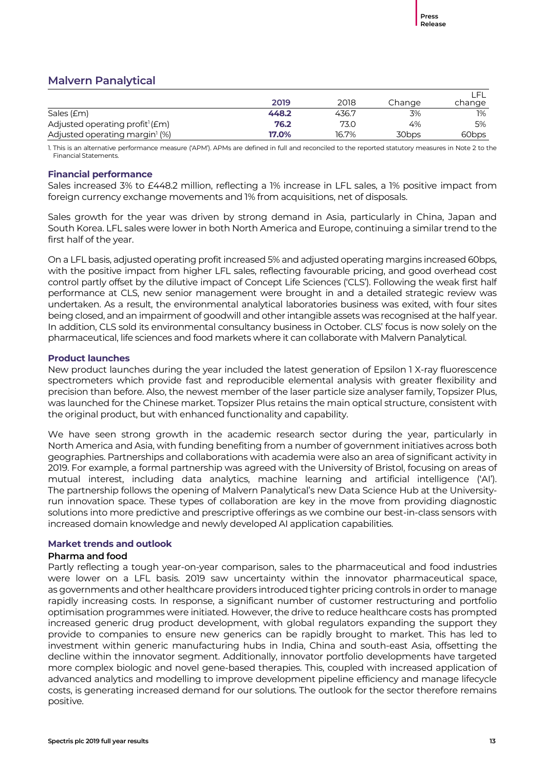## Malvern Panalytical

|  | 2019 | 2018 | Change | LFL change |
|---|---|---|---|---|
| Sales (£m) | **448.2** | 436.7 | 3% | 1% |
| Adjusted operating profit[1] (£m) | **76.2** | 73.0 | 4% | 5% |
| Adjusted operating margin[1] (%) | **17.0%** | 16.7% | 30bps | 60bps |

1. This is an alternative performance measure ('APM'). APMs are defined in full and reconciled to the reported statutory measures in Note 2 to the Financial Statements.

### Financial performance

Sales increased 3% to £448.2 million, reflecting a 1% increase in LFL sales, a 1% positive impact from foreign currency exchange movements and 1% from acquisitions, net of disposals.

Sales growth for the year was driven by strong demand in Asia, particularly in China, Japan and South Korea. LFL sales were lower in both North America and Europe, continuing a similar trend to the first half of the year.

On a LFL basis, adjusted operating profit increased 5% and adjusted operating margins increased 60bps, with the positive impact from higher LFL sales, reflecting favourable pricing, and good overhead cost control partly offset by the dilutive impact of Concept Life Sciences ('CLS'). Following the weak first half performance at CLS, new senior management were brought in and a detailed strategic review was undertaken. As a result, the environmental analytical laboratories business was exited, with four sites being closed, and an impairment of goodwill and other intangible assets was recognised at the half year. In addition, CLS sold its environmental consultancy business in October. CLS' focus is now solely on the pharmaceutical, life sciences and food markets where it can collaborate with Malvern Panalytical.

### Product launches

New product launches during the year included the latest generation of Epsilon 1 X-ray fluorescence spectrometers which provide fast and reproducible elemental analysis with greater flexibility and precision than before. Also, the newest member of the laser particle size analyser family, Topsizer Plus, was launched for the Chinese market. Topsizer Plus retains the main optical structure, consistent with the original product, but with enhanced functionality and capability.

We have seen strong growth in the academic research sector during the year, particularly in North America and Asia, with funding benefiting from a number of government initiatives across both geographies. Partnerships and collaborations with academia were also an area of significant activity in 2019. For example, a formal partnership was agreed with the University of Bristol, focusing on areas of mutual interest, including data analytics, machine learning and artificial intelligence ('AI'). The partnership follows the opening of Malvern Panalytical's new Data Science Hub at the University-run innovation space. These types of collaboration are key in the move from providing diagnostic solutions into more predictive and prescriptive offerings as we combine our best-in-class sensors with increased domain knowledge and newly developed AI application capabilities.

### Market trends and outlook

#### Pharma and food

Partly reflecting a tough year-on-year comparison, sales to the pharmaceutical and food industries were lower on a LFL basis. 2019 saw uncertainty within the innovator pharmaceutical space, as governments and other healthcare providers introduced tighter pricing controls in order to manage rapidly increasing costs. In response, a significant number of customer restructuring and portfolio optimisation programmes were initiated. However, the drive to reduce healthcare costs has prompted increased generic drug product development, with global regulators expanding the support they provide to companies to ensure new generics can be rapidly brought to market. This has led to investment within generic manufacturing hubs in India, China and south-east Asia, offsetting the decline within the innovator segment. Additionally, innovator portfolio developments have targeted more complex biologic and novel gene-based therapies. This, coupled with increased application of advanced analytics and modelling to improve development pipeline efficiency and manage lifecycle costs, is generating increased demand for our solutions. The outlook for the sector therefore remains positive.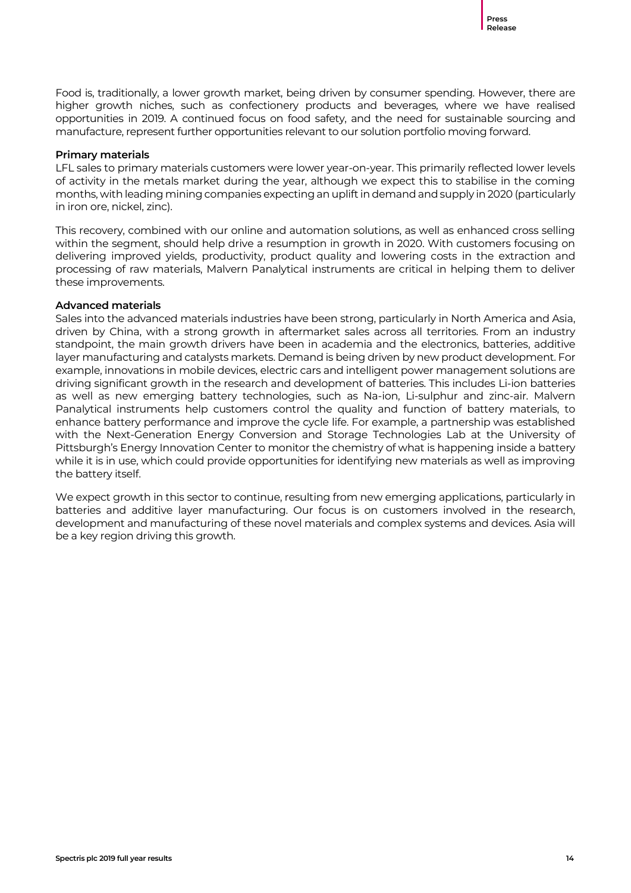Food is, traditionally, a lower growth market, being driven by consumer spending. However, there are higher growth niches, such as confectionery products and beverages, where we have realised opportunities in 2019. A continued focus on food safety, and the need for sustainable sourcing and manufacture, represent further opportunities relevant to our solution portfolio moving forward.

**Primary materials**

LFL sales to primary materials customers were lower year-on-year. This primarily reflected lower levels of activity in the metals market during the year, although we expect this to stabilise in the coming months, with leading mining companies expecting an uplift in demand and supply in 2020 (particularly in iron ore, nickel, zinc).

This recovery, combined with our online and automation solutions, as well as enhanced cross selling within the segment, should help drive a resumption in growth in 2020. With customers focusing on delivering improved yields, productivity, product quality and lowering costs in the extraction and processing of raw materials, Malvern Panalytical instruments are critical in helping them to deliver these improvements.

**Advanced materials**

Sales into the advanced materials industries have been strong, particularly in North America and Asia, driven by China, with a strong growth in aftermarket sales across all territories. From an industry standpoint, the main growth drivers have been in academia and the electronics, batteries, additive layer manufacturing and catalysts markets. Demand is being driven by new product development. For example, innovations in mobile devices, electric cars and intelligent power management solutions are driving significant growth in the research and development of batteries. This includes Li-ion batteries as well as new emerging battery technologies, such as Na-ion, Li-sulphur and zinc-air. Malvern Panalytical instruments help customers control the quality and function of battery materials, to enhance battery performance and improve the cycle life. For example, a partnership was established with the Next-Generation Energy Conversion and Storage Technologies Lab at the University of Pittsburgh's Energy Innovation Center to monitor the chemistry of what is happening inside a battery while it is in use, which could provide opportunities for identifying new materials as well as improving the battery itself.

We expect growth in this sector to continue, resulting from new emerging applications, particularly in batteries and additive layer manufacturing. Our focus is on customers involved in the research, development and manufacturing of these novel materials and complex systems and devices. Asia will be a key region driving this growth.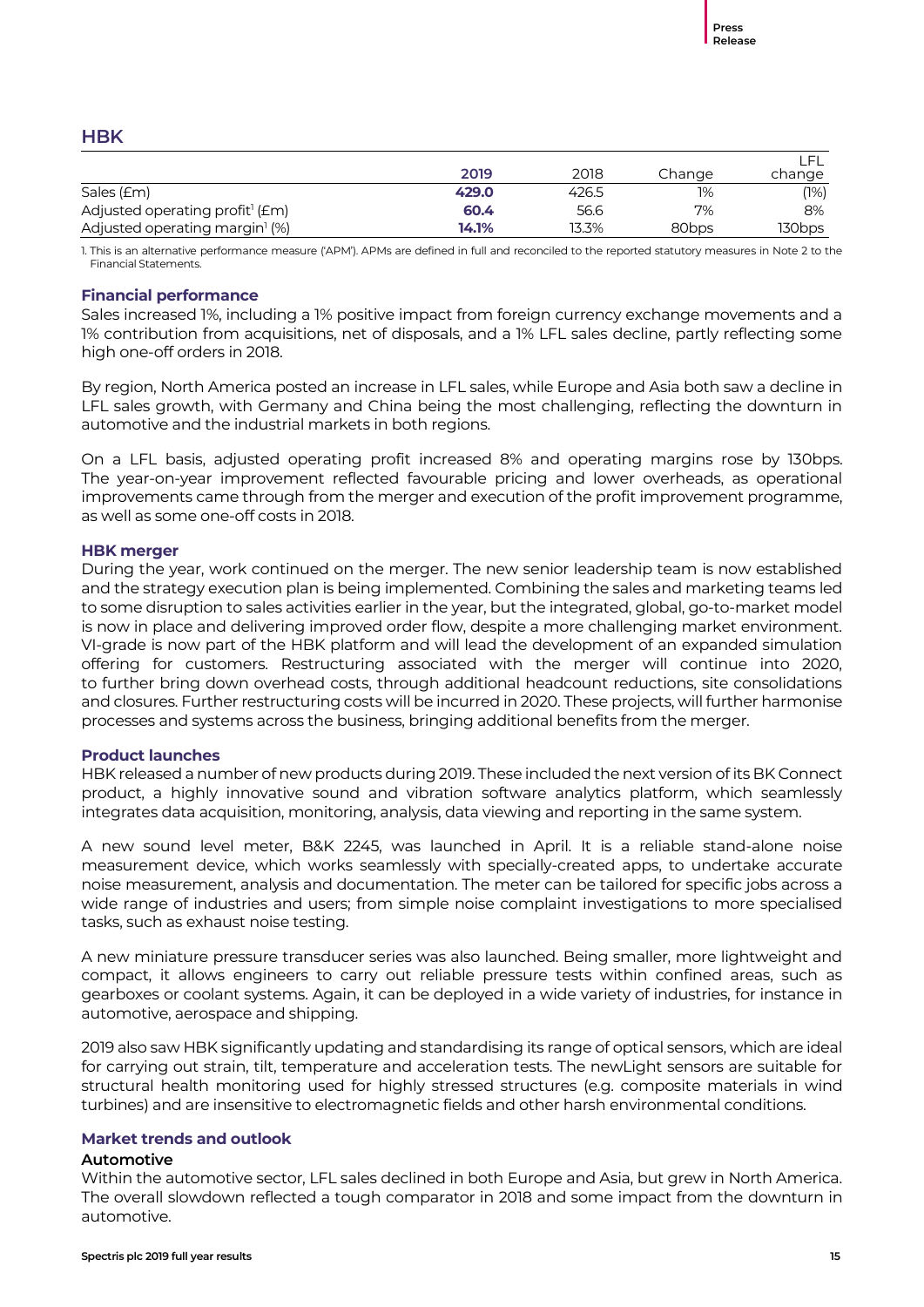## HBK

| | 2019 | 2018 | Change | LFL change |
|---|---|---|---|---|
| Sales (£m) | **429.0** | 426.5 | 1% | (1%) |
| Adjusted operating profit[1] (£m) | **60.4** | 56.6 | 7% | 8% |
| Adjusted operating margin[1] (%) | **14.1%** | 13.3% | 80bps | 130bps |

1. This is an alternative performance measure ('APM'). APMs are defined in full and reconciled to the reported statutory measures in Note 2 to the Financial Statements.

### Financial performance

Sales increased 1%, including a 1% positive impact from foreign currency exchange movements and a 1% contribution from acquisitions, net of disposals, and a 1% LFL sales decline, partly reflecting some high one-off orders in 2018.

By region, North America posted an increase in LFL sales, while Europe and Asia both saw a decline in LFL sales growth, with Germany and China being the most challenging, reflecting the downturn in automotive and the industrial markets in both regions.

On a LFL basis, adjusted operating profit increased 8% and operating margins rose by 130bps. The year-on-year improvement reflected favourable pricing and lower overheads, as operational improvements came through from the merger and execution of the profit improvement programme, as well as some one-off costs in 2018.

### HBK merger

During the year, work continued on the merger. The new senior leadership team is now established and the strategy execution plan is being implemented. Combining the sales and marketing teams led to some disruption to sales activities earlier in the year, but the integrated, global, go-to-market model is now in place and delivering improved order flow, despite a more challenging market environment. VI-grade is now part of the HBK platform and will lead the development of an expanded simulation offering for customers. Restructuring associated with the merger will continue into 2020, to further bring down overhead costs, through additional headcount reductions, site consolidations and closures. Further restructuring costs will be incurred in 2020. These projects, will further harmonise processes and systems across the business, bringing additional benefits from the merger.

### Product launches

HBK released a number of new products during 2019. These included the next version of its BK Connect product, a highly innovative sound and vibration software analytics platform, which seamlessly integrates data acquisition, monitoring, analysis, data viewing and reporting in the same system.

A new sound level meter, B&K 2245, was launched in April. It is a reliable stand-alone noise measurement device, which works seamlessly with specially-created apps, to undertake accurate noise measurement, analysis and documentation. The meter can be tailored for specific jobs across a wide range of industries and users; from simple noise complaint investigations to more specialised tasks, such as exhaust noise testing.

A new miniature pressure transducer series was also launched. Being smaller, more lightweight and compact, it allows engineers to carry out reliable pressure tests within confined areas, such as gearboxes or coolant systems. Again, it can be deployed in a wide variety of industries, for instance in automotive, aerospace and shipping.

2019 also saw HBK significantly updating and standardising its range of optical sensors, which are ideal for carrying out strain, tilt, temperature and acceleration tests. The newLight sensors are suitable for structural health monitoring used for highly stressed structures (e.g. composite materials in wind turbines) and are insensitive to electromagnetic fields and other harsh environmental conditions.

### Market trends and outlook

#### Automotive

Within the automotive sector, LFL sales declined in both Europe and Asia, but grew in North America. The overall slowdown reflected a tough comparator in 2018 and some impact from the downturn in automotive.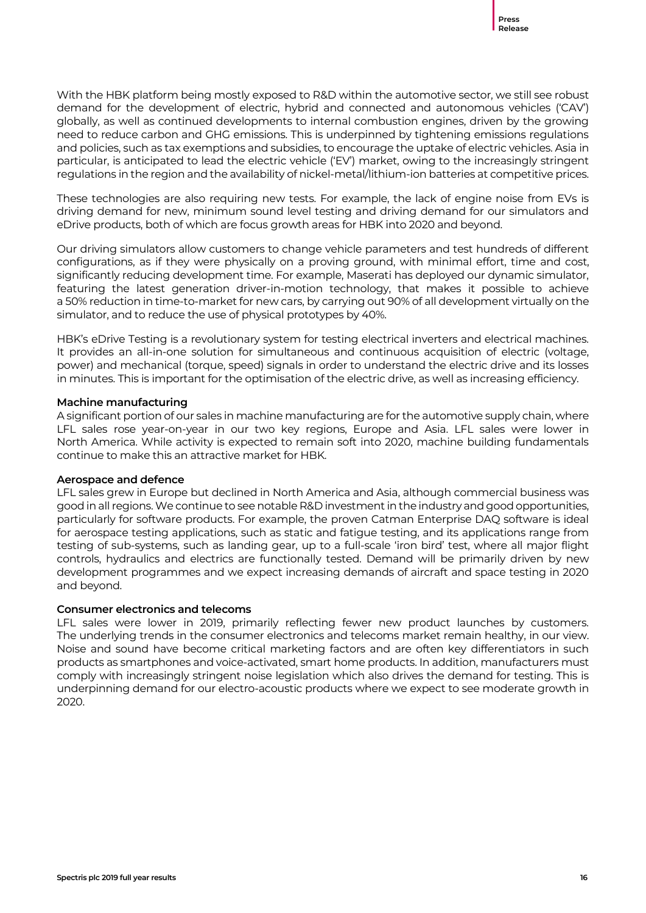With the HBK platform being mostly exposed to R&D within the automotive sector, we still see robust demand for the development of electric, hybrid and connected and autonomous vehicles ('CAV') globally, as well as continued developments to internal combustion engines, driven by the growing need to reduce carbon and GHG emissions. This is underpinned by tightening emissions regulations and policies, such as tax exemptions and subsidies, to encourage the uptake of electric vehicles. Asia in particular, is anticipated to lead the electric vehicle ('EV') market, owing to the increasingly stringent regulations in the region and the availability of nickel-metal/lithium-ion batteries at competitive prices.

These technologies are also requiring new tests. For example, the lack of engine noise from EVs is driving demand for new, minimum sound level testing and driving demand for our simulators and eDrive products, both of which are focus growth areas for HBK into 2020 and beyond.

Our driving simulators allow customers to change vehicle parameters and test hundreds of different configurations, as if they were physically on a proving ground, with minimal effort, time and cost, significantly reducing development time. For example, Maserati has deployed our dynamic simulator, featuring the latest generation driver-in-motion technology, that makes it possible to achieve a 50% reduction in time-to-market for new cars, by carrying out 90% of all development virtually on the simulator, and to reduce the use of physical prototypes by 40%.

HBK's eDrive Testing is a revolutionary system for testing electrical inverters and electrical machines. It provides an all-in-one solution for simultaneous and continuous acquisition of electric (voltage, power) and mechanical (torque, speed) signals in order to understand the electric drive and its losses in minutes. This is important for the optimisation of the electric drive, as well as increasing efficiency.

**Machine manufacturing**

A significant portion of our sales in machine manufacturing are for the automotive supply chain, where LFL sales rose year-on-year in our two key regions, Europe and Asia. LFL sales were lower in North America. While activity is expected to remain soft into 2020, machine building fundamentals continue to make this an attractive market for HBK.

**Aerospace and defence**

LFL sales grew in Europe but declined in North America and Asia, although commercial business was good in all regions. We continue to see notable R&D investment in the industry and good opportunities, particularly for software products. For example, the proven Catman Enterprise DAQ software is ideal for aerospace testing applications, such as static and fatigue testing, and its applications range from testing of sub-systems, such as landing gear, up to a full-scale 'iron bird' test, where all major flight controls, hydraulics and electrics are functionally tested. Demand will be primarily driven by new development programmes and we expect increasing demands of aircraft and space testing in 2020 and beyond.

**Consumer electronics and telecoms**

LFL sales were lower in 2019, primarily reflecting fewer new product launches by customers. The underlying trends in the consumer electronics and telecoms market remain healthy, in our view. Noise and sound have become critical marketing factors and are often key differentiators in such products as smartphones and voice-activated, smart home products. In addition, manufacturers must comply with increasingly stringent noise legislation which also drives the demand for testing. This is underpinning demand for our electro-acoustic products where we expect to see moderate growth in 2020.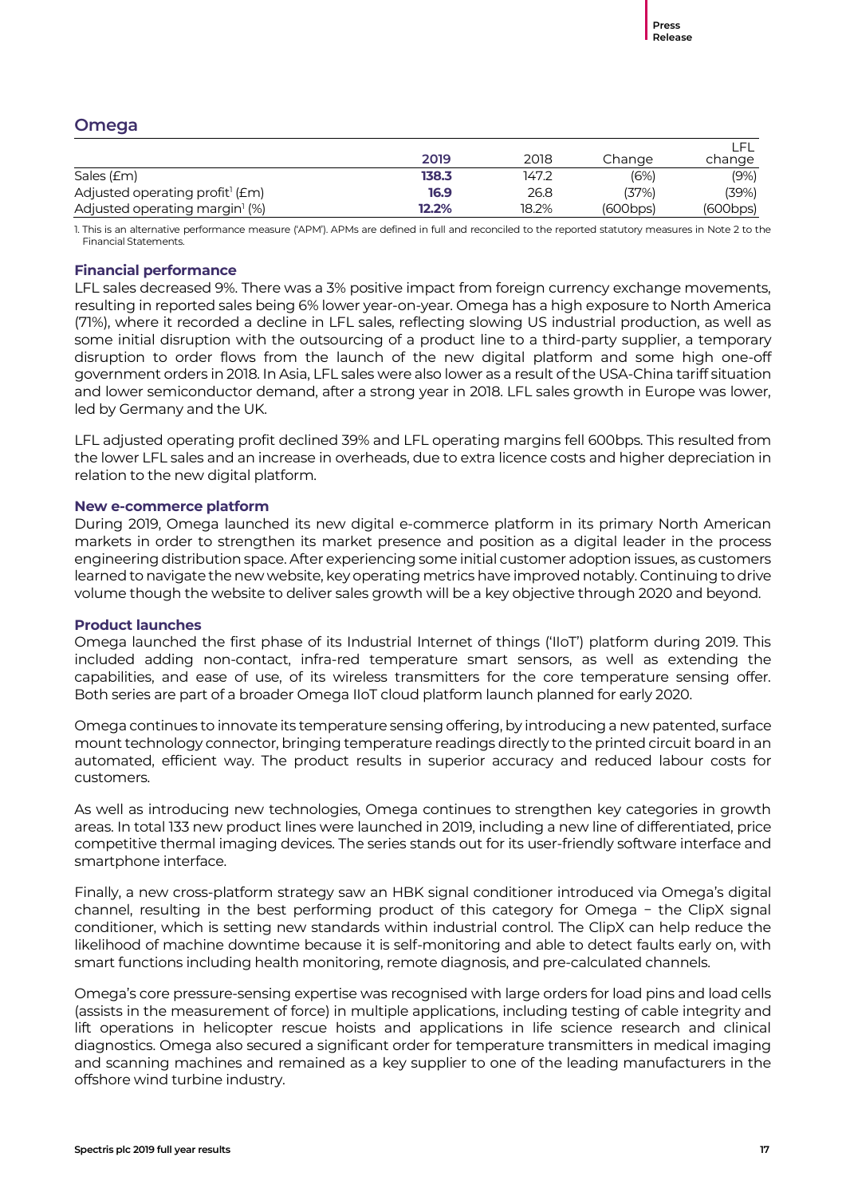## Omega

| | 2019 | 2018 | Change | LFL change |
|---|---|---|---|---|
| Sales (£m) | **138.3** | 147.2 | (6%) | (9%) |
| Adjusted operating profit[1] (£m) | **16.9** | 26.8 | (37%) | (39%) |
| Adjusted operating margin[1] (%) | **12.2%** | 18.2% | (600bps) | (600bps) |

1. This is an alternative performance measure ('APM'). APMs are defined in full and reconciled to the reported statutory measures in Note 2 to the Financial Statements.

### Financial performance

LFL sales decreased 9%. There was a 3% positive impact from foreign currency exchange movements, resulting in reported sales being 6% lower year-on-year. Omega has a high exposure to North America (71%), where it recorded a decline in LFL sales, reflecting slowing US industrial production, as well as some initial disruption with the outsourcing of a product line to a third-party supplier, a temporary disruption to order flows from the launch of the new digital platform and some high one-off government orders in 2018. In Asia, LFL sales were also lower as a result of the USA-China tariff situation and lower semiconductor demand, after a strong year in 2018. LFL sales growth in Europe was lower, led by Germany and the UK.

LFL adjusted operating profit declined 39% and LFL operating margins fell 600bps. This resulted from the lower LFL sales and an increase in overheads, due to extra licence costs and higher depreciation in relation to the new digital platform.

### New e-commerce platform

During 2019, Omega launched its new digital e-commerce platform in its primary North American markets in order to strengthen its market presence and position as a digital leader in the process engineering distribution space. After experiencing some initial customer adoption issues, as customers learned to navigate the new website, key operating metrics have improved notably. Continuing to drive volume though the website to deliver sales growth will be a key objective through 2020 and beyond.

### Product launches

Omega launched the first phase of its Industrial Internet of things ('IIoT') platform during 2019. This included adding non-contact, infra-red temperature smart sensors, as well as extending the capabilities, and ease of use, of its wireless transmitters for the core temperature sensing offer. Both series are part of a broader Omega IIoT cloud platform launch planned for early 2020.

Omega continues to innovate its temperature sensing offering, by introducing a new patented, surface mount technology connector, bringing temperature readings directly to the printed circuit board in an automated, efficient way. The product results in superior accuracy and reduced labour costs for customers.

As well as introducing new technologies, Omega continues to strengthen key categories in growth areas. In total 133 new product lines were launched in 2019, including a new line of differentiated, price competitive thermal imaging devices. The series stands out for its user-friendly software interface and smartphone interface.

Finally, a new cross-platform strategy saw an HBK signal conditioner introduced via Omega's digital channel, resulting in the best performing product of this category for Omega – the ClipX signal conditioner, which is setting new standards within industrial control. The ClipX can help reduce the likelihood of machine downtime because it is self-monitoring and able to detect faults early on, with smart functions including health monitoring, remote diagnosis, and pre-calculated channels.

Omega's core pressure-sensing expertise was recognised with large orders for load pins and load cells (assists in the measurement of force) in multiple applications, including testing of cable integrity and lift operations in helicopter rescue hoists and applications in life science research and clinical diagnostics. Omega also secured a significant order for temperature transmitters in medical imaging and scanning machines and remained as a key supplier to one of the leading manufacturers in the offshore wind turbine industry.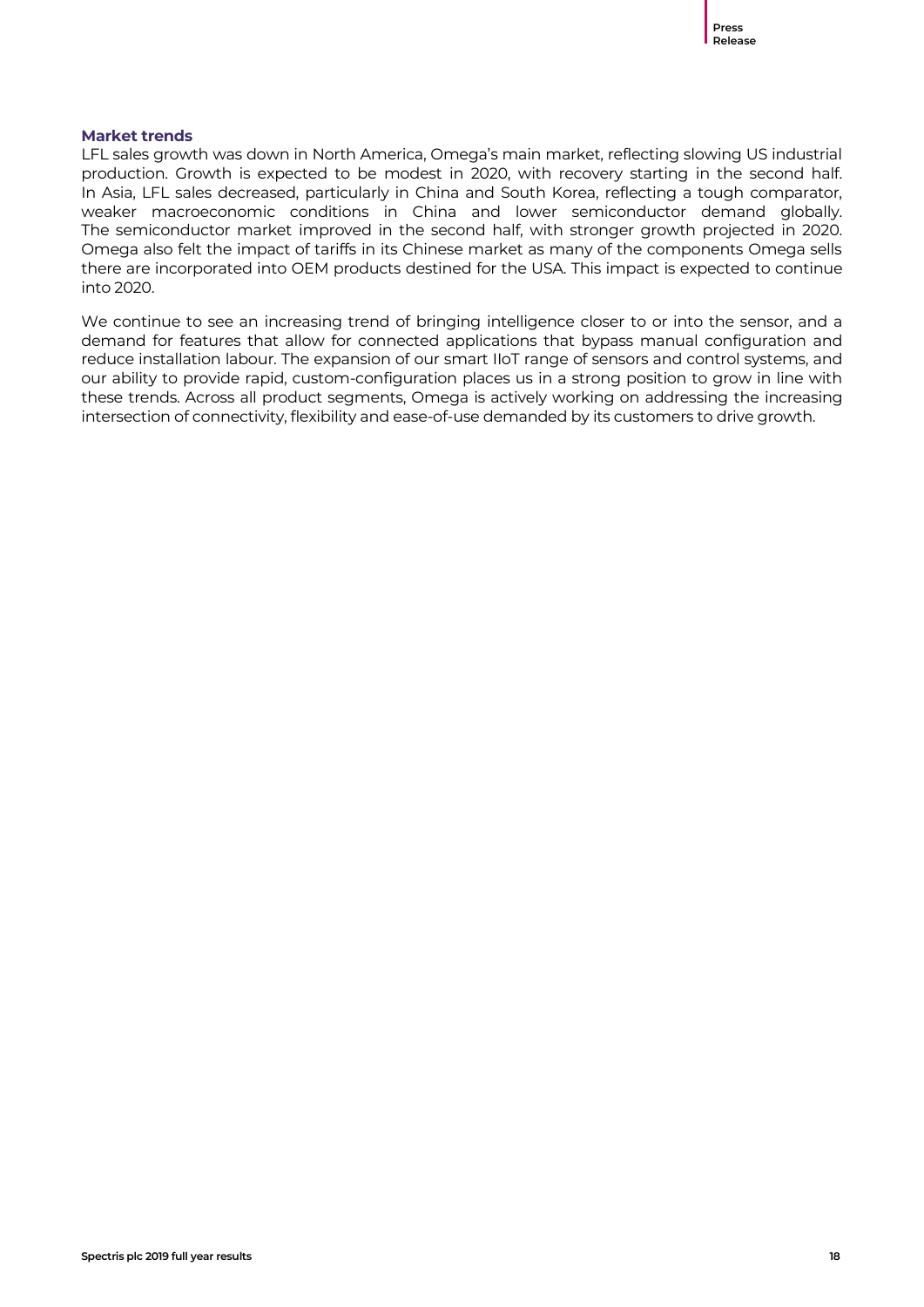### Market trends

LFL sales growth was down in North America, Omega's main market, reflecting slowing US industrial production. Growth is expected to be modest in 2020, with recovery starting in the second half. In Asia, LFL sales decreased, particularly in China and South Korea, reflecting a tough comparator, weaker macroeconomic conditions in China and lower semiconductor demand globally. The semiconductor market improved in the second half, with stronger growth projected in 2020. Omega also felt the impact of tariffs in its Chinese market as many of the components Omega sells there are incorporated into OEM products destined for the USA. This impact is expected to continue into 2020.

We continue to see an increasing trend of bringing intelligence closer to or into the sensor, and a demand for features that allow for connected applications that bypass manual configuration and reduce installation labour. The expansion of our smart IIoT range of sensors and control systems, and our ability to provide rapid, custom-configuration places us in a strong position to grow in line with these trends. Across all product segments, Omega is actively working on addressing the increasing intersection of connectivity, flexibility and ease-of-use demanded by its customers to drive growth.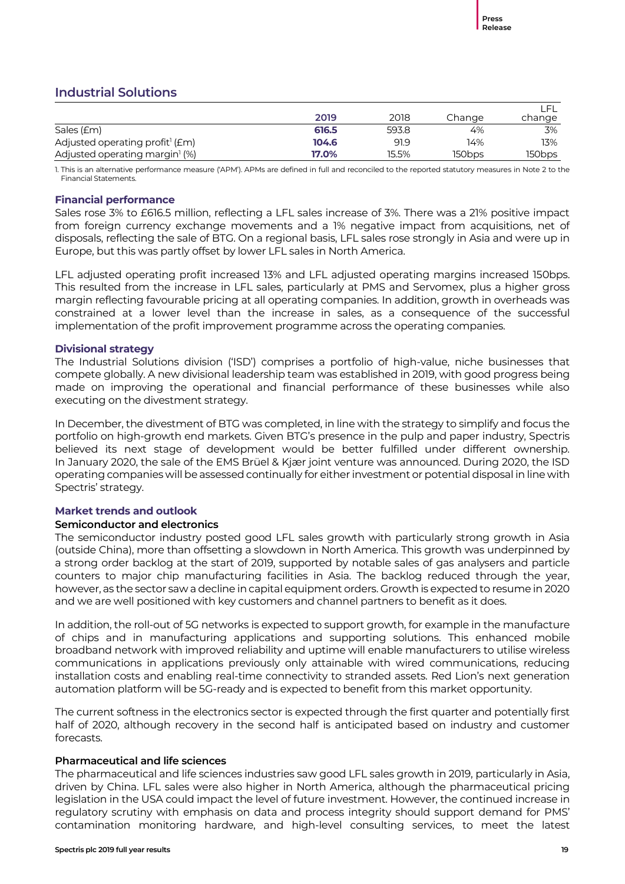## Industrial Solutions

| | 2019 | 2018 | Change | LFL change |
|---|---|---|---|---|
| Sales (£m) | **616.5** | 593.8 | 4% | 3% |
| Adjusted operating profit[1] (£m) | **104.6** | 91.9 | 14% | 13% |
| Adjusted operating margin[1] (%) | **17.0%** | 15.5% | 150bps | 150bps |

1. This is an alternative performance measure ('APM'). APMs are defined in full and reconciled to the reported statutory measures in Note 2 to the Financial Statements.

### Financial performance

Sales rose 3% to £616.5 million, reflecting a LFL sales increase of 3%. There was a 21% positive impact from foreign currency exchange movements and a 1% negative impact from acquisitions, net of disposals, reflecting the sale of BTG. On a regional basis, LFL sales rose strongly in Asia and were up in Europe, but this was partly offset by lower LFL sales in North America.

LFL adjusted operating profit increased 13% and LFL adjusted operating margins increased 150bps. This resulted from the increase in LFL sales, particularly at PMS and Servomex, plus a higher gross margin reflecting favourable pricing at all operating companies. In addition, growth in overheads was constrained at a lower level than the increase in sales, as a consequence of the successful implementation of the profit improvement programme across the operating companies.

### Divisional strategy

The Industrial Solutions division ('ISD') comprises a portfolio of high-value, niche businesses that compete globally. A new divisional leadership team was established in 2019, with good progress being made on improving the operational and financial performance of these businesses while also executing on the divestment strategy.

In December, the divestment of BTG was completed, in line with the strategy to simplify and focus the portfolio on high-growth end markets. Given BTG's presence in the pulp and paper industry, Spectris believed its next stage of development would be better fulfilled under different ownership. In January 2020, the sale of the EMS Brüel & Kjær joint venture was announced. During 2020, the ISD operating companies will be assessed continually for either investment or potential disposal in line with Spectris' strategy.

### Market trends and outlook

#### Semiconductor and electronics

The semiconductor industry posted good LFL sales growth with particularly strong growth in Asia (outside China), more than offsetting a slowdown in North America. This growth was underpinned by a strong order backlog at the start of 2019, supported by notable sales of gas analysers and particle counters to major chip manufacturing facilities in Asia. The backlog reduced through the year, however, as the sector saw a decline in capital equipment orders. Growth is expected to resume in 2020 and we are well positioned with key customers and channel partners to benefit as it does.

In addition, the roll-out of 5G networks is expected to support growth, for example in the manufacture of chips and in manufacturing applications and supporting solutions. This enhanced mobile broadband network with improved reliability and uptime will enable manufacturers to utilise wireless communications in applications previously only attainable with wired communications, reducing installation costs and enabling real-time connectivity to stranded assets. Red Lion's next generation automation platform will be 5G-ready and is expected to benefit from this market opportunity.

The current softness in the electronics sector is expected through the first quarter and potentially first half of 2020, although recovery in the second half is anticipated based on industry and customer forecasts.

#### Pharmaceutical and life sciences

The pharmaceutical and life sciences industries saw good LFL sales growth in 2019, particularly in Asia, driven by China. LFL sales were also higher in North America, although the pharmaceutical pricing legislation in the USA could impact the level of future investment. However, the continued increase in regulatory scrutiny with emphasis on data and process integrity should support demand for PMS' contamination monitoring hardware, and high-level consulting services, to meet the latest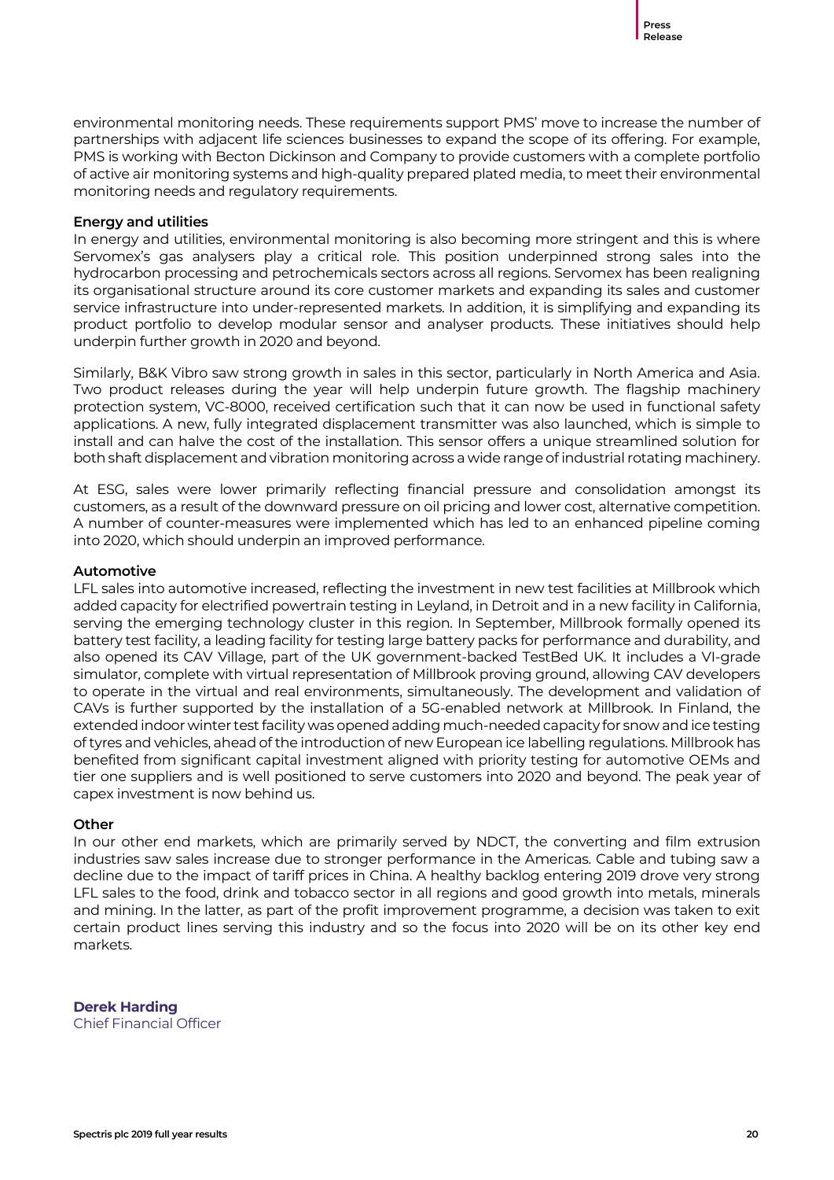environmental monitoring needs. These requirements support PMS' move to increase the number of partnerships with adjacent life sciences businesses to expand the scope of its offering. For example, PMS is working with Becton Dickinson and Company to provide customers with a complete portfolio of active air monitoring systems and high-quality prepared plated media, to meet their environmental monitoring needs and regulatory requirements.

**Energy and utilities**

In energy and utilities, environmental monitoring is also becoming more stringent and this is where Servomex's gas analysers play a critical role. This position underpinned strong sales into the hydrocarbon processing and petrochemicals sectors across all regions. Servomex has been realigning its organisational structure around its core customer markets and expanding its sales and customer service infrastructure into under-represented markets. In addition, it is simplifying and expanding its product portfolio to develop modular sensor and analyser products. These initiatives should help underpin further growth in 2020 and beyond.

Similarly, B&K Vibro saw strong growth in sales in this sector, particularly in North America and Asia. Two product releases during the year will help underpin future growth. The flagship machinery protection system, VC-8000, received certification such that it can now be used in functional safety applications. A new, fully integrated displacement transmitter was also launched, which is simple to install and can halve the cost of the installation. This sensor offers a unique streamlined solution for both shaft displacement and vibration monitoring across a wide range of industrial rotating machinery.

At ESG, sales were lower primarily reflecting financial pressure and consolidation amongst its customers, as a result of the downward pressure on oil pricing and lower cost, alternative competition. A number of counter-measures were implemented which has led to an enhanced pipeline coming into 2020, which should underpin an improved performance.

**Automotive**

LFL sales into automotive increased, reflecting the investment in new test facilities at Millbrook which added capacity for electrified powertrain testing in Leyland, in Detroit and in a new facility in California, serving the emerging technology cluster in this region. In September, Millbrook formally opened its battery test facility, a leading facility for testing large battery packs for performance and durability, and also opened its CAV Village, part of the UK government-backed TestBed UK. It includes a VI-grade simulator, complete with virtual representation of Millbrook proving ground, allowing CAV developers to operate in the virtual and real environments, simultaneously. The development and validation of CAVs is further supported by the installation of a 5G-enabled network at Millbrook. In Finland, the extended indoor winter test facility was opened adding much-needed capacity for snow and ice testing of tyres and vehicles, ahead of the introduction of new European ice labelling regulations. Millbrook has benefited from significant capital investment aligned with priority testing for automotive OEMs and tier one suppliers and is well positioned to serve customers into 2020 and beyond. The peak year of capex investment is now behind us.

**Other**

In our other end markets, which are primarily served by NDCT, the converting and film extrusion industries saw sales increase due to stronger performance in the Americas. Cable and tubing saw a decline due to the impact of tariff prices in China. A healthy backlog entering 2019 drove very strong LFL sales to the food, drink and tobacco sector in all regions and good growth into metals, minerals and mining. In the latter, as part of the profit improvement programme, a decision was taken to exit certain product lines serving this industry and so the focus into 2020 will be on its other key end markets.

**Derek Harding**
Chief Financial Officer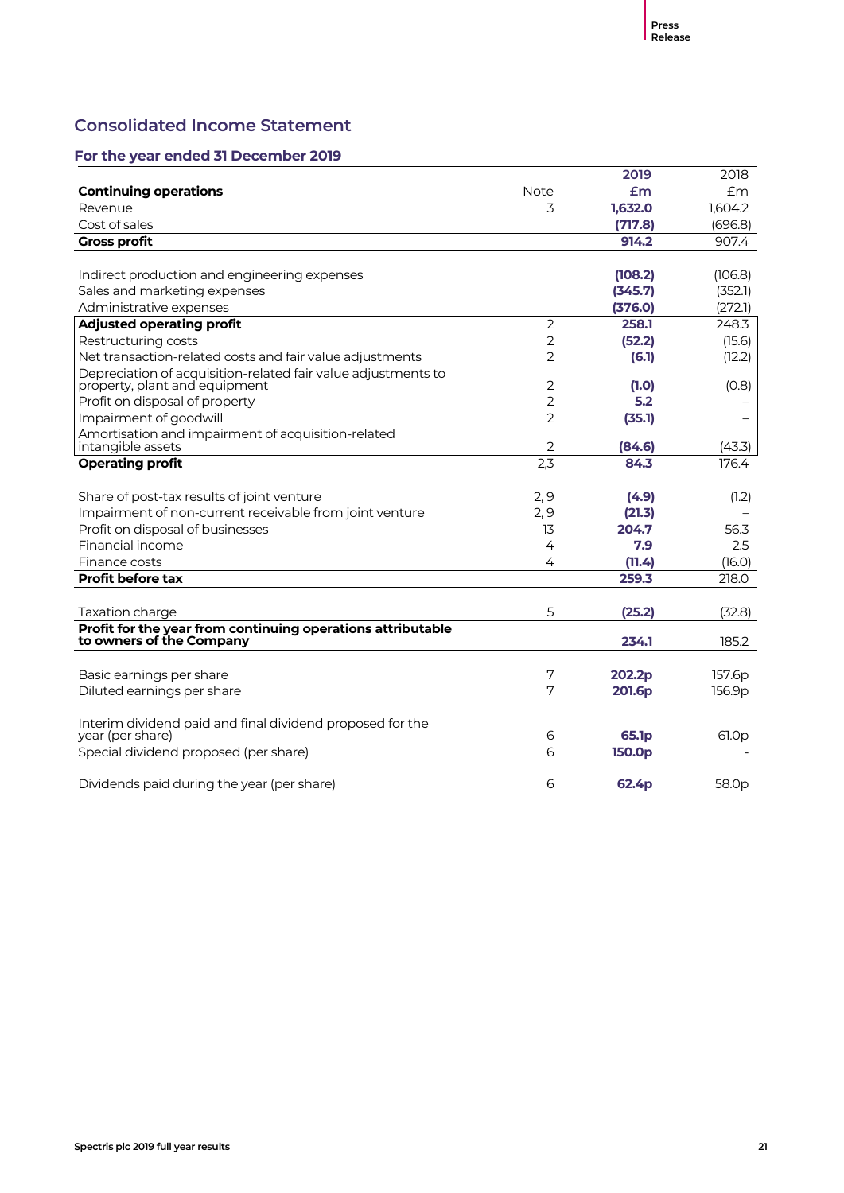## Consolidated Income Statement

### For the year ended 31 December 2019

| Continuing operations | Note | 2019 £m | 2018 £m |
|---|---|---|---|
| Revenue | 3 | **1,632.0** | 1,604.2 |
| Cost of sales | | **(717.8)** | (696.8) |
| **Gross profit** | | **914.2** | 907.4 |
| | | | |
| Indirect production and engineering expenses | | **(108.2)** | (106.8) |
| Sales and marketing expenses | | **(345.7)** | (352.1) |
| Administrative expenses | | **(376.0)** | (272.1) |
| **Adjusted operating profit** | 2 | **258.1** | 248.3 |
| Restructuring costs | 2 | **(52.2)** | (15.6) |
| Net transaction-related costs and fair value adjustments | 2 | **(6.1)** | (12.2) |
| Depreciation of acquisition-related fair value adjustments to property, plant and equipment | 2 | **(1.0)** | (0.8) |
| Profit on disposal of property | 2 | **5.2** | – |
| Impairment of goodwill | 2 | **(35.1)** | – |
| Amortisation and impairment of acquisition-related intangible assets | 2 | **(84.6)** | (43.3) |
| **Operating profit** | 2,3 | **84.3** | 176.4 |
| | | | |
| Share of post-tax results of joint venture | 2, 9 | **(4.9)** | (1.2) |
| Impairment of non-current receivable from joint venture | 2, 9 | **(21.3)** | – |
| Profit on disposal of businesses | 13 | **204.7** | 56.3 |
| Financial income | 4 | **7.9** | 2.5 |
| Finance costs | 4 | **(11.4)** | (16.0) |
| **Profit before tax** | | **259.3** | 218.0 |
| | | | |
| Taxation charge | 5 | **(25.2)** | (32.8) |
| **Profit for the year from continuing operations attributable to owners of the Company** | | **234.1** | 185.2 |
| | | | |
| Basic earnings per share | 7 | **202.2p** | 157.6p |
| Diluted earnings per share | 7 | **201.6p** | 156.9p |
| | | | |
| Interim dividend paid and final dividend proposed for the year (per share) | 6 | **65.1p** | 61.0p |
| Special dividend proposed (per share) | 6 | **150.0p** | - |
| | | | |
| Dividends paid during the year (per share) | 6 | **62.4p** | 58.0p |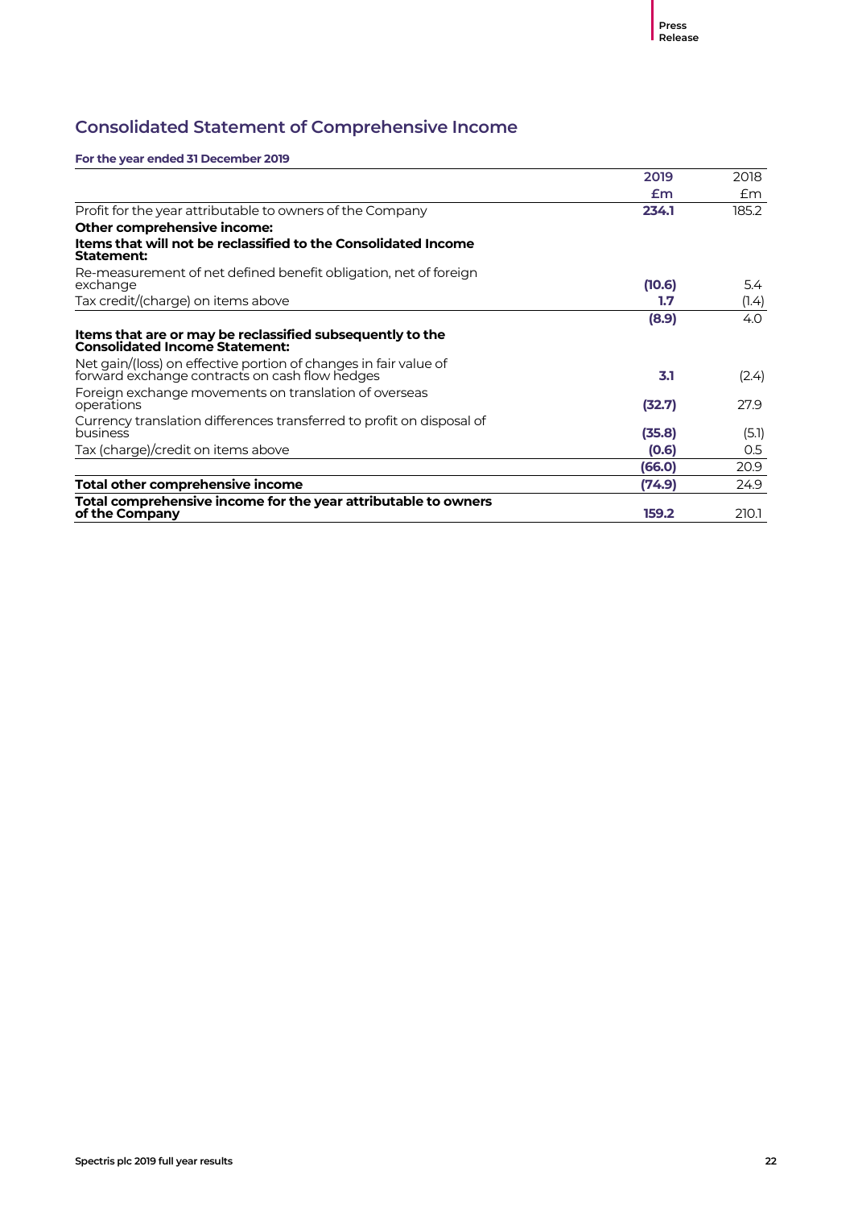## Consolidated Statement of Comprehensive Income

**For the year ended 31 December 2019**

| | 2019 £m | 2018 £m |
|---|---|---|
| Profit for the year attributable to owners of the Company | **234.1** | 185.2 |
| **Other comprehensive income:** | | |
| **Items that will not be reclassified to the Consolidated Income Statement:** | | |
| Re-measurement of net defined benefit obligation, net of foreign exchange | **(10.6)** | 5.4 |
| Tax credit/(charge) on items above | **1.7** | (1.4) |
| | **(8.9)** | 4.0 |
| **Items that are or may be reclassified subsequently to the Consolidated Income Statement:** | | |
| Net gain/(loss) on effective portion of changes in fair value of forward exchange contracts on cash flow hedges | **3.1** | (2.4) |
| Foreign exchange movements on translation of overseas operations | **(32.7)** | 27.9 |
| Currency translation differences transferred to profit on disposal of business | **(35.8)** | (5.1) |
| Tax (charge)/credit on items above | **(0.6)** | 0.5 |
| | **(66.0)** | 20.9 |
| **Total other comprehensive income** | **(74.9)** | 24.9 |
| **Total comprehensive income for the year attributable to owners of the Company** | **159.2** | 210.1 |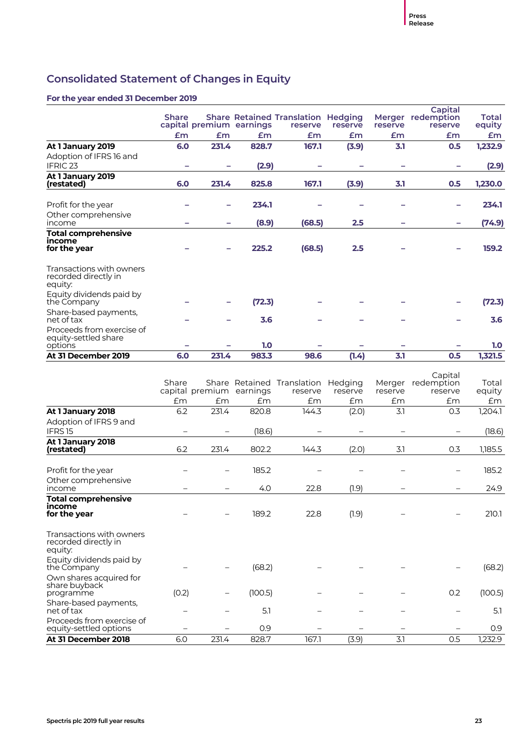## Consolidated Statement of Changes in Equity

### For the year ended 31 December 2019

| | Share capital | Share premium | Retained earnings | Translation reserve | Hedging reserve | Merger reserve | Capital redemption reserve | Total equity |
|---|---|---|---|---|---|---|---|---|
| | £m | £m | £m | £m | £m | £m | £m | £m |
| **At 1 January 2019** | **6.0** | **231.4** | **828.7** | **167.1** | **(3.9)** | **3.1** | **0.5** | **1,232.9** |
| Adoption of IFRS 16 and IFRIC 23 | – | – | **(2.9)** | – | – | – | – | **(2.9)** |
| **At 1 January 2019 (restated)** | **6.0** | **231.4** | **825.8** | **167.1** | **(3.9)** | **3.1** | **0.5** | **1,230.0** |
| Profit for the year | – | – | **234.1** | – | – | – | – | **234.1** |
| Other comprehensive income | – | – | **(8.9)** | **(68.5)** | **2.5** | – | – | **(74.9)** |
| **Total comprehensive income for the year** | – | – | **225.2** | **(68.5)** | **2.5** | – | – | **159.2** |
| Transactions with owners recorded directly in equity: | | | | | | | | |
| Equity dividends paid by the Company | – | – | **(72.3)** | – | – | – | – | **(72.3)** |
| Share-based payments, net of tax | – | – | **3.6** | – | – | – | – | **3.6** |
| Proceeds from exercise of equity-settled share options | – | – | **1.0** | – | – | – | – | **1.0** |
| **At 31 December 2019** | **6.0** | **231.4** | **983.3** | **98.6** | **(1.4)** | **3.1** | **0.5** | **1,321.5** |

| | Share capital | Share premium | Retained earnings | Translation reserve | Hedging reserve | Merger reserve | Capital redemption reserve | Total equity |
|---|---|---|---|---|---|---|---|---|
| | £m | £m | £m | £m | £m | £m | £m | £m |
| **At 1 January 2018** | 6.2 | 231.4 | 820.8 | 144.3 | (2.0) | 3.1 | 0.3 | 1,204.1 |
| Adoption of IFRS 9 and IFRS 15 | – | – | (18.6) | – | – | – | – | (18.6) |
| **At 1 January 2018 (restated)** | 6.2 | 231.4 | 802.2 | 144.3 | (2.0) | 3.1 | 0.3 | 1,185.5 |
| Profit for the year | – | – | 185.2 | – | – | – | – | 185.2 |
| Other comprehensive income | – | – | 4.0 | 22.8 | (1.9) | – | – | 24.9 |
| **Total comprehensive income for the year** | – | – | 189.2 | 22.8 | (1.9) | – | – | 210.1 |
| Transactions with owners recorded directly in equity: | | | | | | | | |
| Equity dividends paid by the Company | – | – | (68.2) | – | – | – | – | (68.2) |
| Own shares acquired for share buyback programme | (0.2) | – | (100.5) | – | – | – | 0.2 | (100.5) |
| Share-based payments, net of tax | – | – | 5.1 | – | – | – | – | 5.1 |
| Proceeds from exercise of equity-settled options | – | – | 0.9 | – | – | – | – | 0.9 |
| **At 31 December 2018** | 6.0 | 231.4 | 828.7 | 167.1 | (3.9) | 3.1 | 0.5 | 1,232.9 |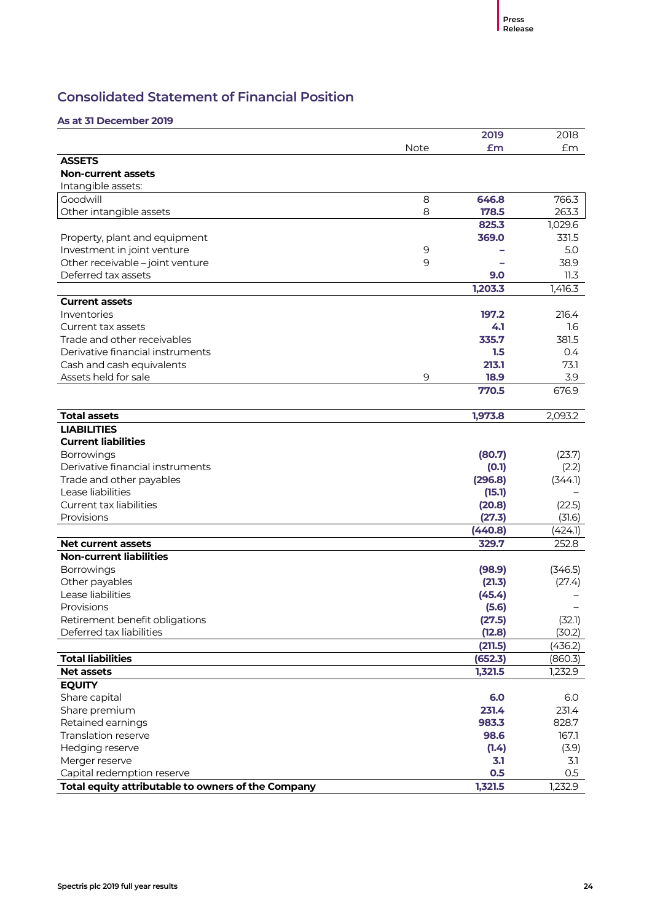## Consolidated Statement of Financial Position

### As at 31 December 2019

| | Note | 2019 £m | 2018 £m |
|---|---|---|---|
| **ASSETS** | | | |
| **Non-current assets** | | | |
| Intangible assets: | | | |
| Goodwill | 8 | **646.8** | 766.3 |
| Other intangible assets | 8 | **178.5** | 263.3 |
| | | **825.3** | 1,029.6 |
| Property, plant and equipment | | **369.0** | 331.5 |
| Investment in joint venture | 9 | **–** | 5.0 |
| Other receivable – joint venture | 9 | **–** | 38.9 |
| Deferred tax assets | | **9.0** | 11.3 |
| | | **1,203.3** | 1,416.3 |
| **Current assets** | | | |
| Inventories | | **197.2** | 216.4 |
| Current tax assets | | **4.1** | 1.6 |
| Trade and other receivables | | **335.7** | 381.5 |
| Derivative financial instruments | | **1.5** | 0.4 |
| Cash and cash equivalents | | **213.1** | 73.1 |
| Assets held for sale | 9 | **18.9** | 3.9 |
| | | **770.5** | 676.9 |
| **Total assets** | | **1,973.8** | 2,093.2 |
| **LIABILITIES** | | | |
| **Current liabilities** | | | |
| Borrowings | | **(80.7)** | (23.7) |
| Derivative financial instruments | | **(0.1)** | (2.2) |
| Trade and other payables | | **(296.8)** | (344.1) |
| Lease liabilities | | **(15.1)** | – |
| Current tax liabilities | | **(20.8)** | (22.5) |
| Provisions | | **(27.3)** | (31.6) |
| | | **(440.8)** | (424.1) |
| **Net current assets** | | **329.7** | 252.8 |
| **Non-current liabilities** | | | |
| Borrowings | | **(98.9)** | (346.5) |
| Other payables | | **(21.3)** | (27.4) |
| Lease liabilities | | **(45.4)** | – |
| Provisions | | **(5.6)** | – |
| Retirement benefit obligations | | **(27.5)** | (32.1) |
| Deferred tax liabilities | | **(12.8)** | (30.2) |
| | | **(211.5)** | (436.2) |
| **Total liabilities** | | **(652.3)** | (860.3) |
| **Net assets** | | **1,321.5** | 1,232.9 |
| **EQUITY** | | | |
| Share capital | | **6.0** | 6.0 |
| Share premium | | **231.4** | 231.4 |
| Retained earnings | | **983.3** | 828.7 |
| Translation reserve | | **98.6** | 167.1 |
| Hedging reserve | | **(1.4)** | (3.9) |
| Merger reserve | | **3.1** | 3.1 |
| Capital redemption reserve | | **0.5** | 0.5 |
| **Total equity attributable to owners of the Company** | | **1,321.5** | 1,232.9 |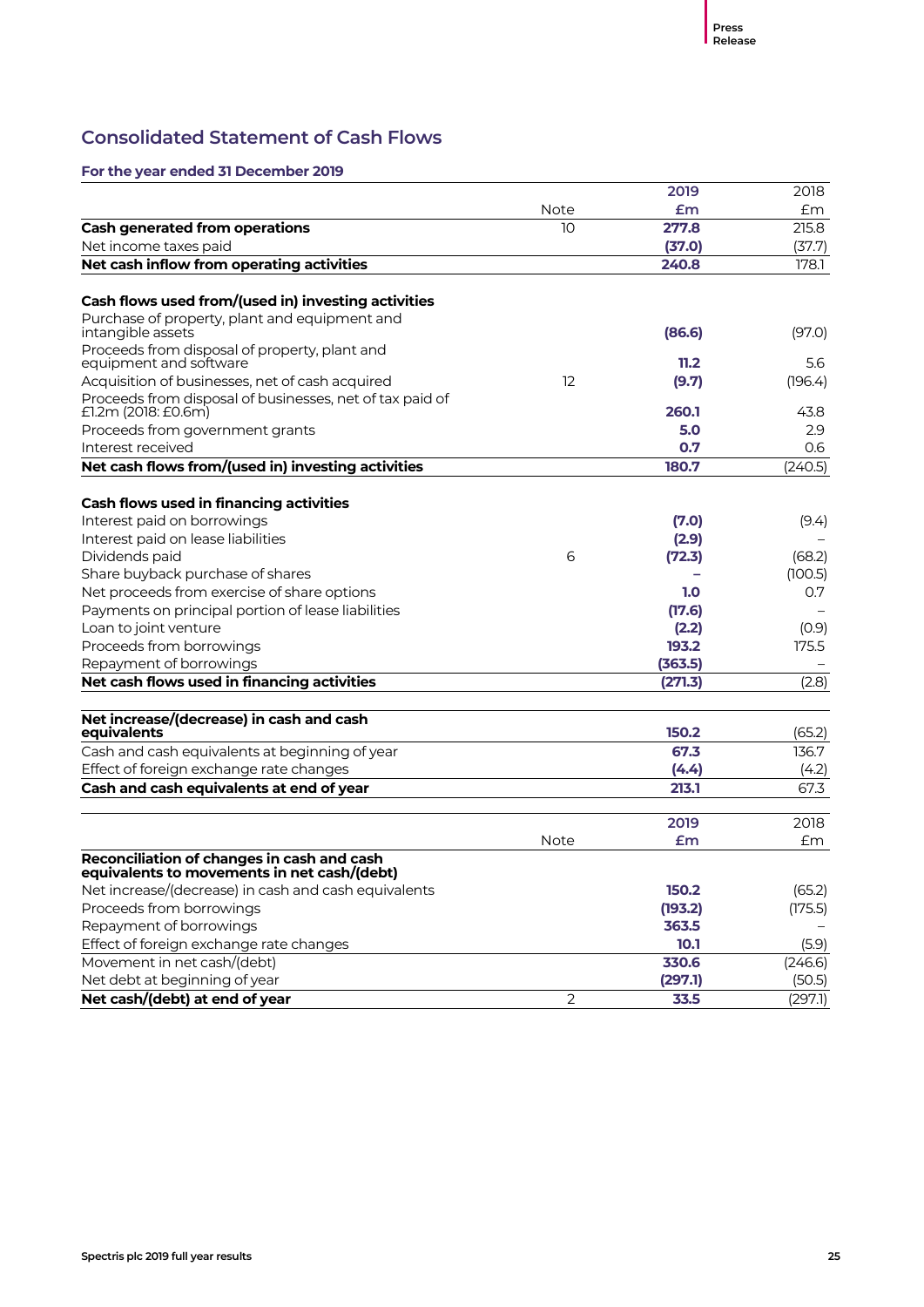## Consolidated Statement of Cash Flows

### For the year ended 31 December 2019

| | Note | 2019 £m | 2018 £m |
|---|---|---|---|
| **Cash generated from operations** | 10 | **277.8** | 215.8 |
| Net income taxes paid | | **(37.0)** | (37.7) |
| **Net cash inflow from operating activities** | | **240.8** | 178.1 |
| | | | |
| **Cash flows used from/(used in) investing activities** | | | |
| Purchase of property, plant and equipment and intangible assets | | **(86.6)** | (97.0) |
| Proceeds from disposal of property, plant and equipment and software | | **11.2** | 5.6 |
| Acquisition of businesses, net of cash acquired | 12 | **(9.7)** | (196.4) |
| Proceeds from disposal of businesses, net of tax paid of £1.2m (2018: £0.6m) | | **260.1** | 43.8 |
| Proceeds from government grants | | **5.0** | 2.9 |
| Interest received | | **0.7** | 0.6 |
| **Net cash flows from/(used in) investing activities** | | **180.7** | (240.5) |
| | | | |
| **Cash flows used in financing activities** | | | |
| Interest paid on borrowings | | **(7.0)** | (9.4) |
| Interest paid on lease liabilities | | **(2.9)** | – |
| Dividends paid | 6 | **(72.3)** | (68.2) |
| Share buyback purchase of shares | | **–** | (100.5) |
| Net proceeds from exercise of share options | | **1.0** | 0.7 |
| Payments on principal portion of lease liabilities | | **(17.6)** | – |
| Loan to joint venture | | **(2.2)** | (0.9) |
| Proceeds from borrowings | | **193.2** | 175.5 |
| Repayment of borrowings | | **(363.5)** | – |
| **Net cash flows used in financing activities** | | **(271.3)** | (2.8) |
| | | | |
| **Net increase/(decrease) in cash and cash equivalents** | | **150.2** | (65.2) |
| Cash and cash equivalents at beginning of year | | **67.3** | 136.7 |
| Effect of foreign exchange rate changes | | **(4.4)** | (4.2) |
| **Cash and cash equivalents at end of year** | | **213.1** | 67.3 |

| | Note | 2019 £m | 2018 £m |
|---|---|---|---|
| **Reconciliation of changes in cash and cash equivalents to movements in net cash/(debt)** | | | |
| Net increase/(decrease) in cash and cash equivalents | | **150.2** | (65.2) |
| Proceeds from borrowings | | **(193.2)** | (175.5) |
| Repayment of borrowings | | **363.5** | – |
| Effect of foreign exchange rate changes | | **10.1** | (5.9) |
| Movement in net cash/(debt) | | **330.6** | (246.6) |
| Net debt at beginning of year | | **(297.1)** | (50.5) |
| **Net cash/(debt) at end of year** | 2 | **33.5** | (297.1) |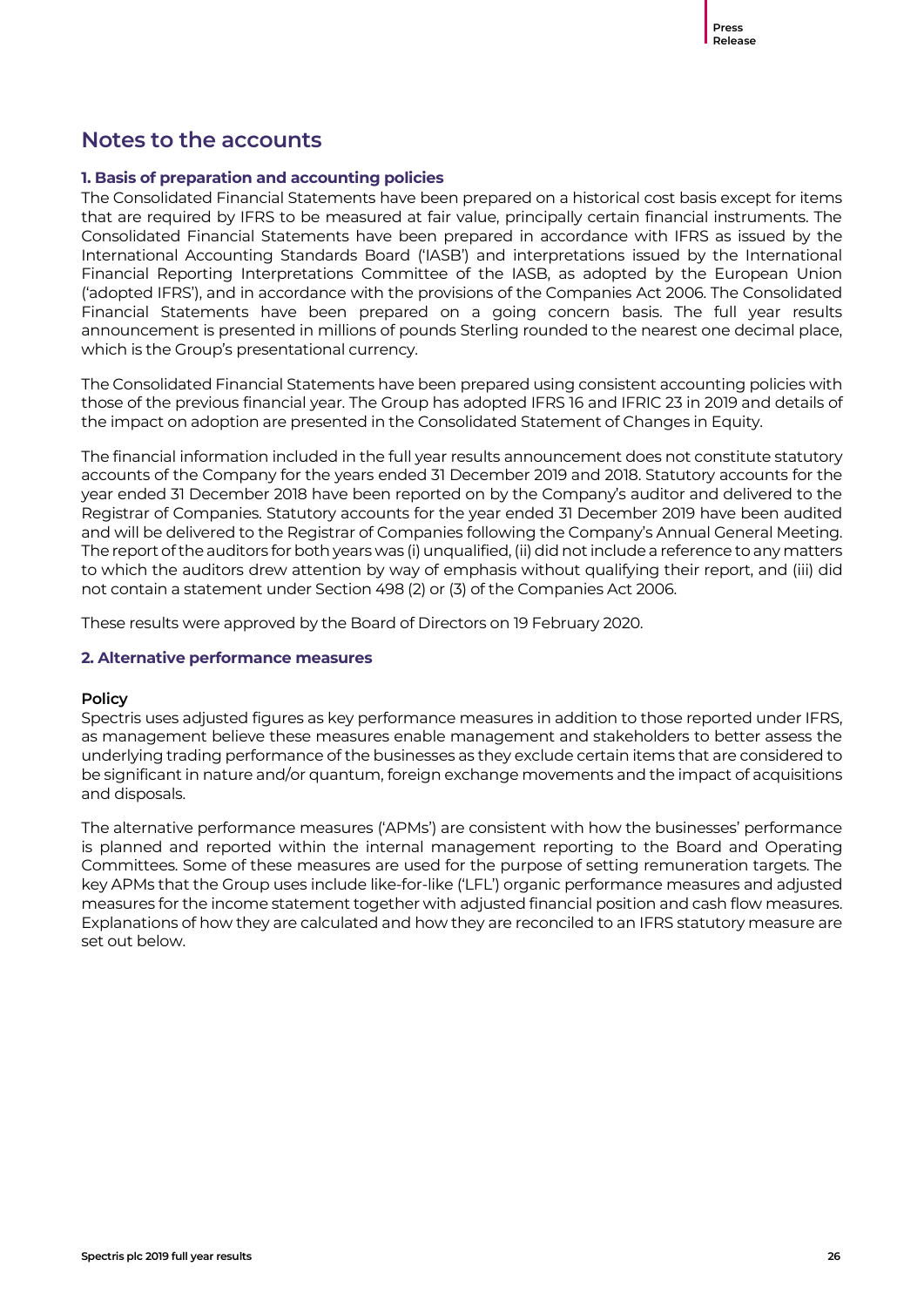# Notes to the accounts

### 1. Basis of preparation and accounting policies

The Consolidated Financial Statements have been prepared on a historical cost basis except for items that are required by IFRS to be measured at fair value, principally certain financial instruments. The Consolidated Financial Statements have been prepared in accordance with IFRS as issued by the International Accounting Standards Board ('IASB') and interpretations issued by the International Financial Reporting Interpretations Committee of the IASB, as adopted by the European Union ('adopted IFRS'), and in accordance with the provisions of the Companies Act 2006. The Consolidated Financial Statements have been prepared on a going concern basis. The full year results announcement is presented in millions of pounds Sterling rounded to the nearest one decimal place, which is the Group's presentational currency.

The Consolidated Financial Statements have been prepared using consistent accounting policies with those of the previous financial year. The Group has adopted IFRS 16 and IFRIC 23 in 2019 and details of the impact on adoption are presented in the Consolidated Statement of Changes in Equity.

The financial information included in the full year results announcement does not constitute statutory accounts of the Company for the years ended 31 December 2019 and 2018. Statutory accounts for the year ended 31 December 2018 have been reported on by the Company's auditor and delivered to the Registrar of Companies. Statutory accounts for the year ended 31 December 2019 have been audited and will be delivered to the Registrar of Companies following the Company's Annual General Meeting. The report of the auditors for both years was (i) unqualified, (ii) did not include a reference to any matters to which the auditors drew attention by way of emphasis without qualifying their report, and (iii) did not contain a statement under Section 498 (2) or (3) of the Companies Act 2006.

These results were approved by the Board of Directors on 19 February 2020.

### 2. Alternative performance measures

#### Policy

Spectris uses adjusted figures as key performance measures in addition to those reported under IFRS, as management believe these measures enable management and stakeholders to better assess the underlying trading performance of the businesses as they exclude certain items that are considered to be significant in nature and/or quantum, foreign exchange movements and the impact of acquisitions and disposals.

The alternative performance measures ('APMs') are consistent with how the businesses' performance is planned and reported within the internal management reporting to the Board and Operating Committees. Some of these measures are used for the purpose of setting remuneration targets. The key APMs that the Group uses include like-for-like ('LFL') organic performance measures and adjusted measures for the income statement together with adjusted financial position and cash flow measures. Explanations of how they are calculated and how they are reconciled to an IFRS statutory measure are set out below.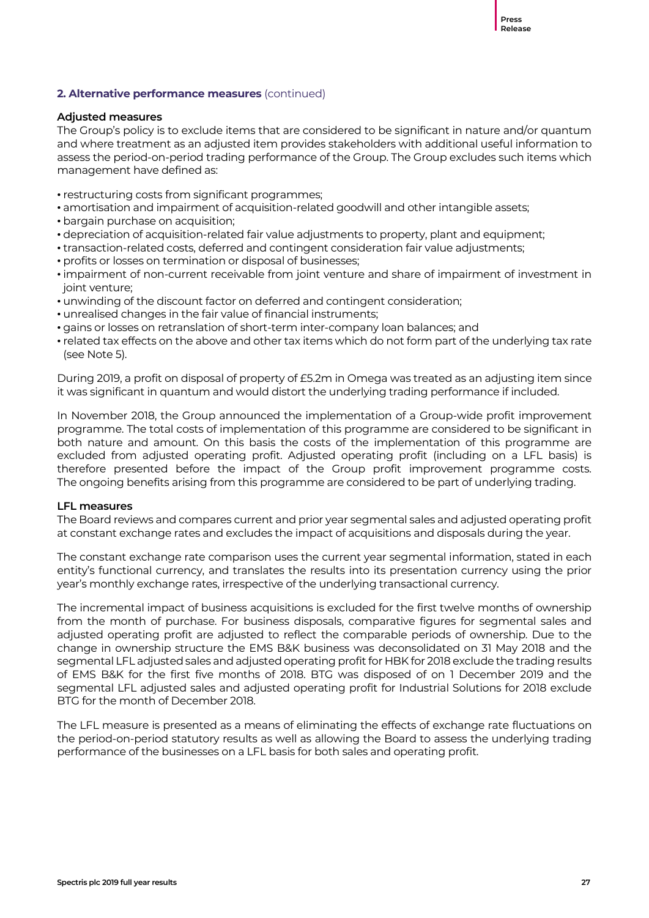## 2. Alternative performance measures (continued)

### Adjusted measures

The Group's policy is to exclude items that are considered to be significant in nature and/or quantum and where treatment as an adjusted item provides stakeholders with additional useful information to assess the period-on-period trading performance of the Group. The Group excludes such items which management have defined as:

- restructuring costs from significant programmes;
- amortisation and impairment of acquisition-related goodwill and other intangible assets;
- bargain purchase on acquisition;
- depreciation of acquisition-related fair value adjustments to property, plant and equipment;
- transaction-related costs, deferred and contingent consideration fair value adjustments;
- profits or losses on termination or disposal of businesses;
- impairment of non-current receivable from joint venture and share of impairment of investment in joint venture;
- unwinding of the discount factor on deferred and contingent consideration;
- unrealised changes in the fair value of financial instruments;
- gains or losses on retranslation of short-term inter-company loan balances; and
- related tax effects on the above and other tax items which do not form part of the underlying tax rate (see Note 5).

During 2019, a profit on disposal of property of £5.2m in Omega was treated as an adjusting item since it was significant in quantum and would distort the underlying trading performance if included.

In November 2018, the Group announced the implementation of a Group-wide profit improvement programme. The total costs of implementation of this programme are considered to be significant in both nature and amount. On this basis the costs of the implementation of this programme are excluded from adjusted operating profit. Adjusted operating profit (including on a LFL basis) is therefore presented before the impact of the Group profit improvement programme costs. The ongoing benefits arising from this programme are considered to be part of underlying trading.

### LFL measures

The Board reviews and compares current and prior year segmental sales and adjusted operating profit at constant exchange rates and excludes the impact of acquisitions and disposals during the year.

The constant exchange rate comparison uses the current year segmental information, stated in each entity's functional currency, and translates the results into its presentation currency using the prior year's monthly exchange rates, irrespective of the underlying transactional currency.

The incremental impact of business acquisitions is excluded for the first twelve months of ownership from the month of purchase. For business disposals, comparative figures for segmental sales and adjusted operating profit are adjusted to reflect the comparable periods of ownership. Due to the change in ownership structure the EMS B&K business was deconsolidated on 31 May 2018 and the segmental LFL adjusted sales and adjusted operating profit for HBK for 2018 exclude the trading results of EMS B&K for the first five months of 2018. BTG was disposed of on 1 December 2019 and the segmental LFL adjusted sales and adjusted operating profit for Industrial Solutions for 2018 exclude BTG for the month of December 2018.

The LFL measure is presented as a means of eliminating the effects of exchange rate fluctuations on the period-on-period statutory results as well as allowing the Board to assess the underlying trading performance of the businesses on a LFL basis for both sales and operating profit.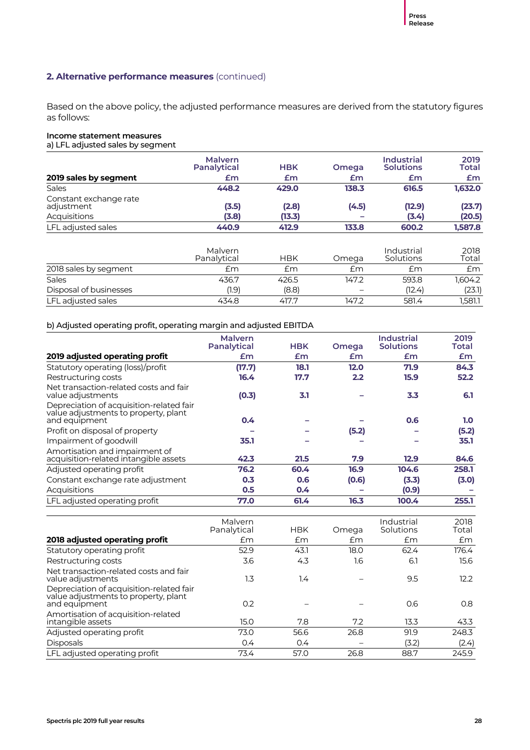## 2. Alternative performance measures (continued)

Based on the above policy, the adjusted performance measures are derived from the statutory figures as follows:

### Income statement measures

a) LFL adjusted sales by segment

| 2019 sales by segment | Malvern Panalytical £m | HBK £m | Omega £m | Industrial Solutions £m | 2019 Total £m |
|---|---|---|---|---|---|
| Sales | **448.2** | **429.0** | **138.3** | **616.5** | **1,632.0** |
| Constant exchange rate adjustment | **(3.5)** | **(2.8)** | **(4.5)** | **(12.9)** | **(23.7)** |
| Acquisitions | **(3.8)** | **(13.3)** | **–** | **(3.4)** | **(20.5)** |
| LFL adjusted sales | **440.9** | **412.9** | **133.8** | **600.2** | **1,587.8** |

| 2018 sales by segment | Malvern Panalytical £m | HBK £m | Omega £m | Industrial Solutions £m | 2018 Total £m |
|---|---|---|---|---|---|
| Sales | 436.7 | 426.5 | 147.2 | 593.8 | 1,604.2 |
| Disposal of businesses | (1.9) | (8.8) | – | (12.4) | (23.1) |
| LFL adjusted sales | 434.8 | 417.7 | 147.2 | 581.4 | 1,581.1 |

b) Adjusted operating profit, operating margin and adjusted EBITDA

| 2019 adjusted operating profit | Malvern Panalytical £m | HBK £m | Omega £m | Industrial Solutions £m | 2019 Total £m |
|---|---|---|---|---|---|
| Statutory operating (loss)/profit | **(17.7)** | **18.1** | **12.0** | **71.9** | **84.3** |
| Restructuring costs | **16.4** | **17.7** | **2.2** | **15.9** | **52.2** |
| Net transaction-related costs and fair value adjustments | **(0.3)** | **3.1** | **–** | **3.3** | **6.1** |
| Depreciation of acquisition-related fair value adjustments to property, plant and equipment | **0.4** | **–** | **–** | **0.6** | **1.0** |
| Profit on disposal of property | **–** | **–** | **(5.2)** | **–** | **(5.2)** |
| Impairment of goodwill | **35.1** | **–** | **–** | **–** | **35.1** |
| Amortisation and impairment of acquisition-related intangible assets | **42.3** | **21.5** | **7.9** | **12.9** | **84.6** |
| Adjusted operating profit | **76.2** | **60.4** | **16.9** | **104.6** | **258.1** |
| Constant exchange rate adjustment | **0.3** | **0.6** | **(0.6)** | **(3.3)** | **(3.0)** |
| Acquisitions | **0.5** | **0.4** | **–** | **(0.9)** | **–** |
| LFL adjusted operating profit | **77.0** | **61.4** | **16.3** | **100.4** | **255.1** |

| 2018 adjusted operating profit | Malvern Panalytical £m | HBK £m | Omega £m | Industrial Solutions £m | 2018 Total £m |
|---|---|---|---|---|---|
| Statutory operating profit | 52.9 | 43.1 | 18.0 | 62.4 | 176.4 |
| Restructuring costs | 3.6 | 4.3 | 1.6 | 6.1 | 15.6 |
| Net transaction-related costs and fair value adjustments | 1.3 | 1.4 | – | 9.5 | 12.2 |
| Depreciation of acquisition-related fair value adjustments to property, plant and equipment | 0.2 | – | – | 0.6 | 0.8 |
| Amortisation of acquisition-related intangible assets | 15.0 | 7.8 | 7.2 | 13.3 | 43.3 |
| Adjusted operating profit | 73.0 | 56.6 | 26.8 | 91.9 | 248.3 |
| Disposals | 0.4 | 0.4 | – | (3.2) | (2.4) |
| LFL adjusted operating profit | 73.4 | 57.0 | 26.8 | 88.7 | 245.9 |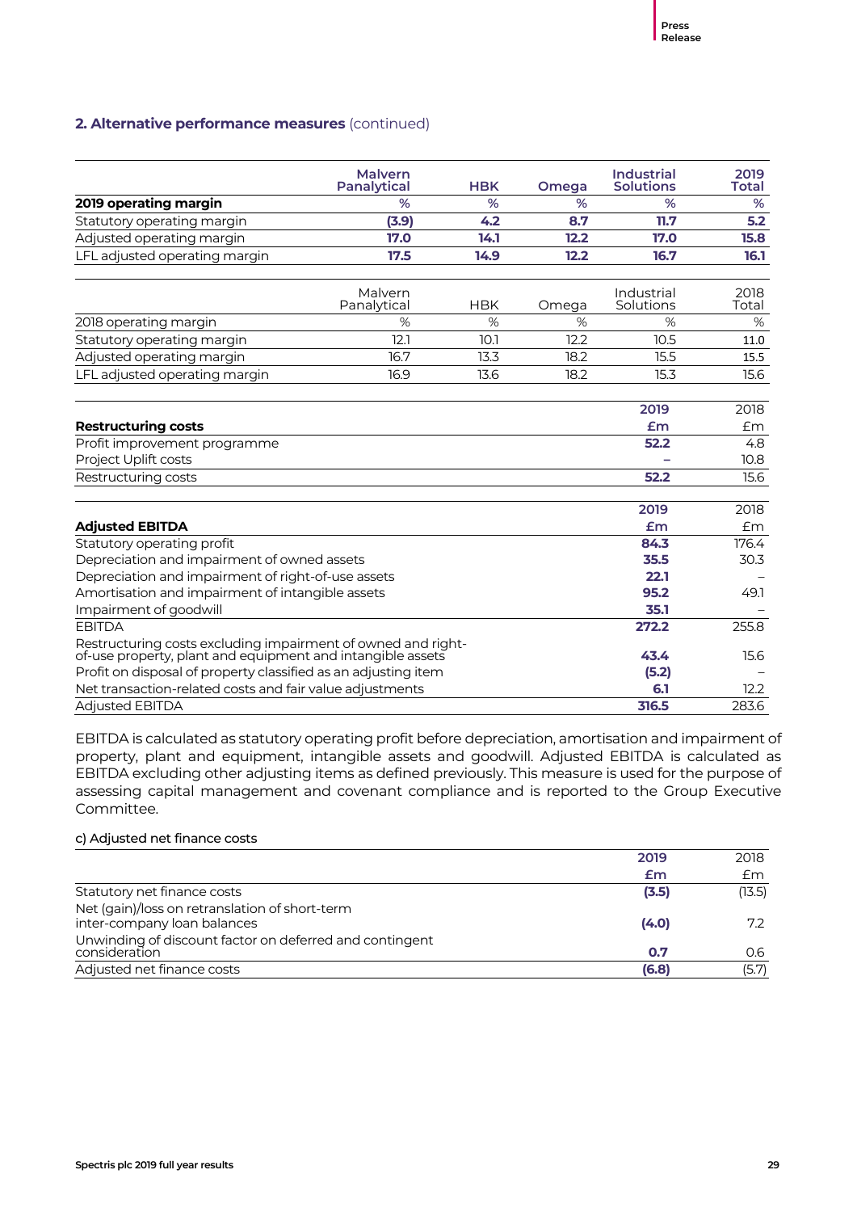## 2. Alternative performance measures (continued)

| 2019 operating margin | Malvern Panalytical<br>% | HBK<br>% | Omega<br>% | Industrial Solutions<br>% | 2019 Total<br>% |
|---|---|---|---|---|---|
| Statutory operating margin | **(3.9)** | **4.2** | **8.7** | **11.7** | **5.2** |
| Adjusted operating margin | **17.0** | **14.1** | **12.2** | **17.0** | **15.8** |
| LFL adjusted operating margin | **17.5** | **14.9** | **12.2** | **16.7** | **16.1** |

| 2018 operating margin | Malvern Panalytical<br>% | HBK<br>% | Omega<br>% | Industrial Solutions<br>% | 2018 Total<br>% |
|---|---|---|---|---|---|
| Statutory operating margin | 12.1 | 10.1 | 12.2 | 10.5 | 11.0 |
| Adjusted operating margin | 16.7 | 13.3 | 18.2 | 15.5 | 15.5 |
| LFL adjusted operating margin | 16.9 | 13.6 | 18.2 | 15.3 | 15.6 |

| Restructuring costs | 2019<br>£m | 2018<br>£m |
|---|---|---|
| Profit improvement programme | **52.2** | 4.8 |
| Project Uplift costs | **–** | 10.8 |
| Restructuring costs | **52.2** | 15.6 |

| Adjusted EBITDA | 2019<br>£m | 2018<br>£m |
|---|---|---|
| Statutory operating profit | **84.3** | 176.4 |
| Depreciation and impairment of owned assets | **35.5** | 30.3 |
| Depreciation and impairment of right-of-use assets | **22.1** | – |
| Amortisation and impairment of intangible assets | **95.2** | 49.1 |
| Impairment of goodwill | **35.1** | – |
| EBITDA | **272.2** | 255.8 |
| Restructuring costs excluding impairment of owned and right-of-use property, plant and equipment and intangible assets | **43.4** | 15.6 |
| Profit on disposal of property classified as an adjusting item | **(5.2)** | – |
| Net transaction-related costs and fair value adjustments | **6.1** | 12.2 |
| Adjusted EBITDA | **316.5** | 283.6 |

EBITDA is calculated as statutory operating profit before depreciation, amortisation and impairment of property, plant and equipment, intangible assets and goodwill. Adjusted EBITDA is calculated as EBITDA excluding other adjusting items as defined previously. This measure is used for the purpose of assessing capital management and covenant compliance and is reported to the Group Executive Committee.

### c) Adjusted net finance costs

| | 2019<br>£m | 2018<br>£m |
|---|---|---|
| Statutory net finance costs | **(3.5)** | (13.5) |
| Net (gain)/loss on retranslation of short-term inter-company loan balances | **(4.0)** | 7.2 |
| Unwinding of discount factor on deferred and contingent consideration | **0.7** | 0.6 |
| Adjusted net finance costs | **(6.8)** | (5.7) |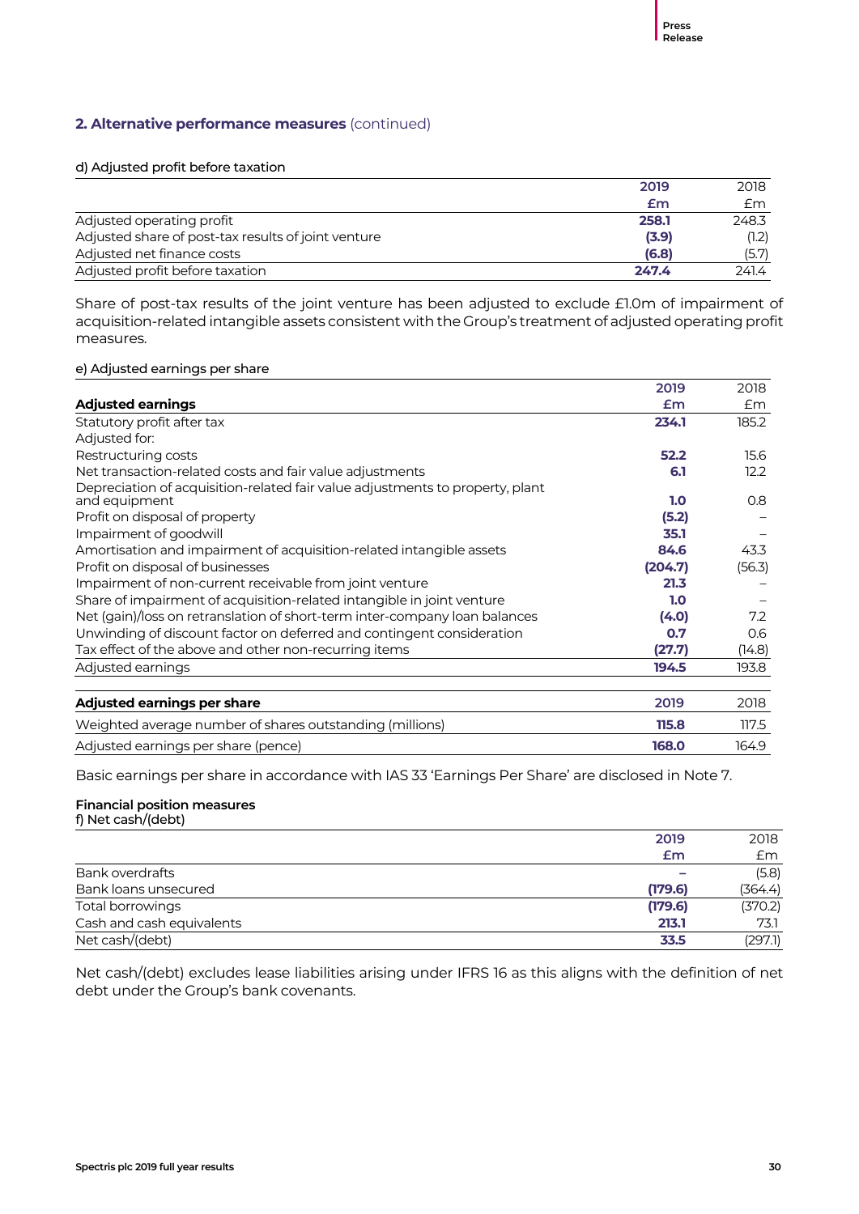## 2. Alternative performance measures (continued)

### d) Adjusted profit before taxation

| | 2019 | 2018 |
|---|---|---|
| | £m | £m |
| Adjusted operating profit | **258.1** | 248.3 |
| Adjusted share of post-tax results of joint venture | **(3.9)** | (1.2) |
| Adjusted net finance costs | **(6.8)** | (5.7) |
| Adjusted profit before taxation | **247.4** | 241.4 |

Share of post-tax results of the joint venture has been adjusted to exclude £1.0m of impairment of acquisition-related intangible assets consistent with the Group's treatment of adjusted operating profit measures.

### e) Adjusted earnings per share

| **Adjusted earnings** | 2019 £m | 2018 £m |
|---|---|---|
| Statutory profit after tax | **234.1** | 185.2 |
| Adjusted for: | | |
| Restructuring costs | **52.2** | 15.6 |
| Net transaction-related costs and fair value adjustments | **6.1** | 12.2 |
| Depreciation of acquisition-related fair value adjustments to property, plant and equipment | **1.0** | 0.8 |
| Profit on disposal of property | **(5.2)** | – |
| Impairment of goodwill | **35.1** | – |
| Amortisation and impairment of acquisition-related intangible assets | **84.6** | 43.3 |
| Profit on disposal of businesses | **(204.7)** | (56.3) |
| Impairment of non-current receivable from joint venture | **21.3** | – |
| Share of impairment of acquisition-related intangible in joint venture | **1.0** | – |
| Net (gain)/loss on retranslation of short-term inter-company loan balances | **(4.0)** | 7.2 |
| Unwinding of discount factor on deferred and contingent consideration | **0.7** | 0.6 |
| Tax effect of the above and other non-recurring items | **(27.7)** | (14.8) |
| Adjusted earnings | **194.5** | 193.8 |

| **Adjusted earnings per share** | 2019 | 2018 |
|---|---|---|
| Weighted average number of shares outstanding (millions) | **115.8** | 117.5 |
| Adjusted earnings per share (pence) | **168.0** | 164.9 |

Basic earnings per share in accordance with IAS 33 'Earnings Per Share' are disclosed in Note 7.

### Financial position measures

#### f) Net cash/(debt)

| | 2019 | 2018 |
|---|---|---|
| | £m | £m |
| Bank overdrafts | **–** | (5.8) |
| Bank loans unsecured | **(179.6)** | (364.4) |
| Total borrowings | **(179.6)** | (370.2) |
| Cash and cash equivalents | **213.1** | 73.1 |
| Net cash/(debt) | **33.5** | (297.1) |

Net cash/(debt) excludes lease liabilities arising under IFRS 16 as this aligns with the definition of net debt under the Group's bank covenants.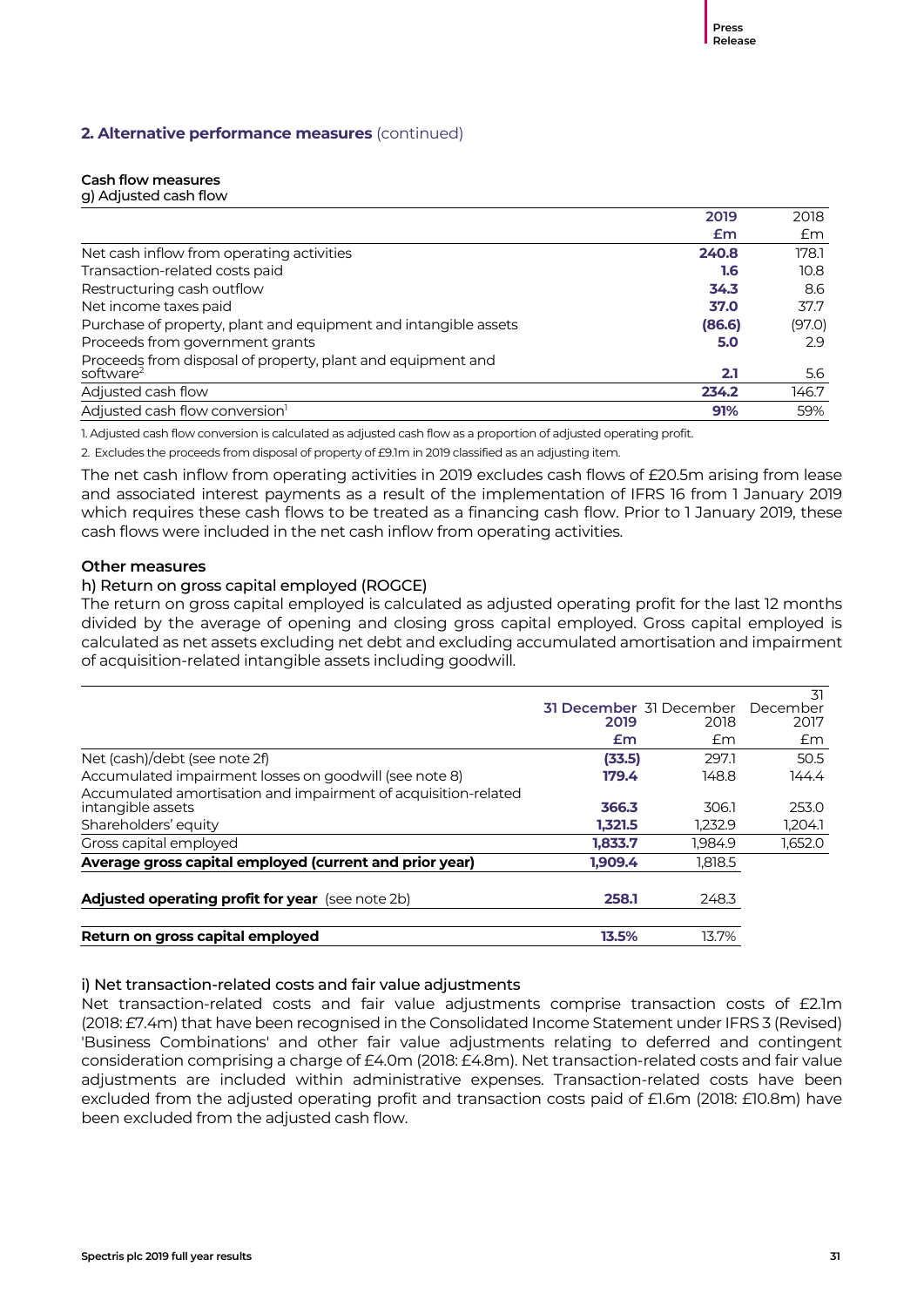## 2. Alternative performance measures (continued)

### Cash flow measures

g) Adjusted cash flow

| | 2019 £m | 2018 £m |
|---|---|---|
| Net cash inflow from operating activities | **240.8** | 178.1 |
| Transaction-related costs paid | **1.6** | 10.8 |
| Restructuring cash outflow | **34.3** | 8.6 |
| Net income taxes paid | **37.0** | 37.7 |
| Purchase of property, plant and equipment and intangible assets | **(86.6)** | (97.0) |
| Proceeds from government grants | **5.0** | 2.9 |
| Proceeds from disposal of property, plant and equipment and software[2] | **2.1** | 5.6 |
| Adjusted cash flow | **234.2** | 146.7 |
| Adjusted cash flow conversion[1] | **91%** | 59% |

1. Adjusted cash flow conversion is calculated as adjusted cash flow as a proportion of adjusted operating profit.

2. Excludes the proceeds from disposal of property of £9.1m in 2019 classified as an adjusting item.

The net cash inflow from operating activities in 2019 excludes cash flows of £20.5m arising from lease and associated interest payments as a result of the implementation of IFRS 16 from 1 January 2019 which requires these cash flows to be treated as a financing cash flow. Prior to 1 January 2019, these cash flows were included in the net cash inflow from operating activities.

### Other measures

h) Return on gross capital employed (ROGCE)

The return on gross capital employed is calculated as adjusted operating profit for the last 12 months divided by the average of opening and closing gross capital employed. Gross capital employed is calculated as net assets excluding net debt and excluding accumulated amortisation and impairment of acquisition-related intangible assets including goodwill.

| | 31 December 2019 £m | 31 December 2018 £m | 31 December 2017 £m |
|---|---|---|---|
| Net (cash)/debt (see note 2f) | **(33.5)** | 297.1 | 50.5 |
| Accumulated impairment losses on goodwill (see note 8) | **179.4** | 148.8 | 144.4 |
| Accumulated amortisation and impairment of acquisition-related intangible assets | **366.3** | 306.1 | 253.0 |
| Shareholders' equity | **1,321.5** | 1,232.9 | 1,204.1 |
| Gross capital employed | **1,833.7** | 1,984.9 | 1,652.0 |
| **Average gross capital employed (current and prior year)** | **1,909.4** | 1,818.5 | |
| **Adjusted operating profit for year** (see note 2b) | **258.1** | 248.3 | |
| **Return on gross capital employed** | **13.5%** | 13.7% | |

i) Net transaction-related costs and fair value adjustments

Net transaction-related costs and fair value adjustments comprise transaction costs of £2.1m (2018: £7.4m) that have been recognised in the Consolidated Income Statement under IFRS 3 (Revised) 'Business Combinations' and other fair value adjustments relating to deferred and contingent consideration comprising a charge of £4.0m (2018: £4.8m). Net transaction-related costs and fair value adjustments are included within administrative expenses. Transaction-related costs have been excluded from the adjusted operating profit and transaction costs paid of £1.6m (2018: £10.8m) have been excluded from the adjusted cash flow.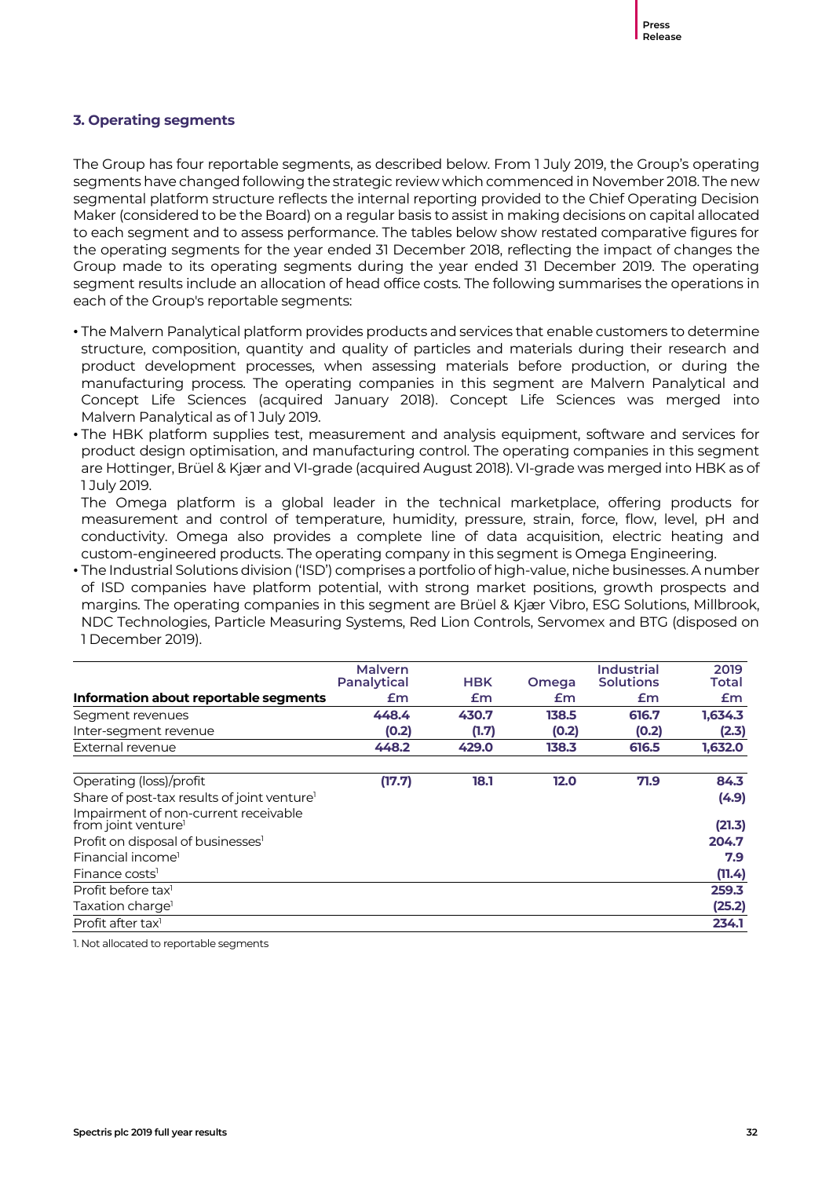### 3. Operating segments

The Group has four reportable segments, as described below. From 1 July 2019, the Group's operating segments have changed following the strategic review which commenced in November 2018. The new segmental platform structure reflects the internal reporting provided to the Chief Operating Decision Maker (considered to be the Board) on a regular basis to assist in making decisions on capital allocated to each segment and to assess performance. The tables below show restated comparative figures for the operating segments for the year ended 31 December 2018, reflecting the impact of changes the Group made to its operating segments during the year ended 31 December 2019. The operating segment results include an allocation of head office costs. The following summarises the operations in each of the Group's reportable segments:

- The Malvern Panalytical platform provides products and services that enable customers to determine structure, composition, quantity and quality of particles and materials during their research and product development processes, when assessing materials before production, or during the manufacturing process. The operating companies in this segment are Malvern Panalytical and Concept Life Sciences (acquired January 2018). Concept Life Sciences was merged into Malvern Panalytical as of 1 July 2019.
- The HBK platform supplies test, measurement and analysis equipment, software and services for product design optimisation, and manufacturing control. The operating companies in this segment are Hottinger, Brüel & Kjær and VI-grade (acquired August 2018). VI-grade was merged into HBK as of 1 July 2019.

  The Omega platform is a global leader in the technical marketplace, offering products for measurement and control of temperature, humidity, pressure, strain, force, flow, level, pH and conductivity. Omega also provides a complete line of data acquisition, electric heating and custom-engineered products. The operating company in this segment is Omega Engineering.
- The Industrial Solutions division ('ISD') comprises a portfolio of high-value, niche businesses. A number of ISD companies have platform potential, with strong market positions, growth prospects and margins. The operating companies in this segment are Brüel & Kjær Vibro, ESG Solutions, Millbrook, NDC Technologies, Particle Measuring Systems, Red Lion Controls, Servomex and BTG (disposed on 1 December 2019).

| Information about reportable segments | Malvern Panalytical £m | HBK £m | Omega £m | Industrial Solutions £m | 2019 Total £m |
|---|---|---|---|---|---|
| Segment revenues | **448.4** | **430.7** | **138.5** | **616.7** | **1,634.3** |
| Inter-segment revenue | **(0.2)** | **(1.7)** | **(0.2)** | **(0.2)** | **(2.3)** |
| External revenue | **448.2** | **429.0** | **138.3** | **616.5** | **1,632.0** |
| | | | | | |
| Operating (loss)/profit | **(17.7)** | **18.1** | **12.0** | **71.9** | **84.3** |
| Share of post-tax results of joint venture[1] | | | | | **(4.9)** |
| Impairment of non-current receivable from joint venture[1] | | | | | **(21.3)** |
| Profit on disposal of businesses[1] | | | | | **204.7** |
| Financial income[1] | | | | | **7.9** |
| Finance costs[1] | | | | | **(11.4)** |
| Profit before tax[1] | | | | | **259.3** |
| Taxation charge[1] | | | | | **(25.2)** |
| Profit after tax[1] | | | | | **234.1** |

1. Not allocated to reportable segments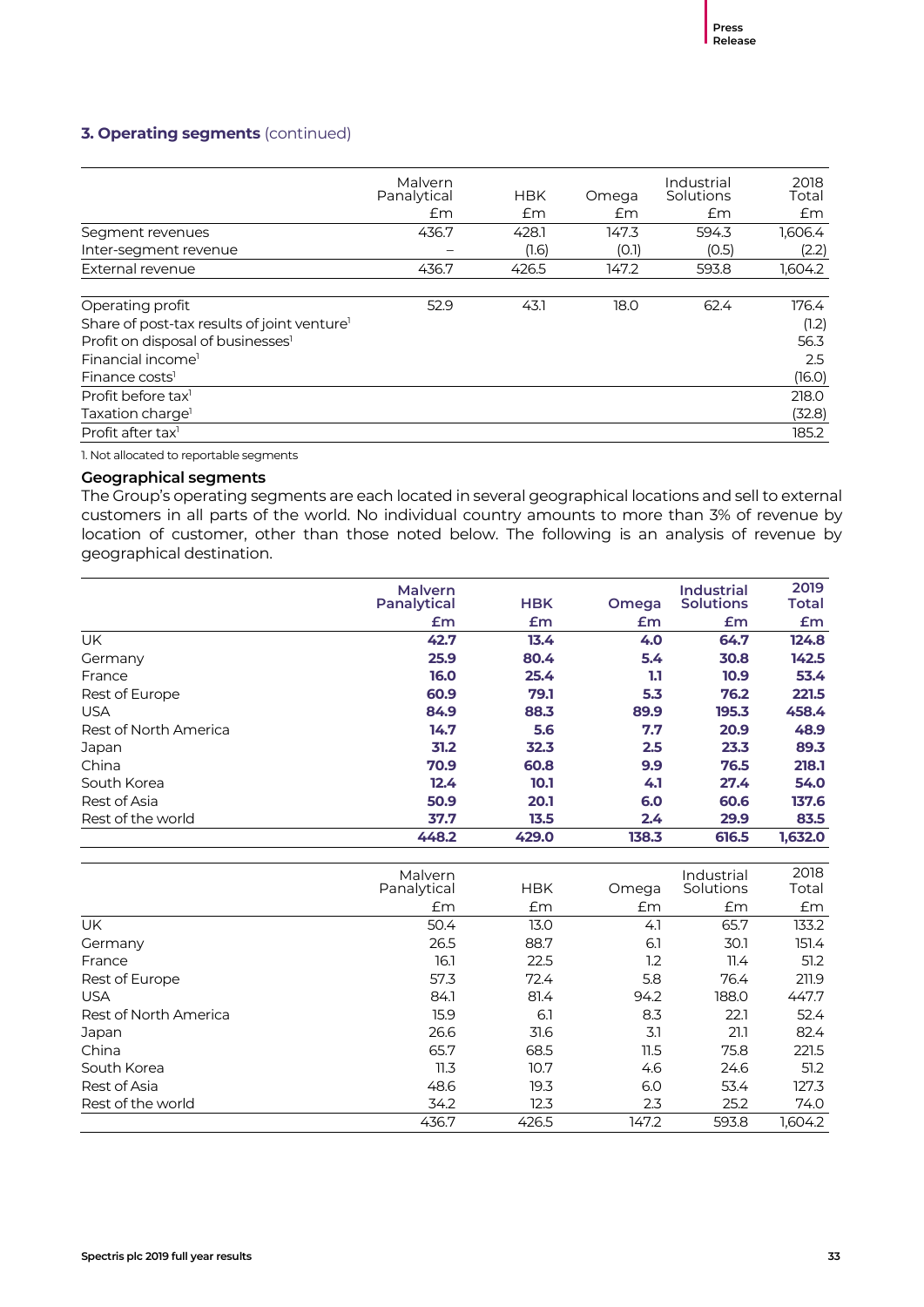## 3. Operating segments (continued)

| | Malvern Panalytical £m | HBK £m | Omega £m | Industrial Solutions £m | 2018 Total £m |
|---|---|---|---|---|---|
| Segment revenues | 436.7 | 428.1 | 147.3 | 594.3 | 1,606.4 |
| Inter-segment revenue | – | (1.6) | (0.1) | (0.5) | (2.2) |
| External revenue | 436.7 | 426.5 | 147.2 | 593.8 | 1,604.2 |
| | | | | | |
| Operating profit | 52.9 | 43.1 | 18.0 | 62.4 | 176.4 |
| Share of post-tax results of joint venture[1] | | | | | (1.2) |
| Profit on disposal of businesses[1] | | | | | 56.3 |
| Financial income[1] | | | | | 2.5 |
| Finance costs[1] | | | | | (16.0) |
| Profit before tax[1] | | | | | 218.0 |
| Taxation charge[1] | | | | | (32.8) |
| Profit after tax[1] | | | | | 185.2 |

1. Not allocated to reportable segments

### Geographical segments

The Group's operating segments are each located in several geographical locations and sell to external customers in all parts of the world. No individual country amounts to more than 3% of revenue by location of customer, other than those noted below. The following is an analysis of revenue by geographical destination.

| | **Malvern Panalytical £m** | **HBK £m** | **Omega £m** | **Industrial Solutions £m** | **2019 Total £m** |
|---|---|---|---|---|---|
| UK | **42.7** | **13.4** | **4.0** | **64.7** | **124.8** |
| Germany | **25.9** | **80.4** | **5.4** | **30.8** | **142.5** |
| France | **16.0** | **25.4** | **1.1** | **10.9** | **53.4** |
| Rest of Europe | **60.9** | **79.1** | **5.3** | **76.2** | **221.5** |
| USA | **84.9** | **88.3** | **89.9** | **195.3** | **458.4** |
| Rest of North America | **14.7** | **5.6** | **7.7** | **20.9** | **48.9** |
| Japan | **31.2** | **32.3** | **2.5** | **23.3** | **89.3** |
| China | **70.9** | **60.8** | **9.9** | **76.5** | **218.1** |
| South Korea | **12.4** | **10.1** | **4.1** | **27.4** | **54.0** |
| Rest of Asia | **50.9** | **20.1** | **6.0** | **60.6** | **137.6** |
| Rest of the world | **37.7** | **13.5** | **2.4** | **29.9** | **83.5** |
| | **448.2** | **429.0** | **138.3** | **616.5** | **1,632.0** |

| | Malvern Panalytical £m | HBK £m | Omega £m | Industrial Solutions £m | 2018 Total £m |
|---|---|---|---|---|---|
| UK | 50.4 | 13.0 | 4.1 | 65.7 | 133.2 |
| Germany | 26.5 | 88.7 | 6.1 | 30.1 | 151.4 |
| France | 16.1 | 22.5 | 1.2 | 11.4 | 51.2 |
| Rest of Europe | 57.3 | 72.4 | 5.8 | 76.4 | 211.9 |
| USA | 84.1 | 81.4 | 94.2 | 188.0 | 447.7 |
| Rest of North America | 15.9 | 6.1 | 8.3 | 22.1 | 52.4 |
| Japan | 26.6 | 31.6 | 3.1 | 21.1 | 82.4 |
| China | 65.7 | 68.5 | 11.5 | 75.8 | 221.5 |
| South Korea | 11.3 | 10.7 | 4.6 | 24.6 | 51.2 |
| Rest of Asia | 48.6 | 19.3 | 6.0 | 53.4 | 127.3 |
| Rest of the world | 34.2 | 12.3 | 2.3 | 25.2 | 74.0 |
| | 436.7 | 426.5 | 147.2 | 593.8 | 1,604.2 |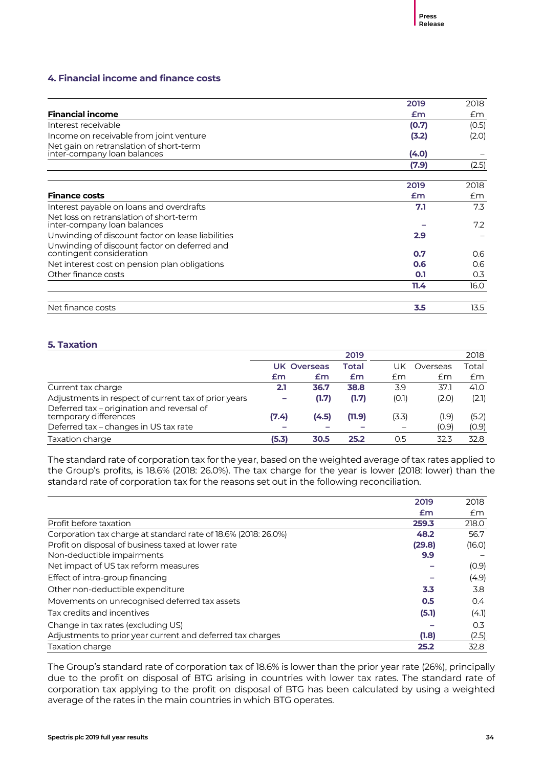## 4. Financial income and finance costs

| Financial income | 2019 £m | 2018 £m |
|---|---|---|
| Interest receivable | **(0.7)** | (0.5) |
| Income on receivable from joint venture | **(3.2)** | (2.0) |
| Net gain on retranslation of short-term inter-company loan balances | **(4.0)** | – |
| | **(7.9)** | (2.5) |

| Finance costs | 2019 £m | 2018 £m |
|---|---|---|
| Interest payable on loans and overdrafts | **7.1** | 7.3 |
| Net loss on retranslation of short-term inter-company loan balances | **–** | 7.2 |
| Unwinding of discount factor on lease liabilities | **2.9** | – |
| Unwinding of discount factor on deferred and contingent consideration | **0.7** | 0.6 |
| Net interest cost on pension plan obligations | **0.6** | 0.6 |
| Other finance costs | **0.1** | 0.3 |
| | **11.4** | 16.0 |
| | | |
| Net finance costs | **3.5** | 13.5 |

## 5. Taxation

| | 2019 | | | 2018 | | |
|---|---|---|---|---|---|---|
| | UK £m | Overseas £m | Total £m | UK £m | Overseas £m | Total £m |
| Current tax charge | **2.1** | **36.7** | **38.8** | 3.9 | 37.1 | 41.0 |
| Adjustments in respect of current tax of prior years | **–** | **(1.7)** | **(1.7)** | (0.1) | (2.0) | (2.1) |
| Deferred tax – origination and reversal of temporary differences | **(7.4)** | **(4.5)** | **(11.9)** | (3.3) | (1.9) | (5.2) |
| Deferred tax – changes in US tax rate | **–** | **–** | **–** | – | (0.9) | (0.9) |
| Taxation charge | **(5.3)** | **30.5** | **25.2** | 0.5 | 32.3 | 32.8 |

The standard rate of corporation tax for the year, based on the weighted average of tax rates applied to the Group's profits, is 18.6% (2018: 26.0%). The tax charge for the year is lower (2018: lower) than the standard rate of corporation tax for the reasons set out in the following reconciliation.

| | 2019 £m | 2018 £m |
|---|---|---|
| Profit before taxation | **259.3** | 218.0 |
| Corporation tax charge at standard rate of 18.6% (2018: 26.0%) | **48.2** | 56.7 |
| Profit on disposal of business taxed at lower rate | **(29.8)** | (16.0) |
| Non-deductible impairments | **9.9** | – |
| Net impact of US tax reform measures | **–** | (0.9) |
| Effect of intra-group financing | **–** | (4.9) |
| Other non-deductible expenditure | **3.3** | 3.8 |
| Movements on unrecognised deferred tax assets | **0.5** | 0.4 |
| Tax credits and incentives | **(5.1)** | (4.1) |
| Change in tax rates (excluding US) | **–** | 0.3 |
| Adjustments to prior year current and deferred tax charges | **(1.8)** | (2.5) |
| Taxation charge | **25.2** | 32.8 |

The Group's standard rate of corporation tax of 18.6% is lower than the prior year rate (26%), principally due to the profit on disposal of BTG arising in countries with lower tax rates. The standard rate of corporation tax applying to the profit on disposal of BTG has been calculated by using a weighted average of the rates in the main countries in which BTG operates.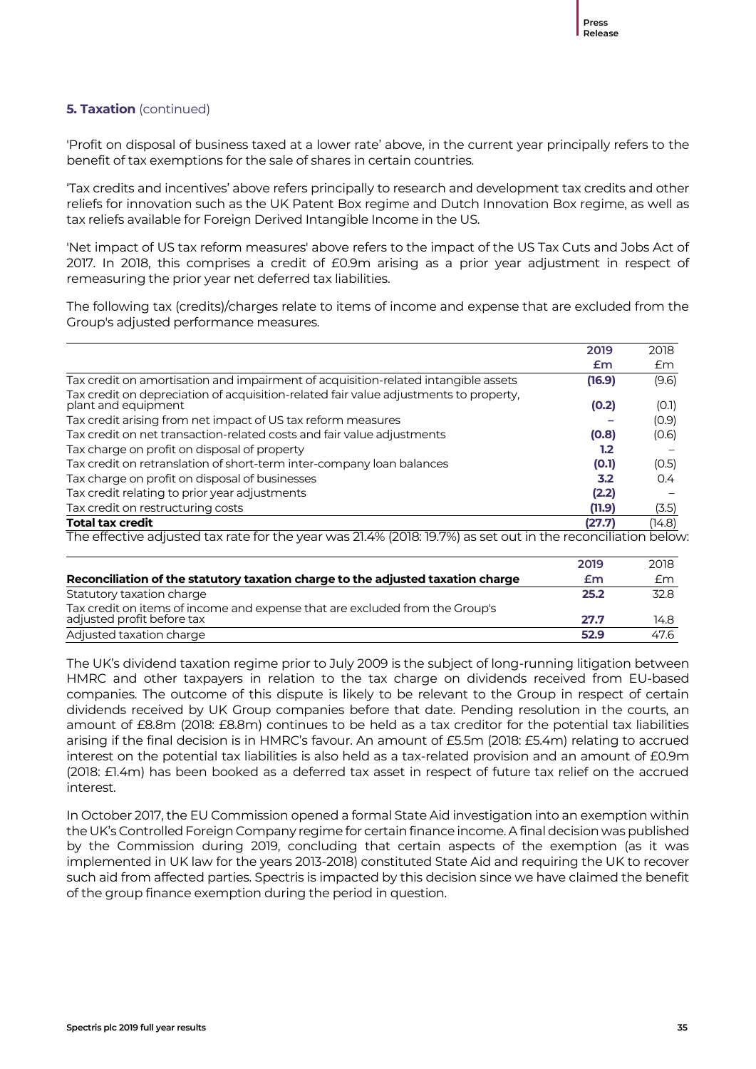### 5. Taxation (continued)

'Profit on disposal of business taxed at a lower rate' above, in the current year principally refers to the benefit of tax exemptions for the sale of shares in certain countries.

'Tax credits and incentives' above refers principally to research and development tax credits and other reliefs for innovation such as the UK Patent Box regime and Dutch Innovation Box regime, as well as tax reliefs available for Foreign Derived Intangible Income in the US.

'Net impact of US tax reform measures' above refers to the impact of the US Tax Cuts and Jobs Act of 2017. In 2018, this comprises a credit of £0.9m arising as a prior year adjustment in respect of remeasuring the prior year net deferred tax liabilities.

The following tax (credits)/charges relate to items of income and expense that are excluded from the Group's adjusted performance measures.

| | **2019** | 2018 |
|---|---|---|
| | **£m** | £m |
| Tax credit on amortisation and impairment of acquisition-related intangible assets | **(16.9)** | (9.6) |
| Tax credit on depreciation of acquisition-related fair value adjustments to property, plant and equipment | **(0.2)** | (0.1) |
| Tax credit arising from net impact of US tax reform measures | **–** | (0.9) |
| Tax credit on net transaction-related costs and fair value adjustments | **(0.8)** | (0.6) |
| Tax charge on profit on disposal of property | **1.2** | – |
| Tax credit on retranslation of short-term inter-company loan balances | **(0.1)** | (0.5) |
| Tax charge on profit on disposal of businesses | **3.2** | 0.4 |
| Tax credit relating to prior year adjustments | **(2.2)** | – |
| Tax credit on restructuring costs | **(11.9)** | (3.5) |
| **Total tax credit** | **(27.7)** | (14.8) |

The effective adjusted tax rate for the year was 21.4% (2018: 19.7%) as set out in the reconciliation below:

| | **2019** | 2018 |
|---|---|---|
| **Reconciliation of the statutory taxation charge to the adjusted taxation charge** | **£m** | £m |
| Statutory taxation charge | **25.2** | 32.8 |
| Tax credit on items of income and expense that are excluded from the Group's adjusted profit before tax | **27.7** | 14.8 |
| Adjusted taxation charge | **52.9** | 47.6 |

The UK's dividend taxation regime prior to July 2009 is the subject of long-running litigation between HMRC and other taxpayers in relation to the tax charge on dividends received from EU-based companies. The outcome of this dispute is likely to be relevant to the Group in respect of certain dividends received by UK Group companies before that date. Pending resolution in the courts, an amount of £8.8m (2018: £8.8m) continues to be held as a tax creditor for the potential tax liabilities arising if the final decision is in HMRC's favour. An amount of £5.5m (2018: £5.4m) relating to accrued interest on the potential tax liabilities is also held as a tax-related provision and an amount of £0.9m (2018: £1.4m) has been booked as a deferred tax asset in respect of future tax relief on the accrued interest.

In October 2017, the EU Commission opened a formal State Aid investigation into an exemption within the UK's Controlled Foreign Company regime for certain finance income. A final decision was published by the Commission during 2019, concluding that certain aspects of the exemption (as it was implemented in UK law for the years 2013-2018) constituted State Aid and requiring the UK to recover such aid from affected parties. Spectris is impacted by this decision since we have claimed the benefit of the group finance exemption during the period in question.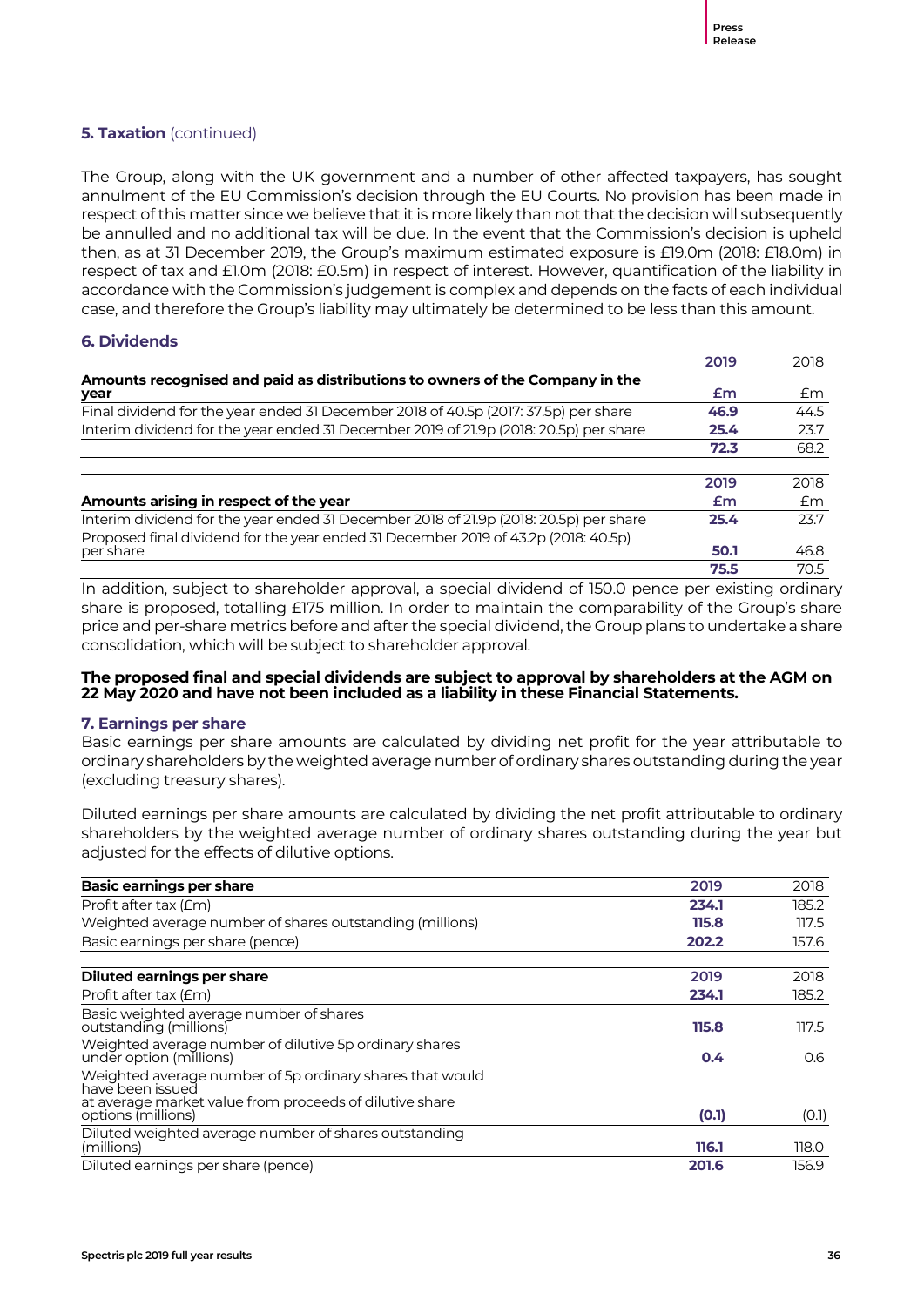### 5. Taxation (continued)

The Group, along with the UK government and a number of other affected taxpayers, has sought annulment of the EU Commission's decision through the EU Courts. No provision has been made in respect of this matter since we believe that it is more likely than not that the decision will subsequently be annulled and no additional tax will be due. In the event that the Commission's decision is upheld then, as at 31 December 2019, the Group's maximum estimated exposure is £19.0m (2018: £18.0m) in respect of tax and £1.0m (2018: £0.5m) in respect of interest. However, quantification of the liability in accordance with the Commission's judgement is complex and depends on the facts of each individual case, and therefore the Group's liability may ultimately be determined to be less than this amount.

### 6. Dividends

| Amounts recognised and paid as distributions to owners of the Company in the year | 2019<br>£m | 2018<br>£m |
|---|---|---|
| Final dividend for the year ended 31 December 2018 of 40.5p (2017: 37.5p) per share | **46.9** | 44.5 |
| Interim dividend for the year ended 31 December 2019 of 21.9p (2018: 20.5p) per share | **25.4** | 23.7 |
| | **72.3** | 68.2 |

| Amounts arising in respect of the year | 2019<br>£m | 2018<br>£m |
|---|---|---|
| Interim dividend for the year ended 31 December 2018 of 21.9p (2018: 20.5p) per share | **25.4** | 23.7 |
| Proposed final dividend for the year ended 31 December 2019 of 43.2p (2018: 40.5p) per share | **50.1** | 46.8 |
| | **75.5** | 70.5 |

In addition, subject to shareholder approval, a special dividend of 150.0 pence per existing ordinary share is proposed, totalling £175 million. In order to maintain the comparability of the Group's share price and per-share metrics before and after the special dividend, the Group plans to undertake a share consolidation, which will be subject to shareholder approval.

**The proposed final and special dividends are subject to approval by shareholders at the AGM on 22 May 2020 and have not been included as a liability in these Financial Statements.**

### 7. Earnings per share

Basic earnings per share amounts are calculated by dividing net profit for the year attributable to ordinary shareholders by the weighted average number of ordinary shares outstanding during the year (excluding treasury shares).

Diluted earnings per share amounts are calculated by dividing the net profit attributable to ordinary shareholders by the weighted average number of ordinary shares outstanding during the year but adjusted for the effects of dilutive options.

| Basic earnings per share | 2019 | 2018 |
|---|---|---|
| Profit after tax (£m) | **234.1** | 185.2 |
| Weighted average number of shares outstanding (millions) | **115.8** | 117.5 |
| Basic earnings per share (pence) | **202.2** | 157.6 |

| Diluted earnings per share | 2019 | 2018 |
|---|---|---|
| Profit after tax (£m) | **234.1** | 185.2 |
| Basic weighted average number of shares outstanding (millions) | **115.8** | 117.5 |
| Weighted average number of dilutive 5p ordinary shares under option (millions) | **0.4** | 0.6 |
| Weighted average number of 5p ordinary shares that would have been issued at average market value from proceeds of dilutive share options (millions) | **(0.1)** | (0.1) |
| Diluted weighted average number of shares outstanding (millions) | **116.1** | 118.0 |
| Diluted earnings per share (pence) | **201.6** | 156.9 |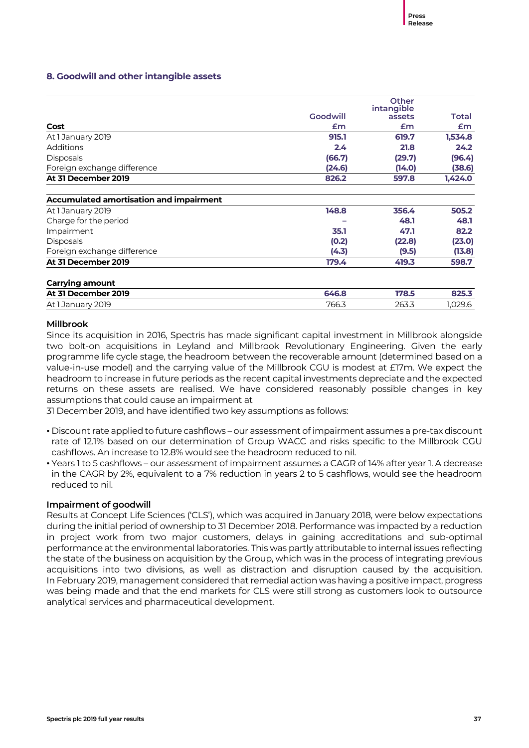## 8. Goodwill and other intangible assets

| Cost | Goodwill £m | Other intangible assets £m | Total £m |
|---|---|---|---|
| At 1 January 2019 | **915.1** | **619.7** | **1,534.8** |
| Additions | **2.4** | **21.8** | **24.2** |
| Disposals | **(66.7)** | **(29.7)** | **(96.4)** |
| Foreign exchange difference | **(24.6)** | **(14.0)** | **(38.6)** |
| **At 31 December 2019** | **826.2** | **597.8** | **1,424.0** |
| **Accumulated amortisation and impairment** | | | |
| At 1 January 2019 | **148.8** | **356.4** | **505.2** |
| Charge for the period | **–** | **48.1** | **48.1** |
| Impairment | **35.1** | **47.1** | **82.2** |
| Disposals | **(0.2)** | **(22.8)** | **(23.0)** |
| Foreign exchange difference | **(4.3)** | **(9.5)** | **(13.8)** |
| **At 31 December 2019** | **179.4** | **419.3** | **598.7** |
| **Carrying amount** | | | |
| **At 31 December 2019** | **646.8** | **178.5** | **825.3** |
| At 1 January 2019 | 766.3 | 263.3 | 1,029.6 |

### Millbrook

Since its acquisition in 2016, Spectris has made significant capital investment in Millbrook alongside two bolt-on acquisitions in Leyland and Millbrook Revolutionary Engineering. Given the early programme life cycle stage, the headroom between the recoverable amount (determined based on a value-in-use model) and the carrying value of the Millbrook CGU is modest at £17m. We expect the headroom to increase in future periods as the recent capital investments depreciate and the expected returns on these assets are realised. We have considered reasonably possible changes in key assumptions that could cause an impairment at
31 December 2019, and have identified two key assumptions as follows:

- Discount rate applied to future cashflows – our assessment of impairment assumes a pre-tax discount rate of 12.1% based on our determination of Group WACC and risks specific to the Millbrook CGU cashflows. An increase to 12.8% would see the headroom reduced to nil.
- Years 1 to 5 cashflows – our assessment of impairment assumes a CAGR of 14% after year 1. A decrease in the CAGR by 2%, equivalent to a 7% reduction in years 2 to 5 cashflows, would see the headroom reduced to nil.

### Impairment of goodwill

Results at Concept Life Sciences ('CLS'), which was acquired in January 2018, were below expectations during the initial period of ownership to 31 December 2018. Performance was impacted by a reduction in project work from two major customers, delays in gaining accreditations and sub-optimal performance at the environmental laboratories. This was partly attributable to internal issues reflecting the state of the business on acquisition by the Group, which was in the process of integrating previous acquisitions into two divisions, as well as distraction and disruption caused by the acquisition. In February 2019, management considered that remedial action was having a positive impact, progress was being made and that the end markets for CLS were still strong as customers look to outsource analytical services and pharmaceutical development.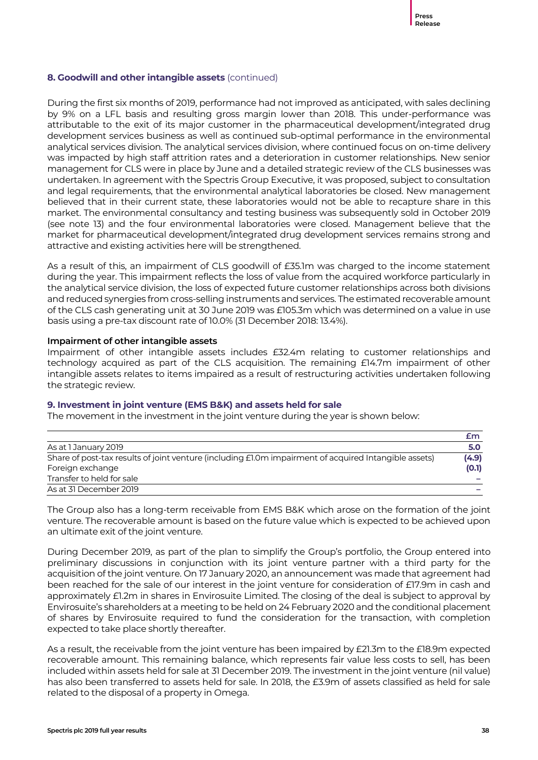## 8. Goodwill and other intangible assets (continued)

During the first six months of 2019, performance had not improved as anticipated, with sales declining by 9% on a LFL basis and resulting gross margin lower than 2018. This under-performance was attributable to the exit of its major customer in the pharmaceutical development/integrated drug development services business as well as continued sub-optimal performance in the environmental analytical services division. The analytical services division, where continued focus on on-time delivery was impacted by high staff attrition rates and a deterioration in customer relationships. New senior management for CLS were in place by June and a detailed strategic review of the CLS businesses was undertaken. In agreement with the Spectris Group Executive, it was proposed, subject to consultation and legal requirements, that the environmental analytical laboratories be closed. New management believed that in their current state, these laboratories would not be able to recapture share in this market. The environmental consultancy and testing business was subsequently sold in October 2019 (see note 13) and the four environmental laboratories were closed. Management believe that the market for pharmaceutical development/integrated drug development services remains strong and attractive and existing activities here will be strengthened.

As a result of this, an impairment of CLS goodwill of £35.1m was charged to the income statement during the year. This impairment reflects the loss of value from the acquired workforce particularly in the analytical service division, the loss of expected future customer relationships across both divisions and reduced synergies from cross-selling instruments and services. The estimated recoverable amount of the CLS cash generating unit at 30 June 2019 was £105.3m which was determined on a value in use basis using a pre-tax discount rate of 10.0% (31 December 2018: 13.4%).

### Impairment of other intangible assets

Impairment of other intangible assets includes £32.4m relating to customer relationships and technology acquired as part of the CLS acquisition. The remaining £14.7m impairment of other intangible assets relates to items impaired as a result of restructuring activities undertaken following the strategic review.

## 9. Investment in joint venture (EMS B&K) and assets held for sale

The movement in the investment in the joint venture during the year is shown below:

| | £m |
|---|---|
| As at 1 January 2019 | **5.0** |
| Share of post-tax results of joint venture (including £1.0m impairment of acquired Intangible assets) | **(4.9)** |
| Foreign exchange | **(0.1)** |
| Transfer to held for sale | **–** |
| As at 31 December 2019 | **–** |

The Group also has a long-term receivable from EMS B&K which arose on the formation of the joint venture. The recoverable amount is based on the future value which is expected to be achieved upon an ultimate exit of the joint venture.

During December 2019, as part of the plan to simplify the Group's portfolio, the Group entered into preliminary discussions in conjunction with its joint venture partner with a third party for the acquisition of the joint venture. On 17 January 2020, an announcement was made that agreement had been reached for the sale of our interest in the joint venture for consideration of £17.9m in cash and approximately £1.2m in shares in Envirosuite Limited. The closing of the deal is subject to approval by Envirosuite's shareholders at a meeting to be held on 24 February 2020 and the conditional placement of shares by Envirosuite required to fund the consideration for the transaction, with completion expected to take place shortly thereafter.

As a result, the receivable from the joint venture has been impaired by £21.3m to the £18.9m expected recoverable amount. This remaining balance, which represents fair value less costs to sell, has been included within assets held for sale at 31 December 2019. The investment in the joint venture (nil value) has also been transferred to assets held for sale. In 2018, the £3.9m of assets classified as held for sale related to the disposal of a property in Omega.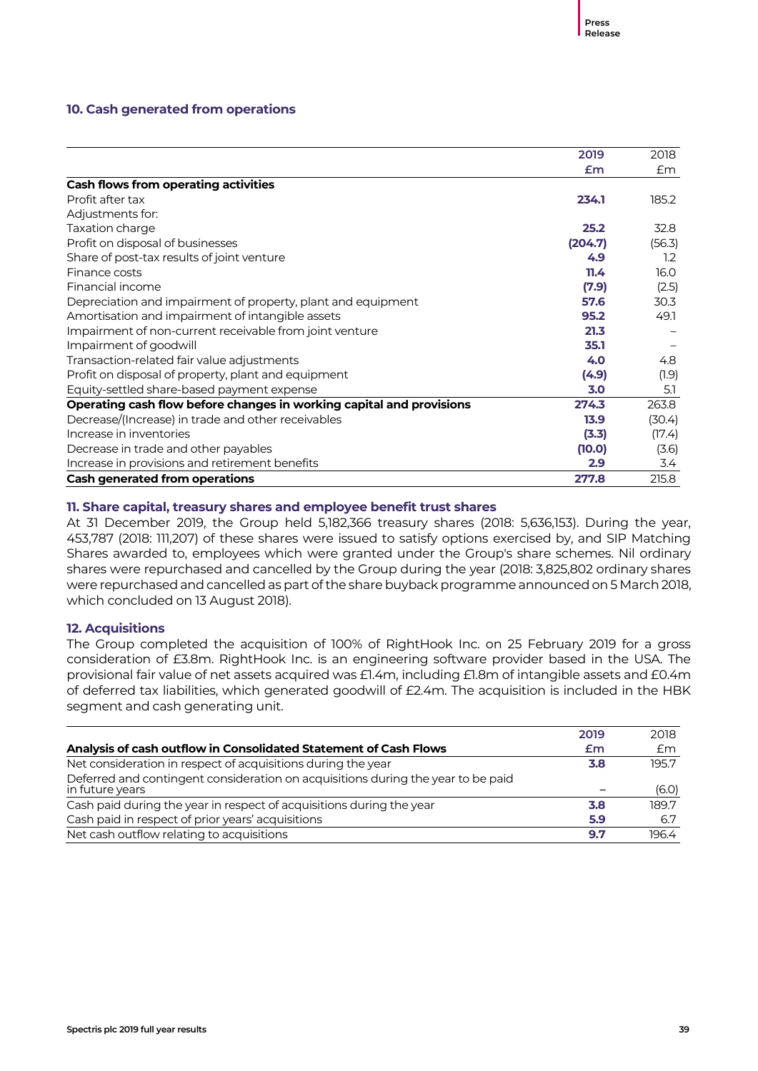## 10. Cash generated from operations

| | 2019 £m | 2018 £m |
|---|---|---|
| **Cash flows from operating activities** | | |
| Profit after tax | **234.1** | 185.2 |
| Adjustments for: | | |
| Taxation charge | **25.2** | 32.8 |
| Profit on disposal of businesses | **(204.7)** | (56.3) |
| Share of post-tax results of joint venture | **4.9** | 1.2 |
| Finance costs | **11.4** | 16.0 |
| Financial income | **(7.9)** | (2.5) |
| Depreciation and impairment of property, plant and equipment | **57.6** | 30.3 |
| Amortisation and impairment of intangible assets | **95.2** | 49.1 |
| Impairment of non-current receivable from joint venture | **21.3** | – |
| Impairment of goodwill | **35.1** | – |
| Transaction-related fair value adjustments | **4.0** | 4.8 |
| Profit on disposal of property, plant and equipment | **(4.9)** | (1.9) |
| Equity-settled share-based payment expense | **3.0** | 5.1 |
| **Operating cash flow before changes in working capital and provisions** | **274.3** | 263.8 |
| Decrease/(Increase) in trade and other receivables | **13.9** | (30.4) |
| Increase in inventories | **(3.3)** | (17.4) |
| Decrease in trade and other payables | **(10.0)** | (3.6) |
| Increase in provisions and retirement benefits | **2.9** | 3.4 |
| **Cash generated from operations** | **277.8** | 215.8 |

## 11. Share capital, treasury shares and employee benefit trust shares

At 31 December 2019, the Group held 5,182,366 treasury shares (2018: 5,636,153). During the year, 453,787 (2018: 111,207) of these shares were issued to satisfy options exercised by, and SIP Matching Shares awarded to, employees which were granted under the Group's share schemes. Nil ordinary shares were repurchased and cancelled by the Group during the year (2018: 3,825,802 ordinary shares were repurchased and cancelled as part of the share buyback programme announced on 5 March 2018, which concluded on 13 August 2018).

## 12. Acquisitions

The Group completed the acquisition of 100% of RightHook Inc. on 25 February 2019 for a gross consideration of £3.8m. RightHook Inc. is an engineering software provider based in the USA. The provisional fair value of net assets acquired was £1.4m, including £1.8m of intangible assets and £0.4m of deferred tax liabilities, which generated goodwill of £2.4m. The acquisition is included in the HBK segment and cash generating unit.

| Analysis of cash outflow in Consolidated Statement of Cash Flows | 2019 £m | 2018 £m |
|---|---|---|
| Net consideration in respect of acquisitions during the year | **3.8** | 195.7 |
| Deferred and contingent consideration on acquisitions during the year to be paid in future years | **–** | (6.0) |
| Cash paid during the year in respect of acquisitions during the year | **3.8** | 189.7 |
| Cash paid in respect of prior years' acquisitions | **5.9** | 6.7 |
| Net cash outflow relating to acquisitions | **9.7** | 196.4 |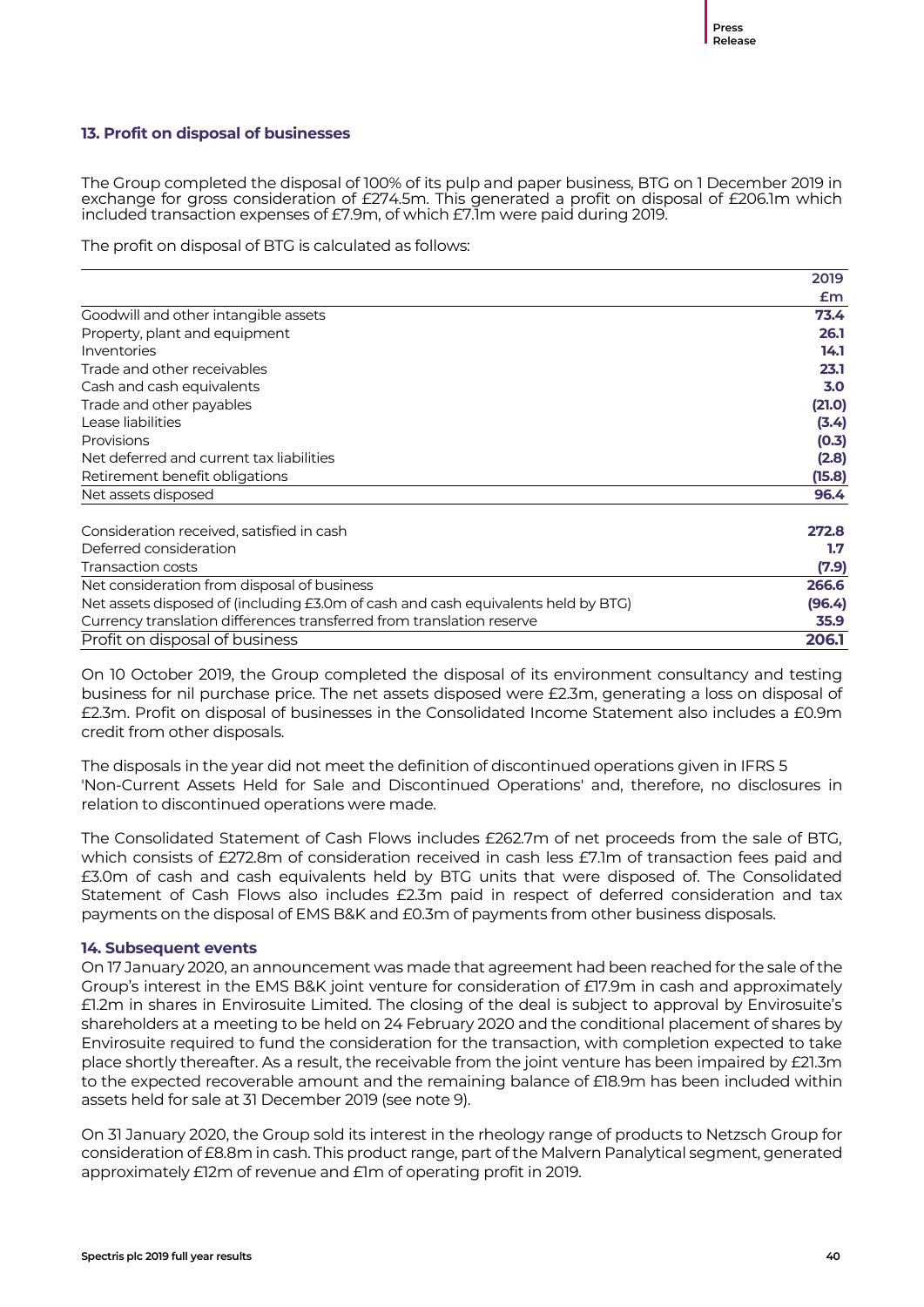### 13. Profit on disposal of businesses

The Group completed the disposal of 100% of its pulp and paper business, BTG on 1 December 2019 in exchange for gross consideration of £274.5m. This generated a profit on disposal of £206.1m which included transaction expenses of £7.9m, of which £7.1m were paid during 2019.

The profit on disposal of BTG is calculated as follows:

| | 2019<br>£m |
|---|---|
| Goodwill and other intangible assets | **73.4** |
| Property, plant and equipment | **26.1** |
| Inventories | **14.1** |
| Trade and other receivables | **23.1** |
| Cash and cash equivalents | **3.0** |
| Trade and other payables | **(21.0)** |
| Lease liabilities | **(3.4)** |
| Provisions | **(0.3)** |
| Net deferred and current tax liabilities | **(2.8)** |
| Retirement benefit obligations | **(15.8)** |
| Net assets disposed | **96.4** |
| | |
| Consideration received, satisfied in cash | **272.8** |
| Deferred consideration | **1.7** |
| Transaction costs | **(7.9)** |
| Net consideration from disposal of business | **266.6** |
| Net assets disposed of (including £3.0m of cash and cash equivalents held by BTG) | **(96.4)** |
| Currency translation differences transferred from translation reserve | **35.9** |
| Profit on disposal of business | **206.1** |

On 10 October 2019, the Group completed the disposal of its environment consultancy and testing business for nil purchase price. The net assets disposed were £2.3m, generating a loss on disposal of £2.3m. Profit on disposal of businesses in the Consolidated Income Statement also includes a £0.9m credit from other disposals.

The disposals in the year did not meet the definition of discontinued operations given in IFRS 5 'Non-Current Assets Held for Sale and Discontinued Operations' and, therefore, no disclosures in relation to discontinued operations were made.

The Consolidated Statement of Cash Flows includes £262.7m of net proceeds from the sale of BTG, which consists of £272.8m of consideration received in cash less £7.1m of transaction fees paid and £3.0m of cash and cash equivalents held by BTG units that were disposed of. The Consolidated Statement of Cash Flows also includes £2.3m paid in respect of deferred consideration and tax payments on the disposal of EMS B&K and £0.3m of payments from other business disposals.

### 14. Subsequent events

On 17 January 2020, an announcement was made that agreement had been reached for the sale of the Group's interest in the EMS B&K joint venture for consideration of £17.9m in cash and approximately £1.2m in shares in Envirosuite Limited. The closing of the deal is subject to approval by Envirosuite's shareholders at a meeting to be held on 24 February 2020 and the conditional placement of shares by Envirosuite required to fund the consideration for the transaction, with completion expected to take place shortly thereafter. As a result, the receivable from the joint venture has been impaired by £21.3m to the expected recoverable amount and the remaining balance of £18.9m has been included within assets held for sale at 31 December 2019 (see note 9).

On 31 January 2020, the Group sold its interest in the rheology range of products to Netzsch Group for consideration of £8.8m in cash. This product range, part of the Malvern Panalytical segment, generated approximately £12m of revenue and £1m of operating profit in 2019.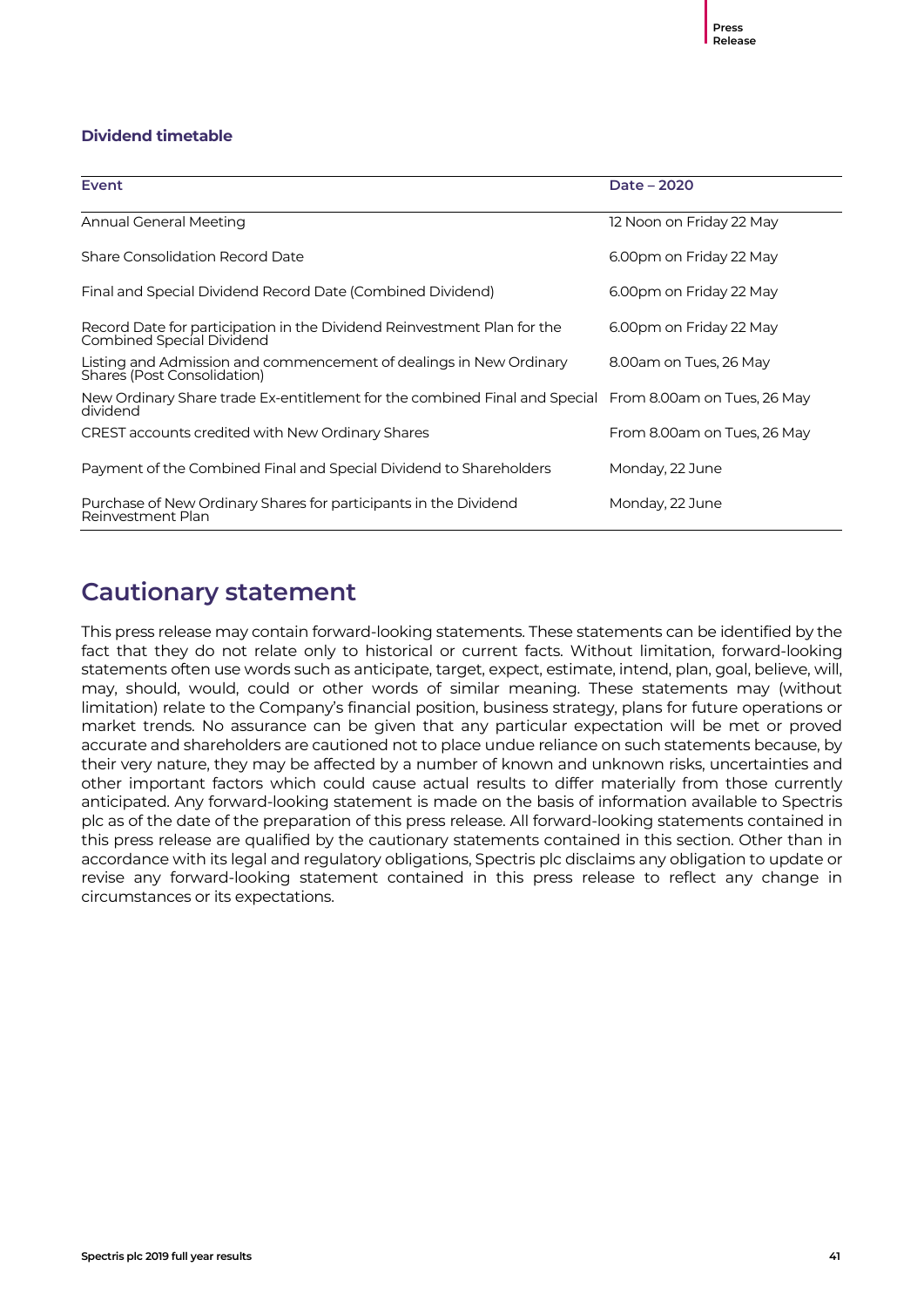### Dividend timetable

| Event | Date – 2020 |
|---|---|
| Annual General Meeting | 12 Noon on Friday 22 May |
| Share Consolidation Record Date | 6.00pm on Friday 22 May |
| Final and Special Dividend Record Date (Combined Dividend) | 6.00pm on Friday 22 May |
| Record Date for participation in the Dividend Reinvestment Plan for the Combined Special Dividend | 6.00pm on Friday 22 May |
| Listing and Admission and commencement of dealings in New Ordinary Shares (Post Consolidation) | 8.00am on Tues, 26 May |
| New Ordinary Share trade Ex-entitlement for the combined Final and Special dividend | From 8.00am on Tues, 26 May |
| CREST accounts credited with New Ordinary Shares | From 8.00am on Tues, 26 May |
| Payment of the Combined Final and Special Dividend to Shareholders | Monday, 22 June |
| Purchase of New Ordinary Shares for participants in the Dividend Reinvestment Plan | Monday, 22 June |

## Cautionary statement

This press release may contain forward-looking statements. These statements can be identified by the fact that they do not relate only to historical or current facts. Without limitation, forward-looking statements often use words such as anticipate, target, expect, estimate, intend, plan, goal, believe, will, may, should, would, could or other words of similar meaning. These statements may (without limitation) relate to the Company's financial position, business strategy, plans for future operations or market trends. No assurance can be given that any particular expectation will be met or proved accurate and shareholders are cautioned not to place undue reliance on such statements because, by their very nature, they may be affected by a number of known and unknown risks, uncertainties and other important factors which could cause actual results to differ materially from those currently anticipated. Any forward-looking statement is made on the basis of information available to Spectris plc as of the date of the preparation of this press release. All forward-looking statements contained in this press release are qualified by the cautionary statements contained in this section. Other than in accordance with its legal and regulatory obligations, Spectris plc disclaims any obligation to update or revise any forward-looking statement contained in this press release to reflect any change in circumstances or its expectations.